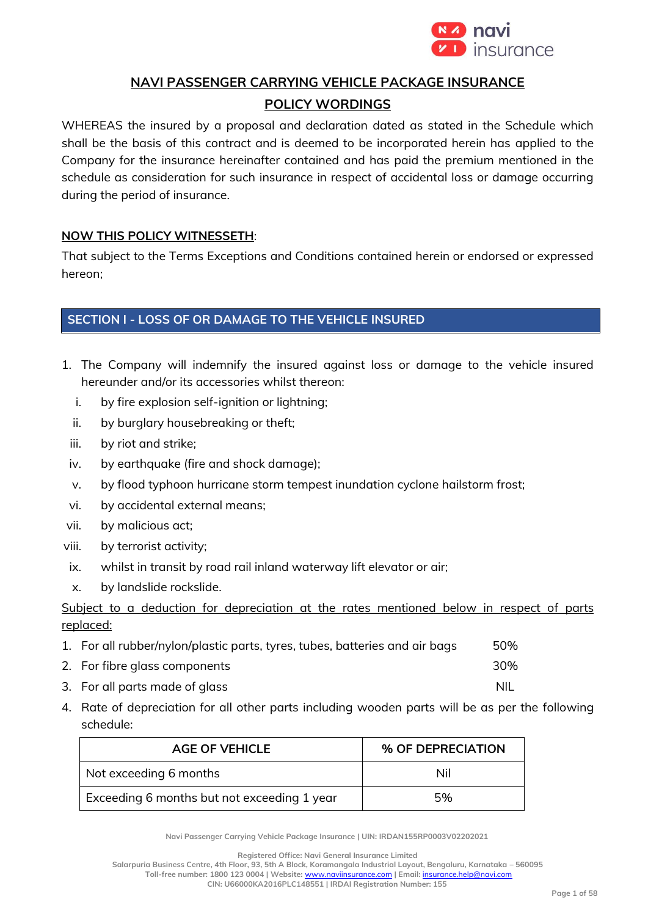# NAVI PASSENGER CARRYING VEHICLE PACKAGE INSURANCE

## POLICY WORDINGS

WHEREAS the insured by a proposal and declaration dated as stated in the Schedule which shall be the basis of this contract and is deemed to be incorporated herein has applied to the Company for the insurance hereinafter contained and has paid the premium mentioned in the schedule as consideration for such insurance in respect of accidental loss or damage occurring during the period of insurance.

**NOW THIS POLICY WITNESSETH:**

That subject to the Terms Exceptions and Conditions contained herein or endorsed or expressed hereon;

## SECTION I - LOSS OF OR DAMAGE TO THE VEHICLE INSURED

1. The Company will indemnify the insured against loss or damage to the vehicle insured hereunder and/or its accessories whilst thereon:
   - i. by fire explosion self-ignition or lightning;
   - ii. by burglary housebreaking or theft;
   - iii. by riot and strike;
   - iv. by earthquake (fire and shock damage);
   - v. by flood typhoon hurricane storm tempest inundation cyclone hailstorm frost;
   - vi. by accidental external means;
   - vii. by malicious act;
   - viii. by terrorist activity;
   - ix. whilst in transit by road rail inland waterway lift elevator or air;
   - x. by landslide rockslide.

Subject to a deduction for depreciation at the rates mentioned below in respect of parts replaced:

1. For all rubber/nylon/plastic parts, tyres, tubes, batteries and air bags — 50%
2. For fibre glass components — 30%
3. For all parts made of glass — NIL
4. Rate of depreciation for all other parts including wooden parts will be as per the following schedule:

| AGE OF VEHICLE | % OF DEPRECIATION |
|---|---|
| Not exceeding 6 months | Nil |
| Exceeding 6 months but not exceeding 1 year | 5% |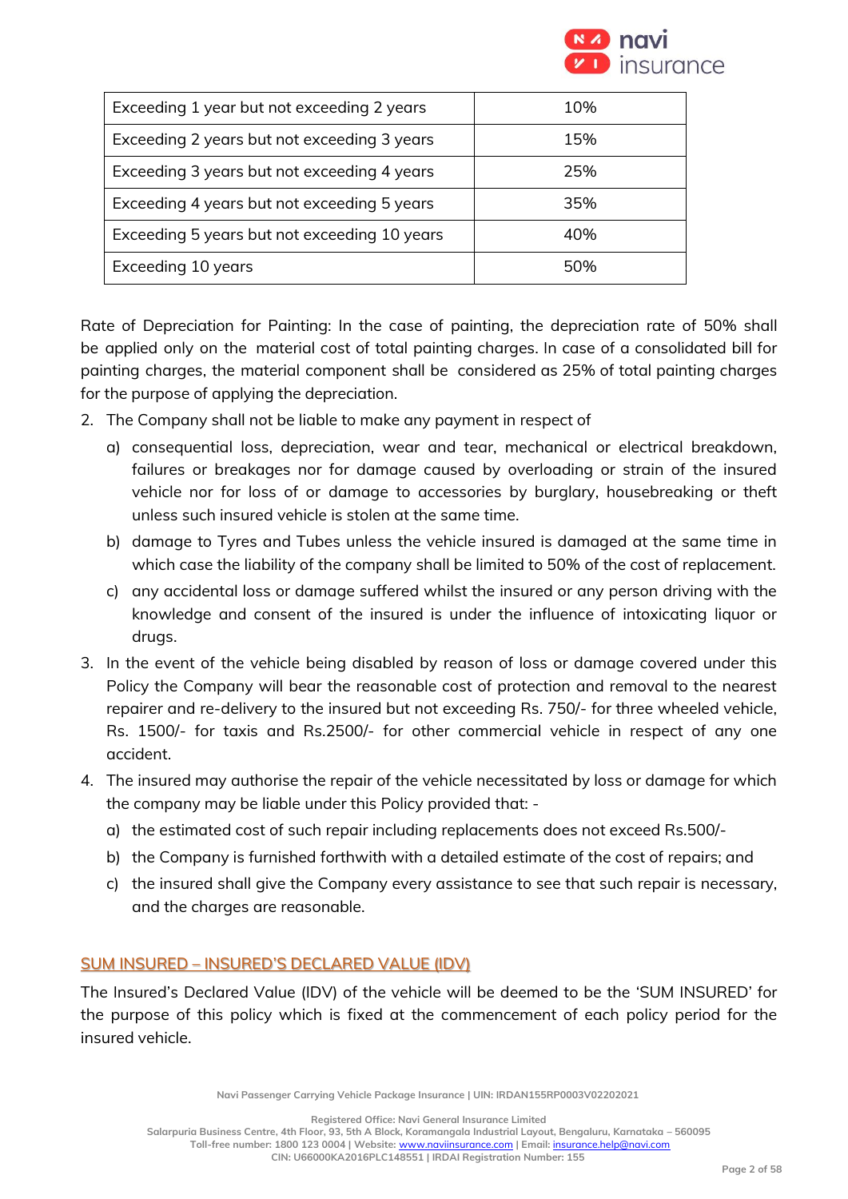| Exceeding 1 year but not exceeding 2 years | 10% |
|---|---|
| Exceeding 2 years but not exceeding 3 years | 15% |
| Exceeding 3 years but not exceeding 4 years | 25% |
| Exceeding 4 years but not exceeding 5 years | 35% |
| Exceeding 5 years but not exceeding 10 years | 40% |
| Exceeding 10 years | 50% |

Rate of Depreciation for Painting: In the case of painting, the depreciation rate of 50% shall be applied only on the material cost of total painting charges. In case of a consolidated bill for painting charges, the material component shall be considered as 25% of total painting charges for the purpose of applying the depreciation.

2. The Company shall not be liable to make any payment in respect of
   a) consequential loss, depreciation, wear and tear, mechanical or electrical breakdown, failures or breakages nor for damage caused by overloading or strain of the insured vehicle nor for loss of or damage to accessories by burglary, housebreaking or theft unless such insured vehicle is stolen at the same time.
   b) damage to Tyres and Tubes unless the vehicle insured is damaged at the same time in which case the liability of the company shall be limited to 50% of the cost of replacement.
   c) any accidental loss or damage suffered whilst the insured or any person driving with the knowledge and consent of the insured is under the influence of intoxicating liquor or drugs.
3. In the event of the vehicle being disabled by reason of loss or damage covered under this Policy the Company will bear the reasonable cost of protection and removal to the nearest repairer and re-delivery to the insured but not exceeding Rs. 750/- for three wheeled vehicle, Rs. 1500/- for taxis and Rs.2500/- for other commercial vehicle in respect of any one accident.
4. The insured may authorise the repair of the vehicle necessitated by loss or damage for which the company may be liable under this Policy provided that: -
   a) the estimated cost of such repair including replacements does not exceed Rs.500/-
   b) the Company is furnished forthwith with a detailed estimate of the cost of repairs; and
   c) the insured shall give the Company every assistance to see that such repair is necessary, and the charges are reasonable.

## SUM INSURED – INSURED'S DECLARED VALUE (IDV)

The Insured's Declared Value (IDV) of the vehicle will be deemed to be the 'SUM INSURED' for the purpose of this policy which is fixed at the commencement of each policy period for the insured vehicle.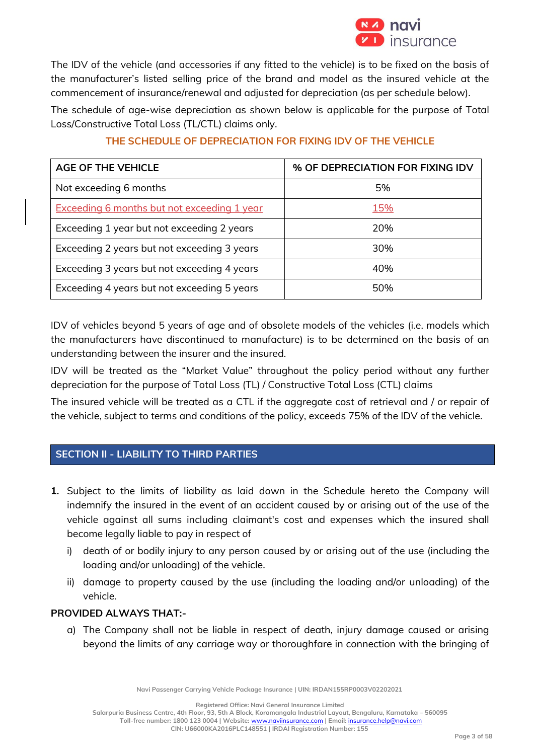The IDV of the vehicle (and accessories if any fitted to the vehicle) is to be fixed on the basis of the manufacturer's listed selling price of the brand and model as the insured vehicle at the commencement of insurance/renewal and adjusted for depreciation (as per schedule below).

The schedule of age-wise depreciation as shown below is applicable for the purpose of Total Loss/Constructive Total Loss (TL/CTL) claims only.

### THE SCHEDULE OF DEPRECIATION FOR FIXING IDV OF THE VEHICLE

| AGE OF THE VEHICLE | % OF DEPRECIATION FOR FIXING IDV |
|---|---|
| Not exceeding 6 months | 5% |
| Exceeding 6 months but not exceeding 1 year | 15% |
| Exceeding 1 year but not exceeding 2 years | 20% |
| Exceeding 2 years but not exceeding 3 years | 30% |
| Exceeding 3 years but not exceeding 4 years | 40% |
| Exceeding 4 years but not exceeding 5 years | 50% |

IDV of vehicles beyond 5 years of age and of obsolete models of the vehicles (i.e. models which the manufacturers have discontinued to manufacture) is to be determined on the basis of an understanding between the insurer and the insured.

IDV will be treated as the "Market Value" throughout the policy period without any further depreciation for the purpose of Total Loss (TL) / Constructive Total Loss (CTL) claims

The insured vehicle will be treated as a CTL if the aggregate cost of retrieval and / or repair of the vehicle, subject to terms and conditions of the policy, exceeds 75% of the IDV of the vehicle.

## SECTION II - LIABILITY TO THIRD PARTIES

1. Subject to the limits of liability as laid down in the Schedule hereto the Company will indemnify the insured in the event of an accident caused by or arising out of the use of the vehicle against all sums including claimant's cost and expenses which the insured shall become legally liable to pay in respect of
   i) death of or bodily injury to any person caused by or arising out of the use (including the loading and/or unloading) of the vehicle.
   ii) damage to property caused by the use (including the loading and/or unloading) of the vehicle.

**PROVIDED ALWAYS THAT:-**

a) The Company shall not be liable in respect of death, injury damage caused or arising beyond the limits of any carriage way or thoroughfare in connection with the bringing of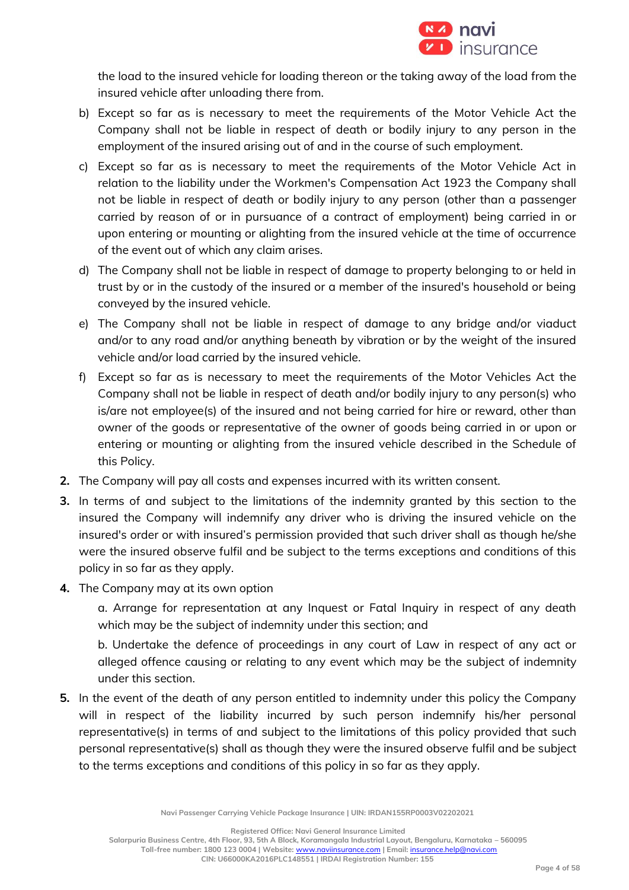the load to the insured vehicle for loading thereon or the taking away of the load from the insured vehicle after unloading there from.

b) Except so far as is necessary to meet the requirements of the Motor Vehicle Act the Company shall not be liable in respect of death or bodily injury to any person in the employment of the insured arising out of and in the course of such employment.

c) Except so far as is necessary to meet the requirements of the Motor Vehicle Act in relation to the liability under the Workmen's Compensation Act 1923 the Company shall not be liable in respect of death or bodily injury to any person (other than a passenger carried by reason of or in pursuance of a contract of employment) being carried in or upon entering or mounting or alighting from the insured vehicle at the time of occurrence of the event out of which any claim arises.

d) The Company shall not be liable in respect of damage to property belonging to or held in trust by or in the custody of the insured or a member of the insured's household or being conveyed by the insured vehicle.

e) The Company shall not be liable in respect of damage to any bridge and/or viaduct and/or to any road and/or anything beneath by vibration or by the weight of the insured vehicle and/or load carried by the insured vehicle.

f) Except so far as is necessary to meet the requirements of the Motor Vehicles Act the Company shall not be liable in respect of death and/or bodily injury to any person(s) who is/are not employee(s) of the insured and not being carried for hire or reward, other than owner of the goods or representative of the owner of goods being carried in or upon or entering or mounting or alighting from the insured vehicle described in the Schedule of this Policy.

2. The Company will pay all costs and expenses incurred with its written consent.

3. In terms of and subject to the limitations of the indemnity granted by this section to the insured the Company will indemnify any driver who is driving the insured vehicle on the insured's order or with insured's permission provided that such driver shall as though he/she were the insured observe fulfil and be subject to the terms exceptions and conditions of this policy in so far as they apply.

4. The Company may at its own option

    a. Arrange for representation at any Inquest or Fatal Inquiry in respect of any death which may be the subject of indemnity under this section; and

    b. Undertake the defence of proceedings in any court of Law in respect of any act or alleged offence causing or relating to any event which may be the subject of indemnity under this section.

5. In the event of the death of any person entitled to indemnity under this policy the Company will in respect of the liability incurred by such person indemnify his/her personal representative(s) in terms of and subject to the limitations of this policy provided that such personal representative(s) shall as though they were the insured observe fulfil and be subject to the terms exceptions and conditions of this policy in so far as they apply.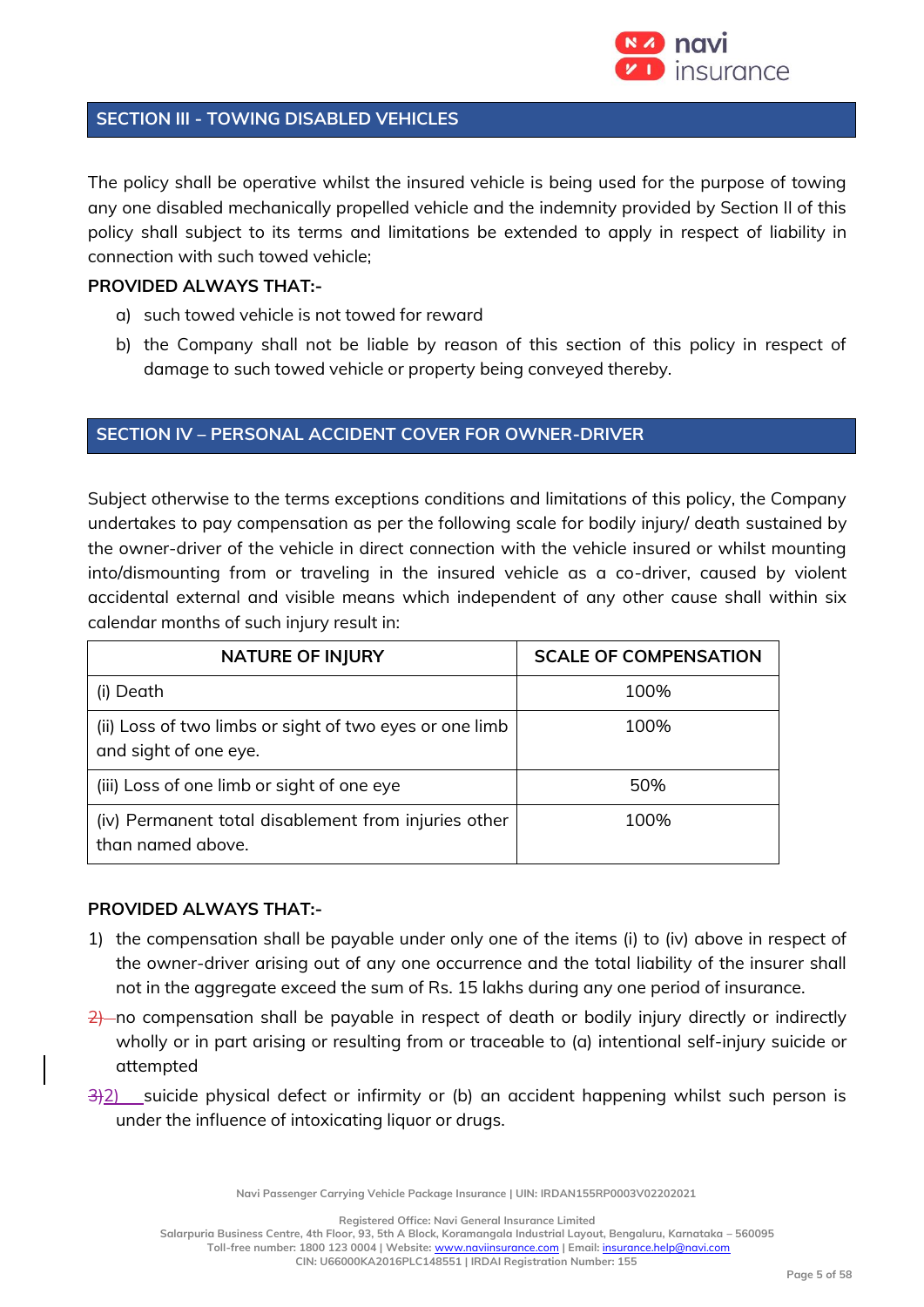## SECTION III - TOWING DISABLED VEHICLES

The policy shall be operative whilst the insured vehicle is being used for the purpose of towing any one disabled mechanically propelled vehicle and the indemnity provided by Section II of this policy shall subject to its terms and limitations be extended to apply in respect of liability in connection with such towed vehicle;

**PROVIDED ALWAYS THAT:-**

a) such towed vehicle is not towed for reward

b) the Company shall not be liable by reason of this section of this policy in respect of damage to such towed vehicle or property being conveyed thereby.

## SECTION IV – PERSONAL ACCIDENT COVER FOR OWNER-DRIVER

Subject otherwise to the terms exceptions conditions and limitations of this policy, the Company undertakes to pay compensation as per the following scale for bodily injury/ death sustained by the owner-driver of the vehicle in direct connection with the vehicle insured or whilst mounting into/dismounting from or traveling in the insured vehicle as a co-driver, caused by violent accidental external and visible means which independent of any other cause shall within six calendar months of such injury result in:

| NATURE OF INJURY | SCALE OF COMPENSATION |
|---|---|
| (i) Death | 100% |
| (ii) Loss of two limbs or sight of two eyes or one limb and sight of one eye. | 100% |
| (iii) Loss of one limb or sight of one eye | 50% |
| (iv) Permanent total disablement from injuries other than named above. | 100% |

**PROVIDED ALWAYS THAT:-**

1) the compensation shall be payable under only one of the items (i) to (iv) above in respect of the owner-driver arising out of any one occurrence and the total liability of the insurer shall not in the aggregate exceed the sum of Rs. 15 lakhs during any one period of insurance.

2) no compensation shall be payable in respect of death or bodily injury directly or indirectly wholly or in part arising or resulting from or traceable to (a) intentional self-injury suicide or attempted

3)2) suicide physical defect or infirmity or (b) an accident happening whilst such person is under the influence of intoxicating liquor or drugs.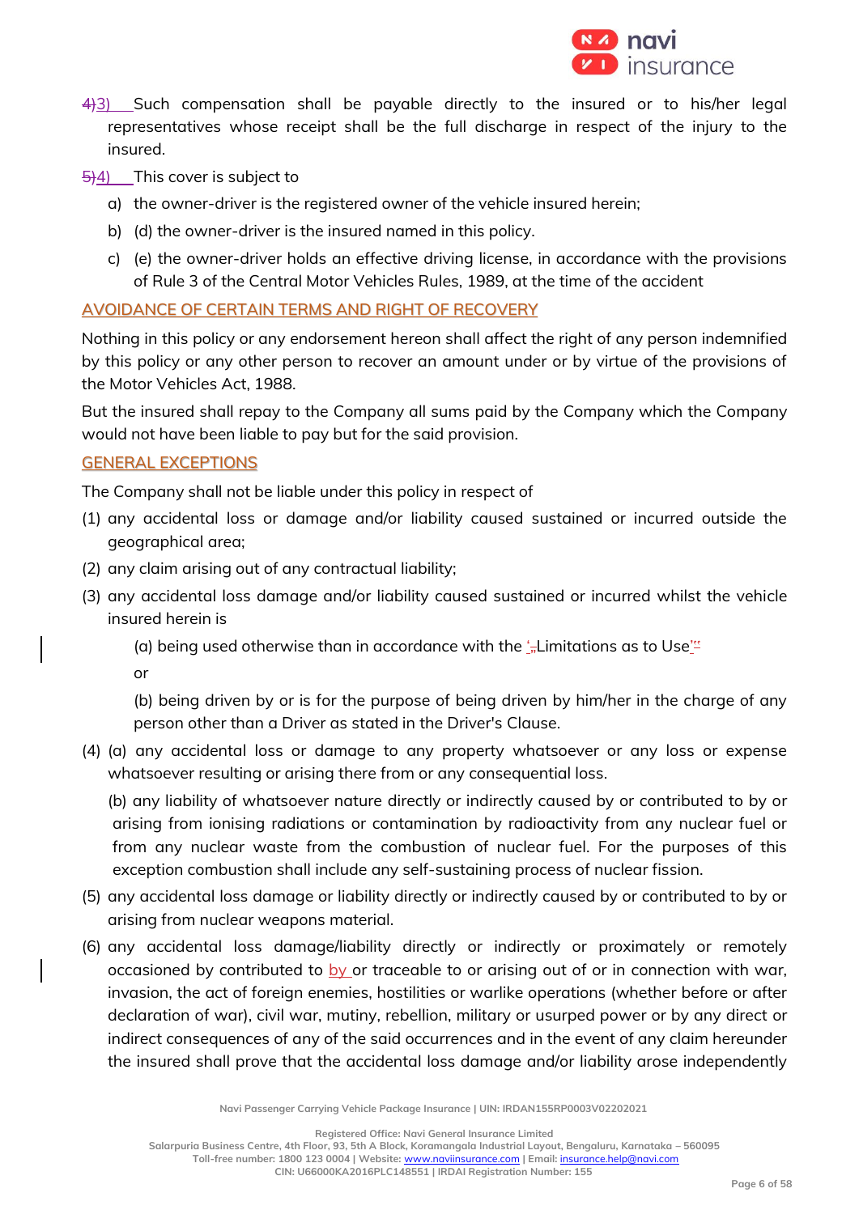3) Such compensation shall be payable directly to the insured or to his/her legal representatives whose receipt shall be the full discharge in respect of the injury to the insured.

4) This cover is subject to

a) the owner-driver is the registered owner of the vehicle insured herein;

b) (d) the owner-driver is the insured named in this policy.

c) (e) the owner-driver holds an effective driving license, in accordance with the provisions of Rule 3 of the Central Motor Vehicles Rules, 1989, at the time of the accident

## AVOIDANCE OF CERTAIN TERMS AND RIGHT OF RECOVERY

Nothing in this policy or any endorsement hereon shall affect the right of any person indemnified by this policy or any other person to recover an amount under or by virtue of the provisions of the Motor Vehicles Act, 1988.

But the insured shall repay to the Company all sums paid by the Company which the Company would not have been liable to pay but for the said provision.

## GENERAL EXCEPTIONS

The Company shall not be liable under this policy in respect of

(1) any accidental loss or damage and/or liability caused sustained or incurred outside the geographical area;

(2) any claim arising out of any contractual liability;

(3) any accidental loss damage and/or liability caused sustained or incurred whilst the vehicle insured herein is

(a) being used otherwise than in accordance with the 'Limitations as to Use'

or

(b) being driven by or is for the purpose of being driven by him/her in the charge of any person other than a Driver as stated in the Driver's Clause.

(4) (a) any accidental loss or damage to any property whatsoever or any loss or expense whatsoever resulting or arising there from or any consequential loss.

(b) any liability of whatsoever nature directly or indirectly caused by or contributed to by or arising from ionising radiations or contamination by radioactivity from any nuclear fuel or from any nuclear waste from the combustion of nuclear fuel. For the purposes of this exception combustion shall include any self-sustaining process of nuclear fission.

(5) any accidental loss damage or liability directly or indirectly caused by or contributed to by or arising from nuclear weapons material.

(6) any accidental loss damage/liability directly or indirectly or proximately or remotely occasioned by contributed to by or traceable to or arising out of or in connection with war, invasion, the act of foreign enemies, hostilities or warlike operations (whether before or after declaration of war), civil war, mutiny, rebellion, military or usurped power or by any direct or indirect consequences of any of the said occurrences and in the event of any claim hereunder the insured shall prove that the accidental loss damage and/or liability arose independently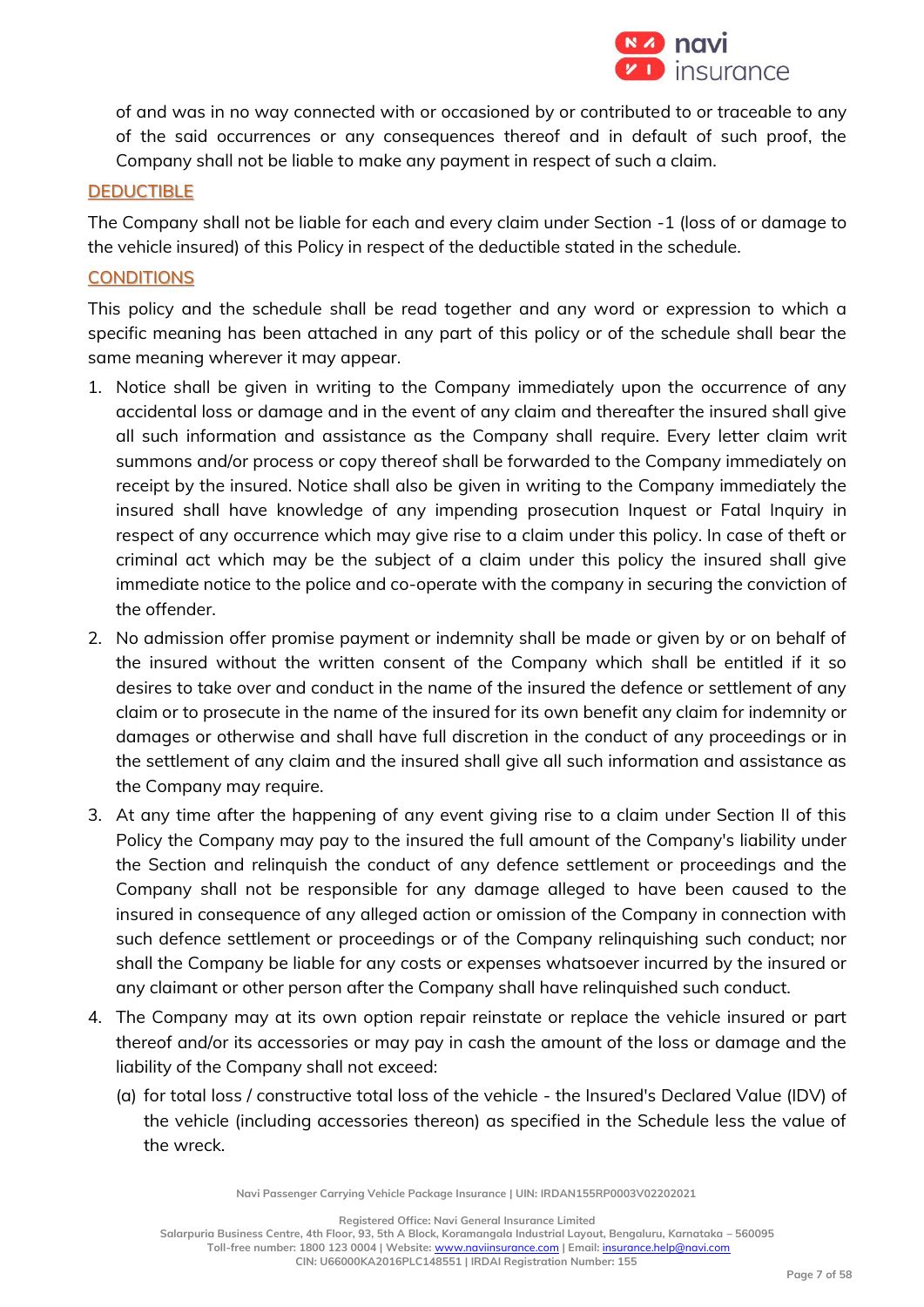of and was in no way connected with or occasioned by or contributed to or traceable to any of the said occurrences or any consequences thereof and in default of such proof, the Company shall not be liable to make any payment in respect of such a claim.

## DEDUCTIBLE

The Company shall not be liable for each and every claim under Section -1 (loss of or damage to the vehicle insured) of this Policy in respect of the deductible stated in the schedule.

## CONDITIONS

This policy and the schedule shall be read together and any word or expression to which a specific meaning has been attached in any part of this policy or of the schedule shall bear the same meaning wherever it may appear.

1. Notice shall be given in writing to the Company immediately upon the occurrence of any accidental loss or damage and in the event of any claim and thereafter the insured shall give all such information and assistance as the Company shall require. Every letter claim writ summons and/or process or copy thereof shall be forwarded to the Company immediately on receipt by the insured. Notice shall also be given in writing to the Company immediately the insured shall have knowledge of any impending prosecution Inquest or Fatal Inquiry in respect of any occurrence which may give rise to a claim under this policy. In case of theft or criminal act which may be the subject of a claim under this policy the insured shall give immediate notice to the police and co-operate with the company in securing the conviction of the offender.
2. No admission offer promise payment or indemnity shall be made or given by or on behalf of the insured without the written consent of the Company which shall be entitled if it so desires to take over and conduct in the name of the insured the defence or settlement of any claim or to prosecute in the name of the insured for its own benefit any claim for indemnity or damages or otherwise and shall have full discretion in the conduct of any proceedings or in the settlement of any claim and the insured shall give all such information and assistance as the Company may require.
3. At any time after the happening of any event giving rise to a claim under Section II of this Policy the Company may pay to the insured the full amount of the Company's liability under the Section and relinquish the conduct of any defence settlement or proceedings and the Company shall not be responsible for any damage alleged to have been caused to the insured in consequence of any alleged action or omission of the Company in connection with such defence settlement or proceedings or of the Company relinquishing such conduct; nor shall the Company be liable for any costs or expenses whatsoever incurred by the insured or any claimant or other person after the Company shall have relinquished such conduct.
4. The Company may at its own option repair reinstate or replace the vehicle insured or part thereof and/or its accessories or may pay in cash the amount of the loss or damage and the liability of the Company shall not exceed:
   (a) for total loss / constructive total loss of the vehicle - the Insured's Declared Value (IDV) of the vehicle (including accessories thereon) as specified in the Schedule less the value of the wreck.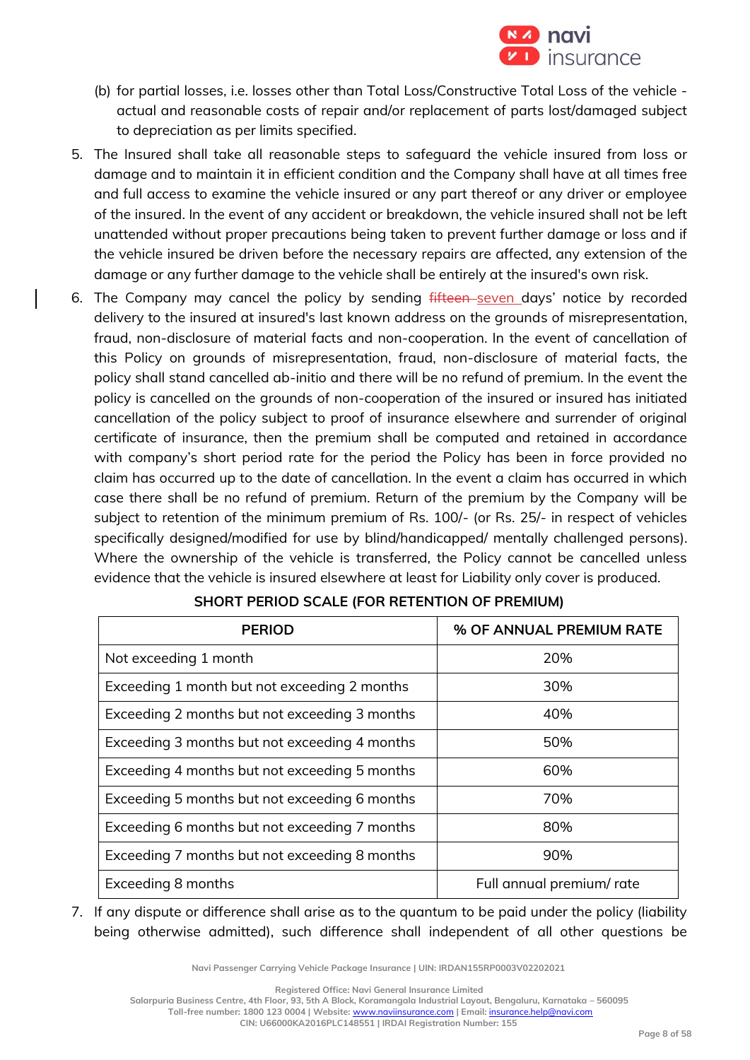(b) for partial losses, i.e. losses other than Total Loss/Constructive Total Loss of the vehicle - actual and reasonable costs of repair and/or replacement of parts lost/damaged subject to depreciation as per limits specified.

5. The Insured shall take all reasonable steps to safeguard the vehicle insured from loss or damage and to maintain it in efficient condition and the Company shall have at all times free and full access to examine the vehicle insured or any part thereof or any driver or employee of the insured. In the event of any accident or breakdown, the vehicle insured shall not be left unattended without proper precautions being taken to prevent further damage or loss and if the vehicle insured be driven before the necessary repairs are affected, any extension of the damage or any further damage to the vehicle shall be entirely at the insured's own risk.

6. The Company may cancel the policy by sending ~~fifteen~~ seven days' notice by recorded delivery to the insured at insured's last known address on the grounds of misrepresentation, fraud, non-disclosure of material facts and non-cooperation. In the event of cancellation of this Policy on grounds of misrepresentation, fraud, non-disclosure of material facts, the policy shall stand cancelled ab-initio and there will be no refund of premium. In the event the policy is cancelled on the grounds of non-cooperation of the insured or insured has initiated cancellation of the policy subject to proof of insurance elsewhere and surrender of original certificate of insurance, then the premium shall be computed and retained in accordance with company's short period rate for the period the Policy has been in force provided no claim has occurred up to the date of cancellation. In the event a claim has occurred in which case there shall be no refund of premium. Return of the premium by the Company will be subject to retention of the minimum premium of Rs. 100/- (or Rs. 25/- in respect of vehicles specifically designed/modified for use by blind/handicapped/ mentally challenged persons). Where the ownership of the vehicle is transferred, the Policy cannot be cancelled unless evidence that the vehicle is insured elsewhere at least for Liability only cover is produced.

**SHORT PERIOD SCALE (FOR RETENTION OF PREMIUM)**

| PERIOD | % OF ANNUAL PREMIUM RATE |
|---|---|
| Not exceeding 1 month | 20% |
| Exceeding 1 month but not exceeding 2 months | 30% |
| Exceeding 2 months but not exceeding 3 months | 40% |
| Exceeding 3 months but not exceeding 4 months | 50% |
| Exceeding 4 months but not exceeding 5 months | 60% |
| Exceeding 5 months but not exceeding 6 months | 70% |
| Exceeding 6 months but not exceeding 7 months | 80% |
| Exceeding 7 months but not exceeding 8 months | 90% |
| Exceeding 8 months | Full annual premium/ rate |

7. If any dispute or difference shall arise as to the quantum to be paid under the policy (liability being otherwise admitted), such difference shall independent of all other questions be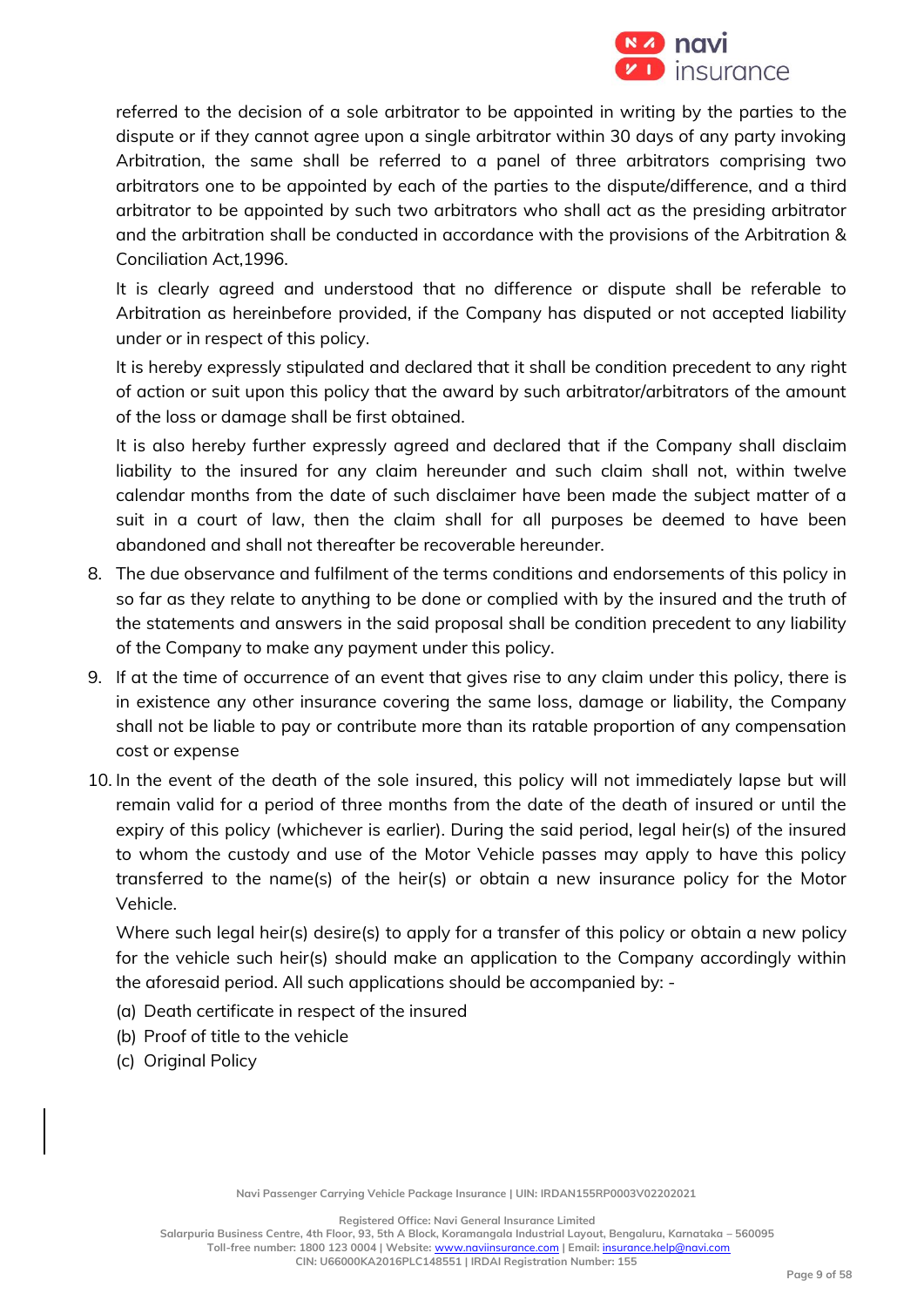referred to the decision of a sole arbitrator to be appointed in writing by the parties to the dispute or if they cannot agree upon a single arbitrator within 30 days of any party invoking Arbitration, the same shall be referred to a panel of three arbitrators comprising two arbitrators one to be appointed by each of the parties to the dispute/difference, and a third arbitrator to be appointed by such two arbitrators who shall act as the presiding arbitrator and the arbitration shall be conducted in accordance with the provisions of the Arbitration & Conciliation Act,1996.

It is clearly agreed and understood that no difference or dispute shall be referable to Arbitration as hereinbefore provided, if the Company has disputed or not accepted liability under or in respect of this policy.

It is hereby expressly stipulated and declared that it shall be condition precedent to any right of action or suit upon this policy that the award by such arbitrator/arbitrators of the amount of the loss or damage shall be first obtained.

It is also hereby further expressly agreed and declared that if the Company shall disclaim liability to the insured for any claim hereunder and such claim shall not, within twelve calendar months from the date of such disclaimer have been made the subject matter of a suit in a court of law, then the claim shall for all purposes be deemed to have been abandoned and shall not thereafter be recoverable hereunder.

8. The due observance and fulfilment of the terms conditions and endorsements of this policy in so far as they relate to anything to be done or complied with by the insured and the truth of the statements and answers in the said proposal shall be condition precedent to any liability of the Company to make any payment under this policy.
9. If at the time of occurrence of an event that gives rise to any claim under this policy, there is in existence any other insurance covering the same loss, damage or liability, the Company shall not be liable to pay or contribute more than its ratable proportion of any compensation cost or expense
10. In the event of the death of the sole insured, this policy will not immediately lapse but will remain valid for a period of three months from the date of the death of insured or until the expiry of this policy (whichever is earlier). During the said period, legal heir(s) of the insured to whom the custody and use of the Motor Vehicle passes may apply to have this policy transferred to the name(s) of the heir(s) or obtain a new insurance policy for the Motor Vehicle.

    Where such legal heir(s) desire(s) to apply for a transfer of this policy or obtain a new policy for the vehicle such heir(s) should make an application to the Company accordingly within the aforesaid period. All such applications should be accompanied by: -

    (a) Death certificate in respect of the insured
    (b) Proof of title to the vehicle
    (c) Original Policy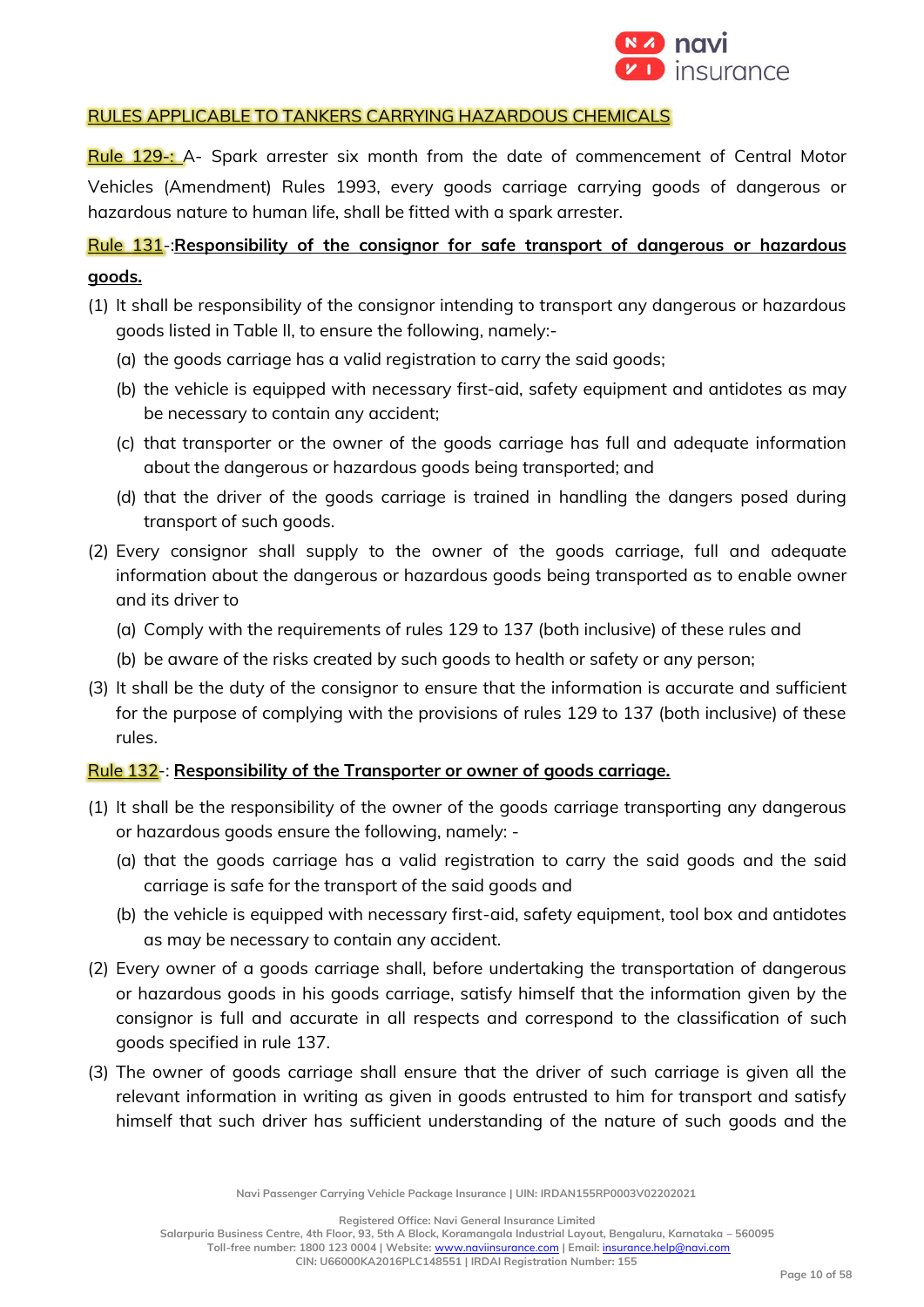## RULES APPLICABLE TO TANKERS CARRYING HAZARDOUS CHEMICALS

Rule 129-: A- Spark arrester six month from the date of commencement of Central Motor Vehicles (Amendment) Rules 1993, every goods carriage carrying goods of dangerous or hazardous nature to human life, shall be fitted with a spark arrester.

Rule 131-:**Responsibility of the consignor for safe transport of dangerous or hazardous goods.**

(1) It shall be responsibility of the consignor intending to transport any dangerous or hazardous goods listed in Table II, to ensure the following, namely:-
   (a) the goods carriage has a valid registration to carry the said goods;
   (b) the vehicle is equipped with necessary first-aid, safety equipment and antidotes as may be necessary to contain any accident;
   (c) that transporter or the owner of the goods carriage has full and adequate information about the dangerous or hazardous goods being transported; and
   (d) that the driver of the goods carriage is trained in handling the dangers posed during transport of such goods.

(2) Every consignor shall supply to the owner of the goods carriage, full and adequate information about the dangerous or hazardous goods being transported as to enable owner and its driver to
   (a) Comply with the requirements of rules 129 to 137 (both inclusive) of these rules and
   (b) be aware of the risks created by such goods to health or safety or any person;

(3) It shall be the duty of the consignor to ensure that the information is accurate and sufficient for the purpose of complying with the provisions of rules 129 to 137 (both inclusive) of these rules.

Rule 132-: **Responsibility of the Transporter or owner of goods carriage.**

(1) It shall be the responsibility of the owner of the goods carriage transporting any dangerous or hazardous goods ensure the following, namely: -
   (a) that the goods carriage has a valid registration to carry the said goods and the said carriage is safe for the transport of the said goods and
   (b) the vehicle is equipped with necessary first-aid, safety equipment, tool box and antidotes as may be necessary to contain any accident.

(2) Every owner of a goods carriage shall, before undertaking the transportation of dangerous or hazardous goods in his goods carriage, satisfy himself that the information given by the consignor is full and accurate in all respects and correspond to the classification of such goods specified in rule 137.

(3) The owner of goods carriage shall ensure that the driver of such carriage is given all the relevant information in writing as given in goods entrusted to him for transport and satisfy himself that such driver has sufficient understanding of the nature of such goods and the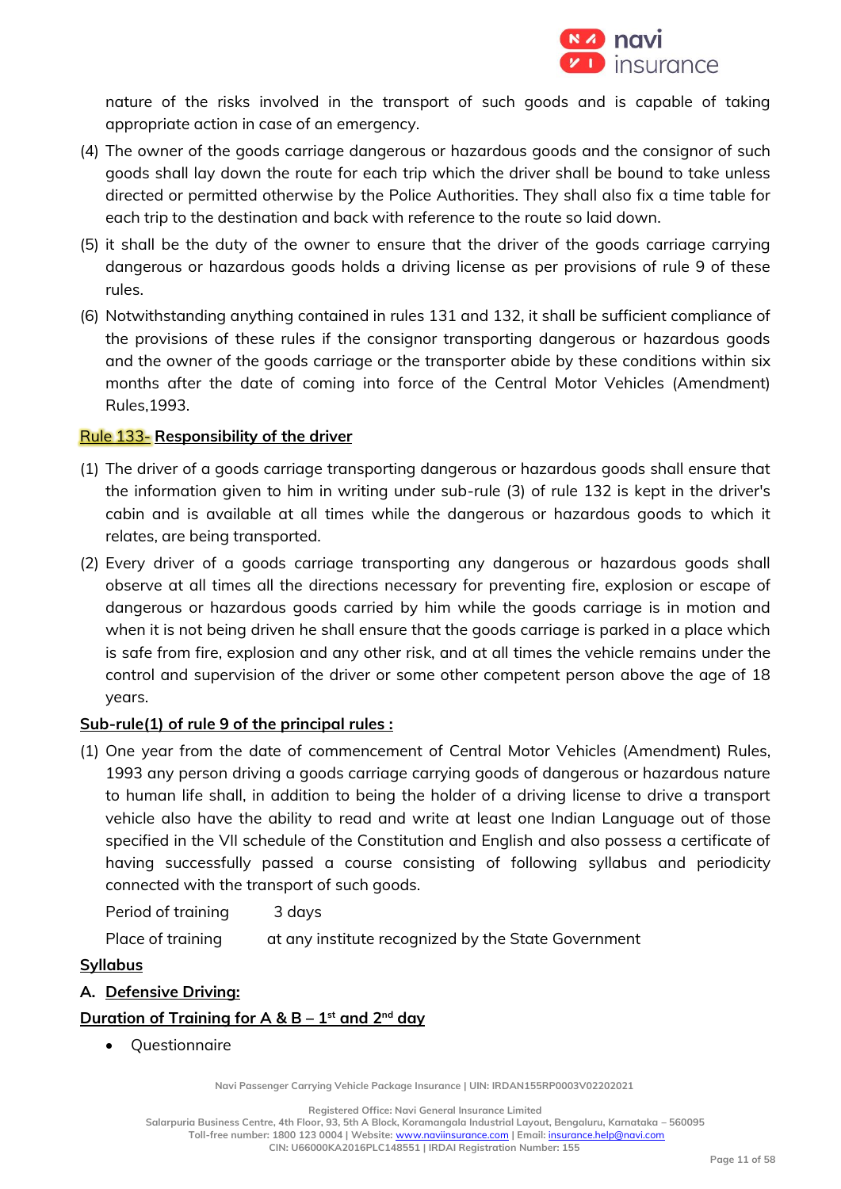nature of the risks involved in the transport of such goods and is capable of taking appropriate action in case of an emergency.

(4) The owner of the goods carriage dangerous or hazardous goods and the consignor of such goods shall lay down the route for each trip which the driver shall be bound to take unless directed or permitted otherwise by the Police Authorities. They shall also fix a time table for each trip to the destination and back with reference to the route so laid down.

(5) it shall be the duty of the owner to ensure that the driver of the goods carriage carrying dangerous or hazardous goods holds a driving license as per provisions of rule 9 of these rules.

(6) Notwithstanding anything contained in rules 131 and 132, it shall be sufficient compliance of the provisions of these rules if the consignor transporting dangerous or hazardous goods and the owner of the goods carriage or the transporter abide by these conditions within six months after the date of coming into force of the Central Motor Vehicles (Amendment) Rules,1993.

**Rule 133- Responsibility of the driver**

(1) The driver of a goods carriage transporting dangerous or hazardous goods shall ensure that the information given to him in writing under sub-rule (3) of rule 132 is kept in the driver's cabin and is available at all times while the dangerous or hazardous goods to which it relates, are being transported.

(2) Every driver of a goods carriage transporting any dangerous or hazardous goods shall observe at all times all the directions necessary for preventing fire, explosion or escape of dangerous or hazardous goods carried by him while the goods carriage is in motion and when it is not being driven he shall ensure that the goods carriage is parked in a place which is safe from fire, explosion and any other risk, and at all times the vehicle remains under the control and supervision of the driver or some other competent person above the age of 18 years.

**Sub-rule(1) of rule 9 of the principal rules :**

(1) One year from the date of commencement of Central Motor Vehicles (Amendment) Rules, 1993 any person driving a goods carriage carrying goods of dangerous or hazardous nature to human life shall, in addition to being the holder of a driving license to drive a transport vehicle also have the ability to read and write at least one Indian Language out of those specified in the VII schedule of the Constitution and English and also possess a certificate of having successfully passed a course consisting of following syllabus and periodicity connected with the transport of such goods.

Period of training: 3 days

Place of training: at any institute recognized by the State Government

**Syllabus**

**A. Defensive Driving:**

**Duration of Training for A & B – 1st and 2nd day**

- Questionnaire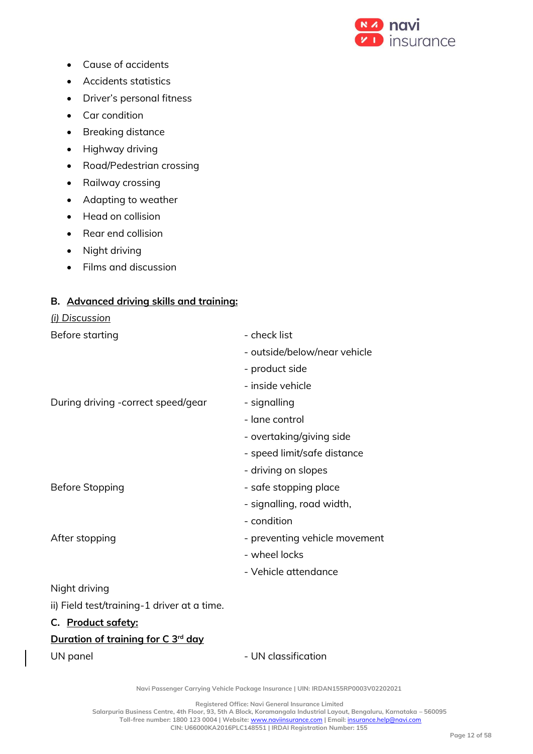- Cause of accidents
- Accidents statistics
- Driver's personal fitness
- Car condition
- Breaking distance
- Highway driving
- Road/Pedestrian crossing
- Railway crossing
- Adapting to weather
- Head on collision
- Rear end collision
- Night driving
- Films and discussion

**B. <u>Advanced driving skills and training:</u>**

*<u>(i) Discussion</u>*

| | |
|---|---|
| Before starting | - check list |
| | - outside/below/near vehicle |
| | - product side |
| | - inside vehicle |
| During driving -correct speed/gear | - signalling |
| | - lane control |
| | - overtaking/giving side |
| | - speed limit/safe distance |
| | - driving on slopes |
| Before Stopping | - safe stopping place |
| | - signalling, road width, |
| | - condition |
| After stopping | - preventing vehicle movement |
| | - wheel locks |
| | - Vehicle attendance |

Night driving

ii) Field test/training-1 driver at a time.

**C. <u>Product safety:</u>**

**<u>Duration of training for C 3rd day</u>**

| | |
|---|---|
| UN panel | - UN classification |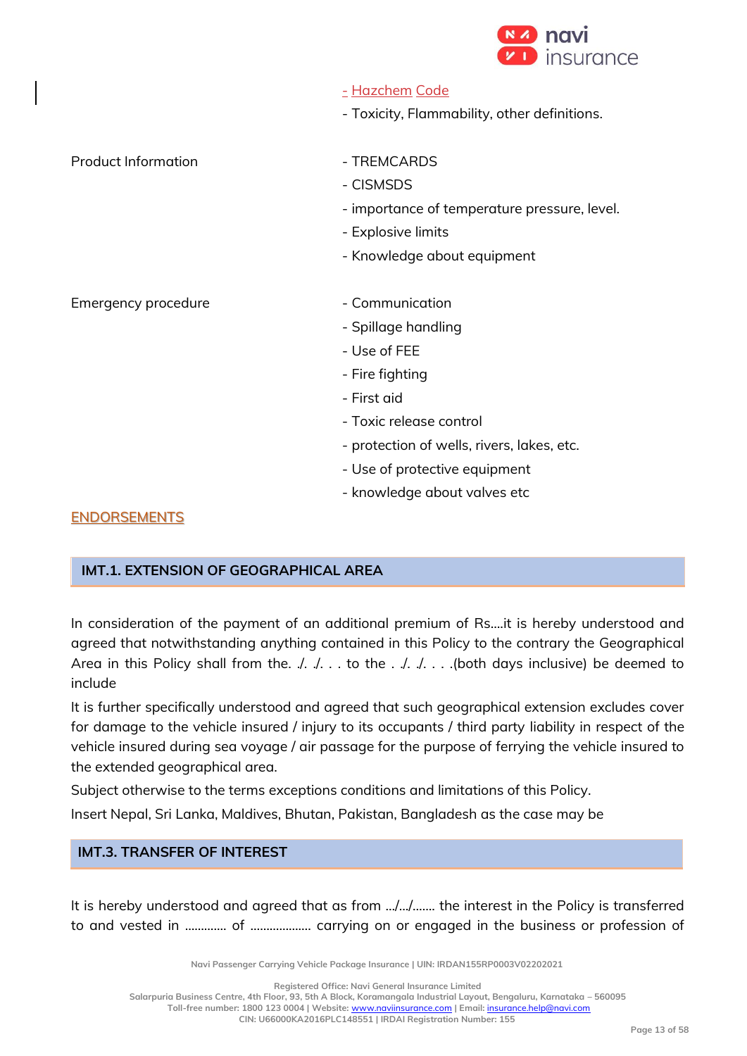| | |
|---|---|
| | - Hazchem Code<br>- Toxicity, Flammability, other definitions. |
| Product Information | - TREMCARDS<br>- CISMSDS<br>- importance of temperature pressure, level.<br>- Explosive limits<br>- Knowledge about equipment |
| Emergency procedure | - Communication<br>- Spillage handling<br>- Use of FEE<br>- Fire fighting<br>- First aid<br>- Toxic release control<br>- protection of wells, rivers, lakes, etc.<br>- Use of protective equipment<br>- knowledge about valves etc |

## ENDORSEMENTS

### IMT.1. EXTENSION OF GEOGRAPHICAL AREA

In consideration of the payment of an additional premium of Rs....it is hereby understood and agreed that notwithstanding anything contained in this Policy to the contrary the Geographical Area in this Policy shall from the. ./. ./. . . to the . ./. ./. . . .(both days inclusive) be deemed to include

It is further specifically understood and agreed that such geographical extension excludes cover for damage to the vehicle insured / injury to its occupants / third party liability in respect of the vehicle insured during sea voyage / air passage for the purpose of ferrying the vehicle insured to the extended geographical area.

Subject otherwise to the terms exceptions conditions and limitations of this Policy.

Insert Nepal, Sri Lanka, Maldives, Bhutan, Pakistan, Bangladesh as the case may be

### IMT.3. TRANSFER OF INTEREST

It is hereby understood and agreed that as from .../.../....... the interest in the Policy is transferred to and vested in ............ of ................... carrying on or engaged in the business or profession of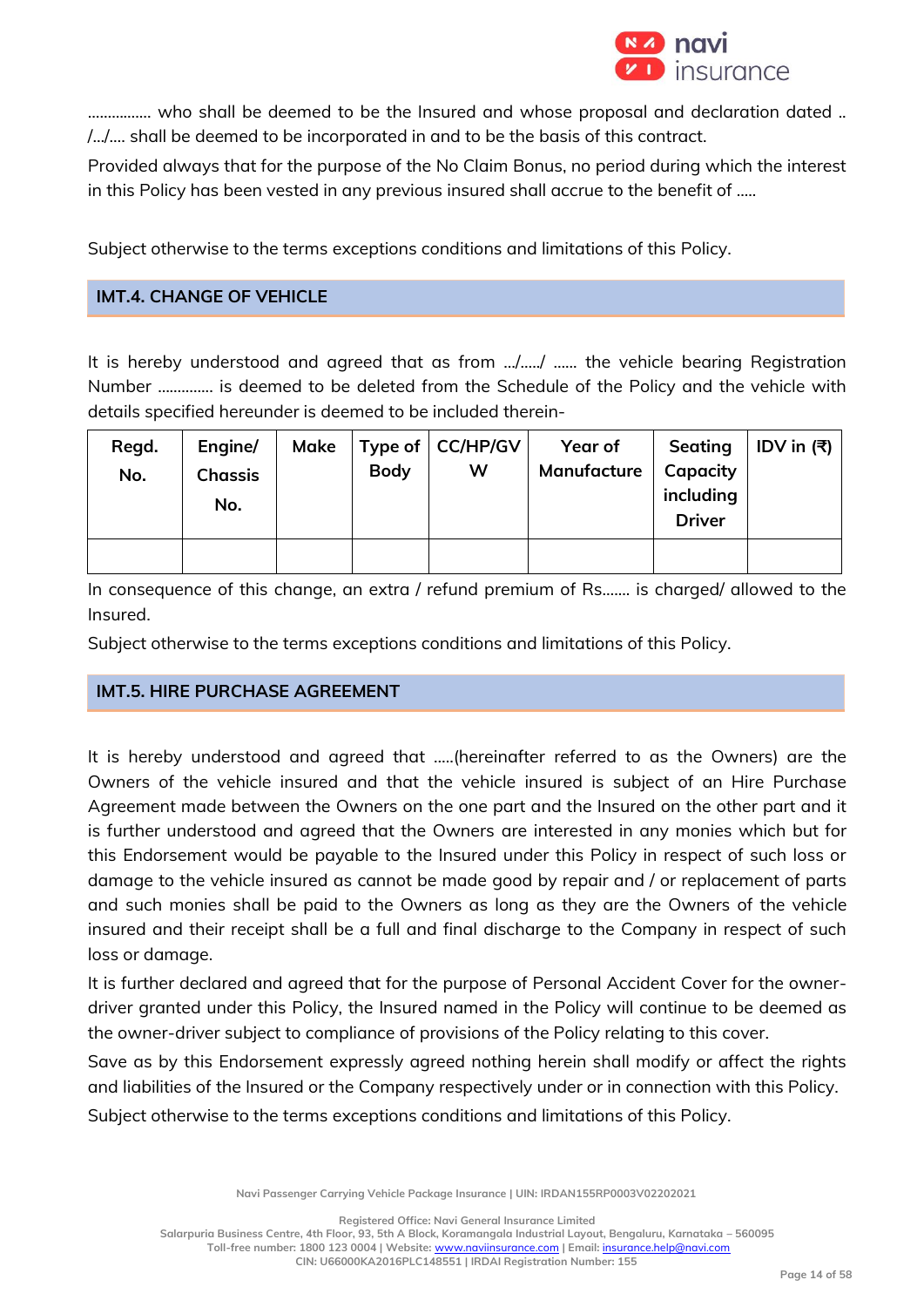................ who shall be deemed to be the Insured and whose proposal and declaration dated .. /.../.... shall be deemed to be incorporated in and to be the basis of this contract.

Provided always that for the purpose of the No Claim Bonus, no period during which the interest in this Policy has been vested in any previous insured shall accrue to the benefit of .....

Subject otherwise to the terms exceptions conditions and limitations of this Policy.

## IMT.4. CHANGE OF VEHICLE

It is hereby understood and agreed that as from .../...../ ...... the vehicle bearing Registration Number ............. is deemed to be deleted from the Schedule of the Policy and the vehicle with details specified hereunder is deemed to be included therein-

| Regd. No. | Engine/ Chassis No. | Make | Type of Body | CC/HP/GVW | Year of Manufacture | Seating Capacity including Driver | IDV in (₹) |
|---|---|---|---|---|---|---|---|
| | | | | | | | |

In consequence of this change, an extra / refund premium of Rs....... is charged/ allowed to the Insured.

Subject otherwise to the terms exceptions conditions and limitations of this Policy.

## IMT.5. HIRE PURCHASE AGREEMENT

It is hereby understood and agreed that .....(hereinafter referred to as the Owners) are the Owners of the vehicle insured and that the vehicle insured is subject of an Hire Purchase Agreement made between the Owners on the one part and the Insured on the other part and it is further understood and agreed that the Owners are interested in any monies which but for this Endorsement would be payable to the Insured under this Policy in respect of such loss or damage to the vehicle insured as cannot be made good by repair and / or replacement of parts and such monies shall be paid to the Owners as long as they are the Owners of the vehicle insured and their receipt shall be a full and final discharge to the Company in respect of such loss or damage.

It is further declared and agreed that for the purpose of Personal Accident Cover for the owner-driver granted under this Policy, the Insured named in the Policy will continue to be deemed as the owner-driver subject to compliance of provisions of the Policy relating to this cover.

Save as by this Endorsement expressly agreed nothing herein shall modify or affect the rights and liabilities of the Insured or the Company respectively under or in connection with this Policy.

Subject otherwise to the terms exceptions conditions and limitations of this Policy.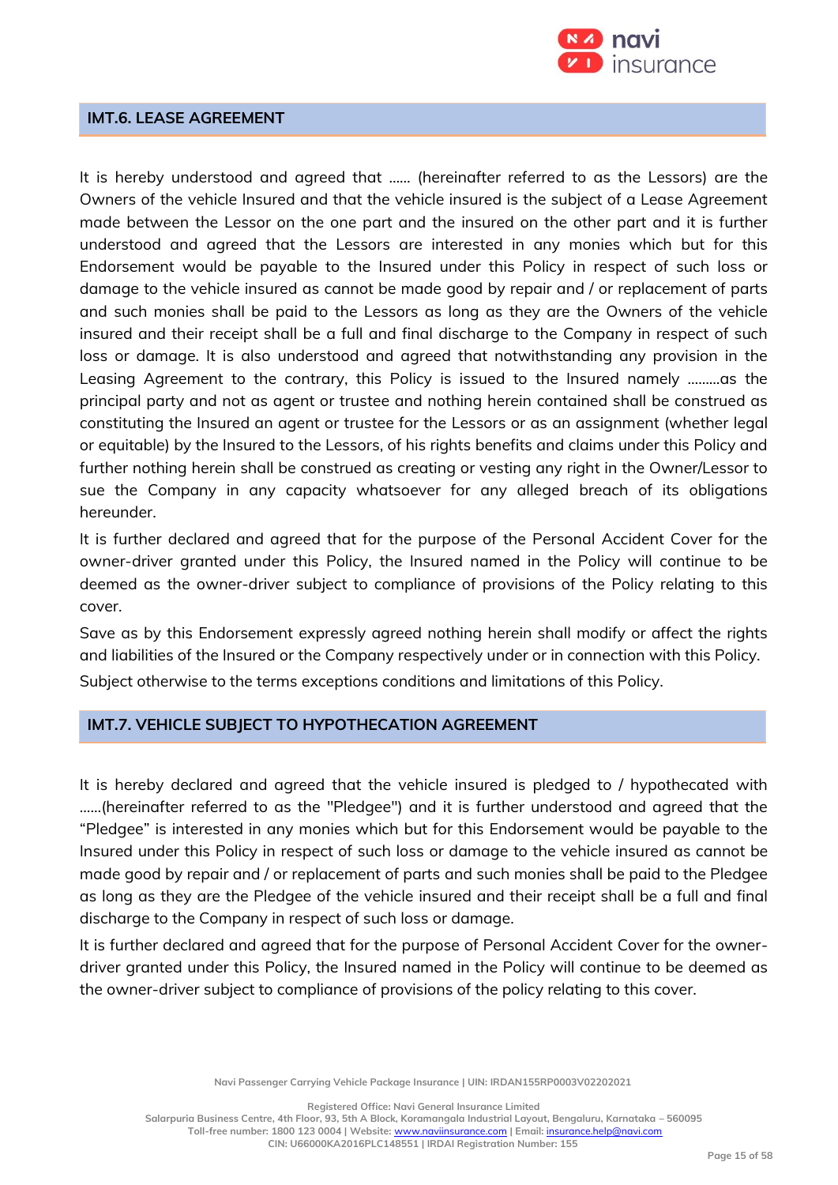## IMT.6. LEASE AGREEMENT

It is hereby understood and agreed that ...... (hereinafter referred to as the Lessors) are the Owners of the vehicle Insured and that the vehicle insured is the subject of a Lease Agreement made between the Lessor on the one part and the insured on the other part and it is further understood and agreed that the Lessors are interested in any monies which but for this Endorsement would be payable to the Insured under this Policy in respect of such loss or damage to the vehicle insured as cannot be made good by repair and / or replacement of parts and such monies shall be paid to the Lessors as long as they are the Owners of the vehicle insured and their receipt shall be a full and final discharge to the Company in respect of such loss or damage. It is also understood and agreed that notwithstanding any provision in the Leasing Agreement to the contrary, this Policy is issued to the Insured namely .........as the principal party and not as agent or trustee and nothing herein contained shall be construed as constituting the Insured an agent or trustee for the Lessors or as an assignment (whether legal or equitable) by the Insured to the Lessors, of his rights benefits and claims under this Policy and further nothing herein shall be construed as creating or vesting any right in the Owner/Lessor to sue the Company in any capacity whatsoever for any alleged breach of its obligations hereunder.

It is further declared and agreed that for the purpose of the Personal Accident Cover for the owner-driver granted under this Policy, the Insured named in the Policy will continue to be deemed as the owner-driver subject to compliance of provisions of the Policy relating to this cover.

Save as by this Endorsement expressly agreed nothing herein shall modify or affect the rights and liabilities of the Insured or the Company respectively under or in connection with this Policy.

Subject otherwise to the terms exceptions conditions and limitations of this Policy.

## IMT.7. VEHICLE SUBJECT TO HYPOTHECATION AGREEMENT

It is hereby declared and agreed that the vehicle insured is pledged to / hypothecated with ......(hereinafter referred to as the "Pledgee") and it is further understood and agreed that the "Pledgee" is interested in any monies which but for this Endorsement would be payable to the Insured under this Policy in respect of such loss or damage to the vehicle insured as cannot be made good by repair and / or replacement of parts and such monies shall be paid to the Pledgee as long as they are the Pledgee of the vehicle insured and their receipt shall be a full and final discharge to the Company in respect of such loss or damage.

It is further declared and agreed that for the purpose of Personal Accident Cover for the owner-driver granted under this Policy, the Insured named in the Policy will continue to be deemed as the owner-driver subject to compliance of provisions of the policy relating to this cover.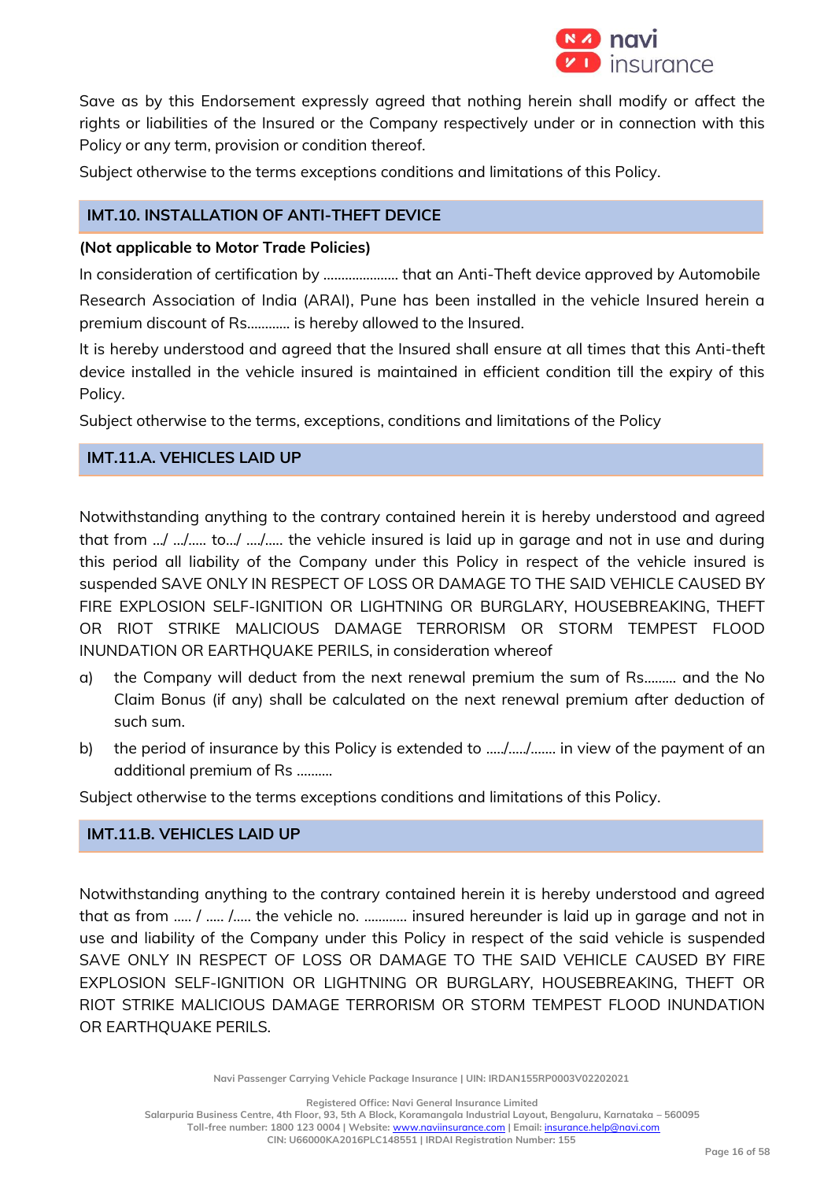Save as by this Endorsement expressly agreed that nothing herein shall modify or affect the rights or liabilities of the Insured or the Company respectively under or in connection with this Policy or any term, provision or condition thereof.

Subject otherwise to the terms exceptions conditions and limitations of this Policy.

## IMT.10. INSTALLATION OF ANTI-THEFT DEVICE

**(Not applicable to Motor Trade Policies)**

In consideration of certification by ..................... that an Anti-Theft device approved by Automobile Research Association of India (ARAI), Pune has been installed in the vehicle Insured herein a premium discount of Rs............ is hereby allowed to the Insured.

It is hereby understood and agreed that the Insured shall ensure at all times that this Anti-theft device installed in the vehicle insured is maintained in efficient condition till the expiry of this Policy.

Subject otherwise to the terms, exceptions, conditions and limitations of the Policy

## IMT.11.A. VEHICLES LAID UP

Notwithstanding anything to the contrary contained herein it is hereby understood and agreed that from .../ .../..... to.../ .../..... the vehicle insured is laid up in garage and not in use and during this period all liability of the Company under this Policy in respect of the vehicle insured is suspended SAVE ONLY IN RESPECT OF LOSS OR DAMAGE TO THE SAID VEHICLE CAUSED BY FIRE EXPLOSION SELF-IGNITION OR LIGHTNING OR BURGLARY, HOUSEBREAKING, THEFT OR RIOT STRIKE MALICIOUS DAMAGE TERRORISM OR STORM TEMPEST FLOOD INUNDATION OR EARTHQUAKE PERILS, in consideration whereof

a) the Company will deduct from the next renewal premium the sum of Rs......... and the No Claim Bonus (if any) shall be calculated on the next renewal premium after deduction of such sum.

b) the period of insurance by this Policy is extended to ...../...../....... in view of the payment of an additional premium of Rs ..........

Subject otherwise to the terms exceptions conditions and limitations of this Policy.

## IMT.11.B. VEHICLES LAID UP

Notwithstanding anything to the contrary contained herein it is hereby understood and agreed that as from ..... / ..... /..... the vehicle no. ............ insured hereunder is laid up in garage and not in use and liability of the Company under this Policy in respect of the said vehicle is suspended SAVE ONLY IN RESPECT OF LOSS OR DAMAGE TO THE SAID VEHICLE CAUSED BY FIRE EXPLOSION SELF-IGNITION OR LIGHTNING OR BURGLARY, HOUSEBREAKING, THEFT OR RIOT STRIKE MALICIOUS DAMAGE TERRORISM OR STORM TEMPEST FLOOD INUNDATION OR EARTHQUAKE PERILS.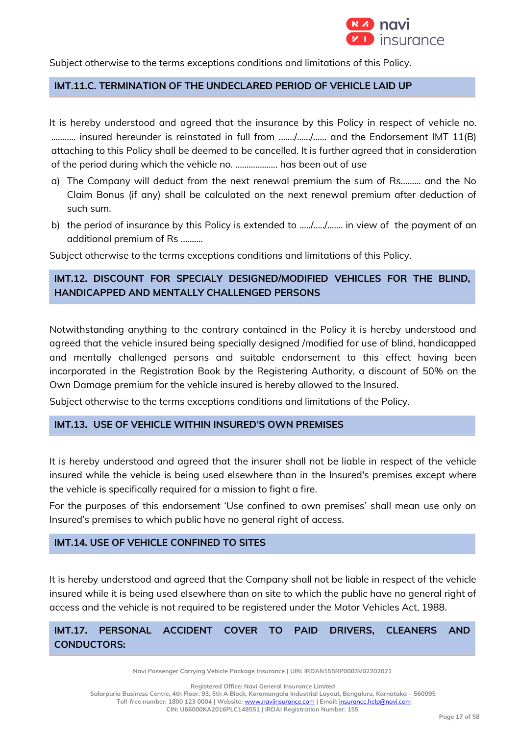Subject otherwise to the terms exceptions conditions and limitations of this Policy.

## IMT.11.C. TERMINATION OF THE UNDECLARED PERIOD OF VEHICLE LAID UP

It is hereby understood and agreed that the insurance by this Policy in respect of vehicle no. ........... insured hereunder is reinstated in full from ......./....../...... and the Endorsement IMT 11(B) attaching to this Policy shall be deemed to be cancelled. It is further agreed that in consideration of the period during which the vehicle no. ................... has been out of use

a) The Company will deduct from the next renewal premium the sum of Rs......... and the No Claim Bonus (if any) shall be calculated on the next renewal premium after deduction of such sum.
b) the period of insurance by this Policy is extended to ...../...../....... in view of the payment of an additional premium of Rs ..........

Subject otherwise to the terms exceptions conditions and limitations of this Policy.

## IMT.12. DISCOUNT FOR SPECIALY DESIGNED/MODIFIED VEHICLES FOR THE BLIND, HANDICAPPED AND MENTALLY CHALLENGED PERSONS

Notwithstanding anything to the contrary contained in the Policy it is hereby understood and agreed that the vehicle insured being specially designed /modified for use of blind, handicapped and mentally challenged persons and suitable endorsement to this effect having been incorporated in the Registration Book by the Registering Authority, a discount of 50% on the Own Damage premium for the vehicle insured is hereby allowed to the Insured.

Subject otherwise to the terms exceptions conditions and limitations of the Policy.

## IMT.13. USE OF VEHICLE WITHIN INSURED'S OWN PREMISES

It is hereby understood and agreed that the insurer shall not be liable in respect of the vehicle insured while the vehicle is being used elsewhere than in the Insured's premises except where the vehicle is specifically required for a mission to fight a fire.

For the purposes of this endorsement 'Use confined to own premises' shall mean use only on Insured's premises to which public have no general right of access.

## IMT.14. USE OF VEHICLE CONFINED TO SITES

It is hereby understood and agreed that the Company shall not be liable in respect of the vehicle insured while it is being used elsewhere than on site to which the public have no general right of access and the vehicle is not required to be registered under the Motor Vehicles Act, 1988.

## IMT.17. PERSONAL ACCIDENT COVER TO PAID DRIVERS, CLEANERS AND CONDUCTORS: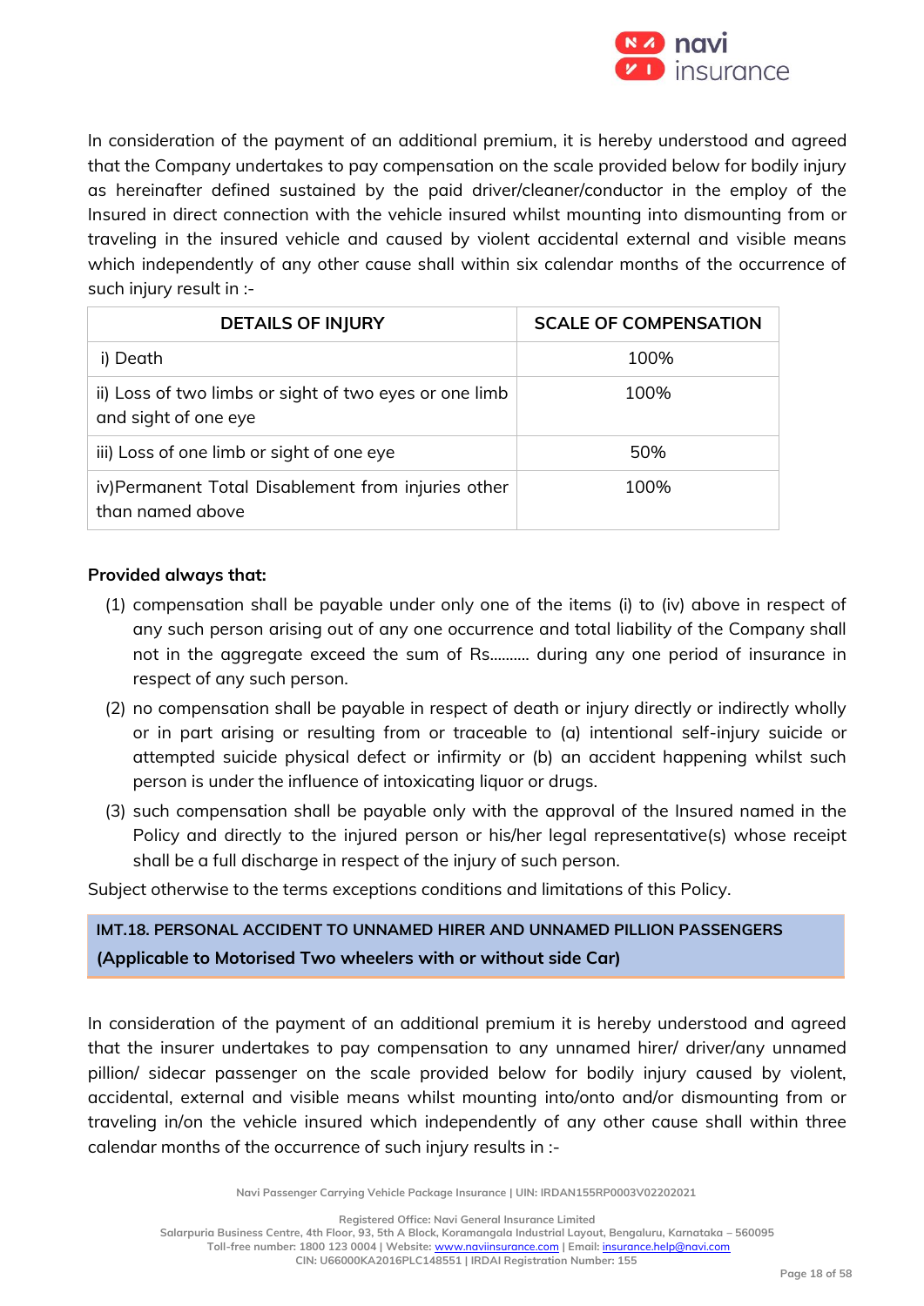In consideration of the payment of an additional premium, it is hereby understood and agreed that the Company undertakes to pay compensation on the scale provided below for bodily injury as hereinafter defined sustained by the paid driver/cleaner/conductor in the employ of the Insured in direct connection with the vehicle insured whilst mounting into dismounting from or traveling in the insured vehicle and caused by violent accidental external and visible means which independently of any other cause shall within six calendar months of the occurrence of such injury result in :-

| DETAILS OF INJURY | SCALE OF COMPENSATION |
|---|---|
| i) Death | 100% |
| ii) Loss of two limbs or sight of two eyes or one limb and sight of one eye | 100% |
| iii) Loss of one limb or sight of one eye | 50% |
| iv)Permanent Total Disablement from injuries other than named above | 100% |

**Provided always that:**

(1) compensation shall be payable under only one of the items (i) to (iv) above in respect of any such person arising out of any one occurrence and total liability of the Company shall not in the aggregate exceed the sum of Rs.......... during any one period of insurance in respect of any such person.

(2) no compensation shall be payable in respect of death or injury directly or indirectly wholly or in part arising or resulting from or traceable to (a) intentional self-injury suicide or attempted suicide physical defect or infirmity or (b) an accident happening whilst such person is under the influence of intoxicating liquor or drugs.

(3) such compensation shall be payable only with the approval of the Insured named in the Policy and directly to the injured person or his/her legal representative(s) whose receipt shall be a full discharge in respect of the injury of such person.

Subject otherwise to the terms exceptions conditions and limitations of this Policy.

## IMT.18. PERSONAL ACCIDENT TO UNNAMED HIRER AND UNNAMED PILLION PASSENGERS (Applicable to Motorised Two wheelers with or without side Car)

In consideration of the payment of an additional premium it is hereby understood and agreed that the insurer undertakes to pay compensation to any unnamed hirer/ driver/any unnamed pillion/ sidecar passenger on the scale provided below for bodily injury caused by violent, accidental, external and visible means whilst mounting into/onto and/or dismounting from or traveling in/on the vehicle insured which independently of any other cause shall within three calendar months of the occurrence of such injury results in :-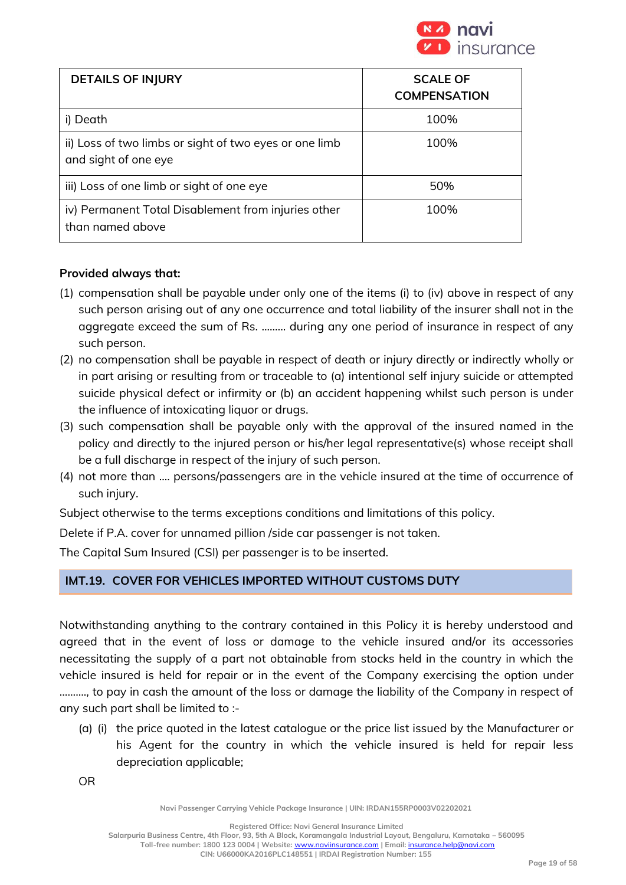| DETAILS OF INJURY | SCALE OF COMPENSATION |
|---|---|
| i) Death | 100% |
| ii) Loss of two limbs or sight of two eyes or one limb and sight of one eye | 100% |
| iii) Loss of one limb or sight of one eye | 50% |
| iv) Permanent Total Disablement from injuries other than named above | 100% |

**Provided always that:**

(1) compensation shall be payable under only one of the items (i) to (iv) above in respect of any such person arising out of any one occurrence and total liability of the insurer shall not in the aggregate exceed the sum of Rs. ......... during any one period of insurance in respect of any such person.

(2) no compensation shall be payable in respect of death or injury directly or indirectly wholly or in part arising or resulting from or traceable to (a) intentional self injury suicide or attempted suicide physical defect or infirmity or (b) an accident happening whilst such person is under the influence of intoxicating liquor or drugs.

(3) such compensation shall be payable only with the approval of the insured named in the policy and directly to the injured person or his/her legal representative(s) whose receipt shall be a full discharge in respect of the injury of such person.

(4) not more than .... persons/passengers are in the vehicle insured at the time of occurrence of such injury.

Subject otherwise to the terms exceptions conditions and limitations of this policy.

Delete if P.A. cover for unnamed pillion /side car passenger is not taken.

The Capital Sum Insured (CSI) per passenger is to be inserted.

## IMT.19. COVER FOR VEHICLES IMPORTED WITHOUT CUSTOMS DUTY

Notwithstanding anything to the contrary contained in this Policy it is hereby understood and agreed that in the event of loss or damage to the vehicle insured and/or its accessories necessitating the supply of a part not obtainable from stocks held in the country in which the vehicle insured is held for repair or in the event of the Company exercising the option under .........., to pay in cash the amount of the loss or damage the liability of the Company in respect of any such part shall be limited to :-

(a) (i) the price quoted in the latest catalogue or the price list issued by the Manufacturer or his Agent for the country in which the vehicle insured is held for repair less depreciation applicable;

OR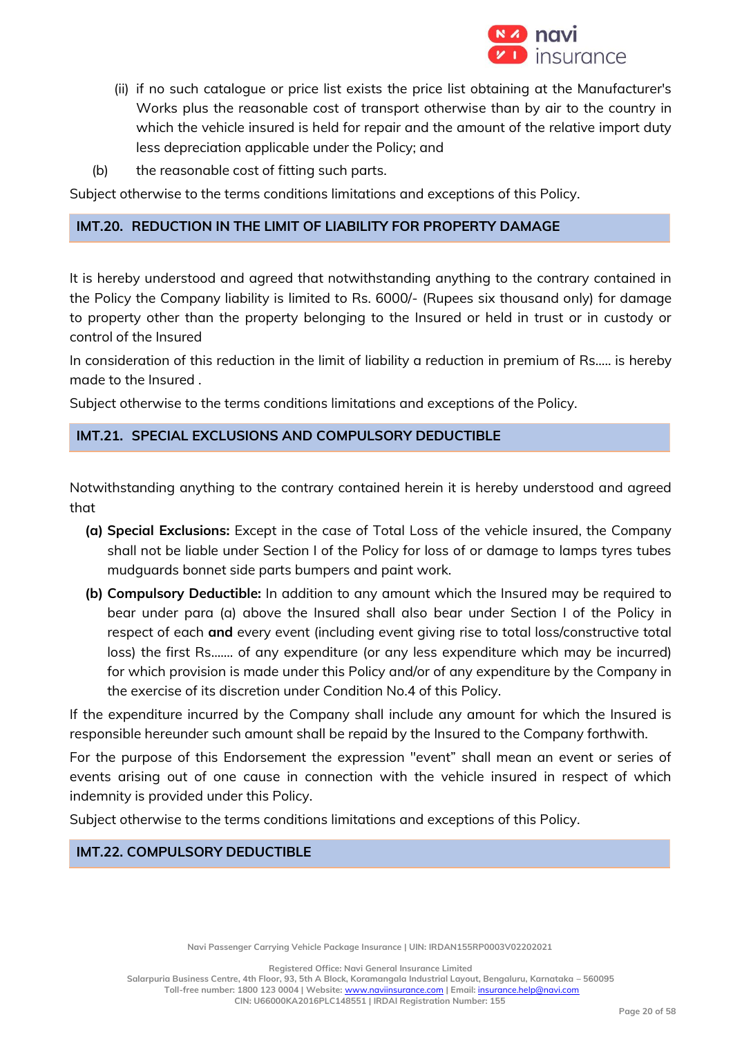(ii) if no such catalogue or price list exists the price list obtaining at the Manufacturer's Works plus the reasonable cost of transport otherwise than by air to the country in which the vehicle insured is held for repair and the amount of the relative import duty less depreciation applicable under the Policy; and

(b) the reasonable cost of fitting such parts.

Subject otherwise to the terms conditions limitations and exceptions of this Policy.

## IMT.20. REDUCTION IN THE LIMIT OF LIABILITY FOR PROPERTY DAMAGE

It is hereby understood and agreed that notwithstanding anything to the contrary contained in the Policy the Company liability is limited to Rs. 6000/- (Rupees six thousand only) for damage to property other than the property belonging to the Insured or held in trust or in custody or control of the Insured

In consideration of this reduction in the limit of liability a reduction in premium of Rs..... is hereby made to the Insured .

Subject otherwise to the terms conditions limitations and exceptions of the Policy.

## IMT.21. SPECIAL EXCLUSIONS AND COMPULSORY DEDUCTIBLE

Notwithstanding anything to the contrary contained herein it is hereby understood and agreed that

**(a) Special Exclusions:** Except in the case of Total Loss of the vehicle insured, the Company shall not be liable under Section I of the Policy for loss of or damage to lamps tyres tubes mudguards bonnet side parts bumpers and paint work.

**(b) Compulsory Deductible:** In addition to any amount which the Insured may be required to bear under para (a) above the Insured shall also bear under Section I of the Policy in respect of each **and** every event (including event giving rise to total loss/constructive total loss) the first Rs....... of any expenditure (or any less expenditure which may be incurred) for which provision is made under this Policy and/or of any expenditure by the Company in the exercise of its discretion under Condition No.4 of this Policy.

If the expenditure incurred by the Company shall include any amount for which the Insured is responsible hereunder such amount shall be repaid by the Insured to the Company forthwith.

For the purpose of this Endorsement the expression "event" shall mean an event or series of events arising out of one cause in connection with the vehicle insured in respect of which indemnity is provided under this Policy.

Subject otherwise to the terms conditions limitations and exceptions of this Policy.

## IMT.22. COMPULSORY DEDUCTIBLE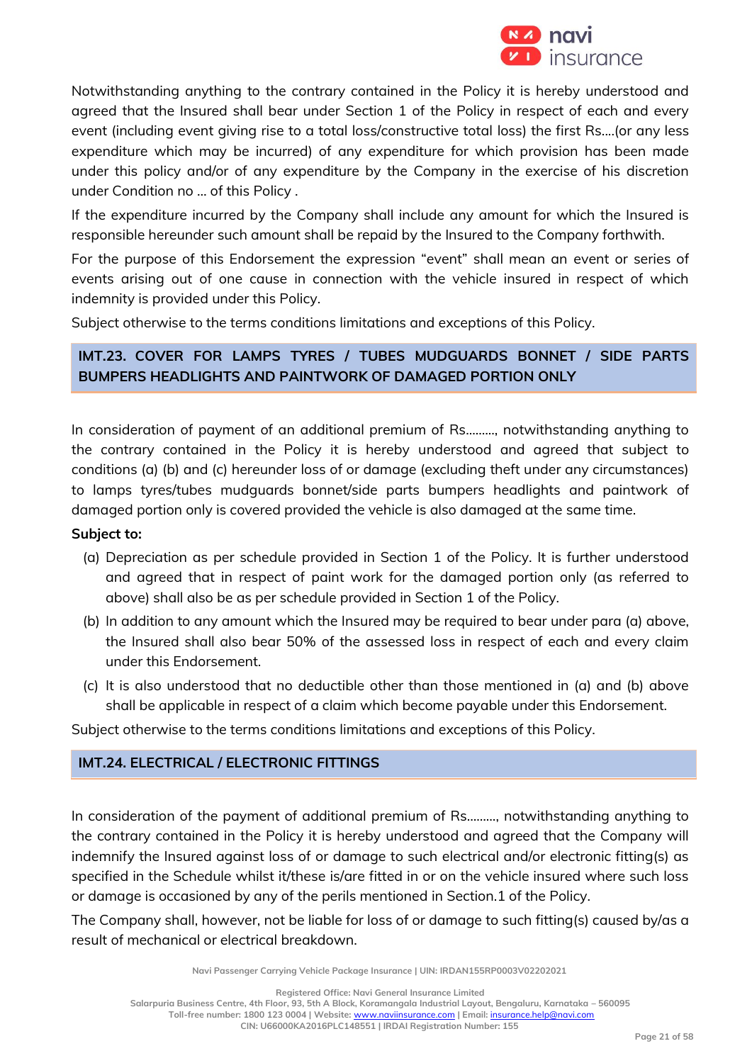Notwithstanding anything to the contrary contained in the Policy it is hereby understood and agreed that the Insured shall bear under Section 1 of the Policy in respect of each and every event (including event giving rise to a total loss/constructive total loss) the first Rs....(or any less expenditure which may be incurred) of any expenditure for which provision has been made under this policy and/or of any expenditure by the Company in the exercise of his discretion under Condition no ... of this Policy .

If the expenditure incurred by the Company shall include any amount for which the Insured is responsible hereunder such amount shall be repaid by the Insured to the Company forthwith.

For the purpose of this Endorsement the expression "event" shall mean an event or series of events arising out of one cause in connection with the vehicle insured in respect of which indemnity is provided under this Policy.

Subject otherwise to the terms conditions limitations and exceptions of this Policy.

## IMT.23. COVER FOR LAMPS TYRES / TUBES MUDGUARDS BONNET / SIDE PARTS BUMPERS HEADLIGHTS AND PAINTWORK OF DAMAGED PORTION ONLY

In consideration of payment of an additional premium of Rs........., notwithstanding anything to the contrary contained in the Policy it is hereby understood and agreed that subject to conditions (a) (b) and (c) hereunder loss of or damage (excluding theft under any circumstances) to lamps tyres/tubes mudguards bonnet/side parts bumpers headlights and paintwork of damaged portion only is covered provided the vehicle is also damaged at the same time.

**Subject to:**

(a) Depreciation as per schedule provided in Section 1 of the Policy. It is further understood and agreed that in respect of paint work for the damaged portion only (as referred to above) shall also be as per schedule provided in Section 1 of the Policy.

(b) In addition to any amount which the Insured may be required to bear under para (a) above, the Insured shall also bear 50% of the assessed loss in respect of each and every claim under this Endorsement.

(c) It is also understood that no deductible other than those mentioned in (a) and (b) above shall be applicable in respect of a claim which become payable under this Endorsement.

Subject otherwise to the terms conditions limitations and exceptions of this Policy.

## IMT.24. ELECTRICAL / ELECTRONIC FITTINGS

In consideration of the payment of additional premium of Rs........., notwithstanding anything to the contrary contained in the Policy it is hereby understood and agreed that the Company will indemnify the Insured against loss of or damage to such electrical and/or electronic fitting(s) as specified in the Schedule whilst it/these is/are fitted in or on the vehicle insured where such loss or damage is occasioned by any of the perils mentioned in Section.1 of the Policy.

The Company shall, however, not be liable for loss of or damage to such fitting(s) caused by/as a result of mechanical or electrical breakdown.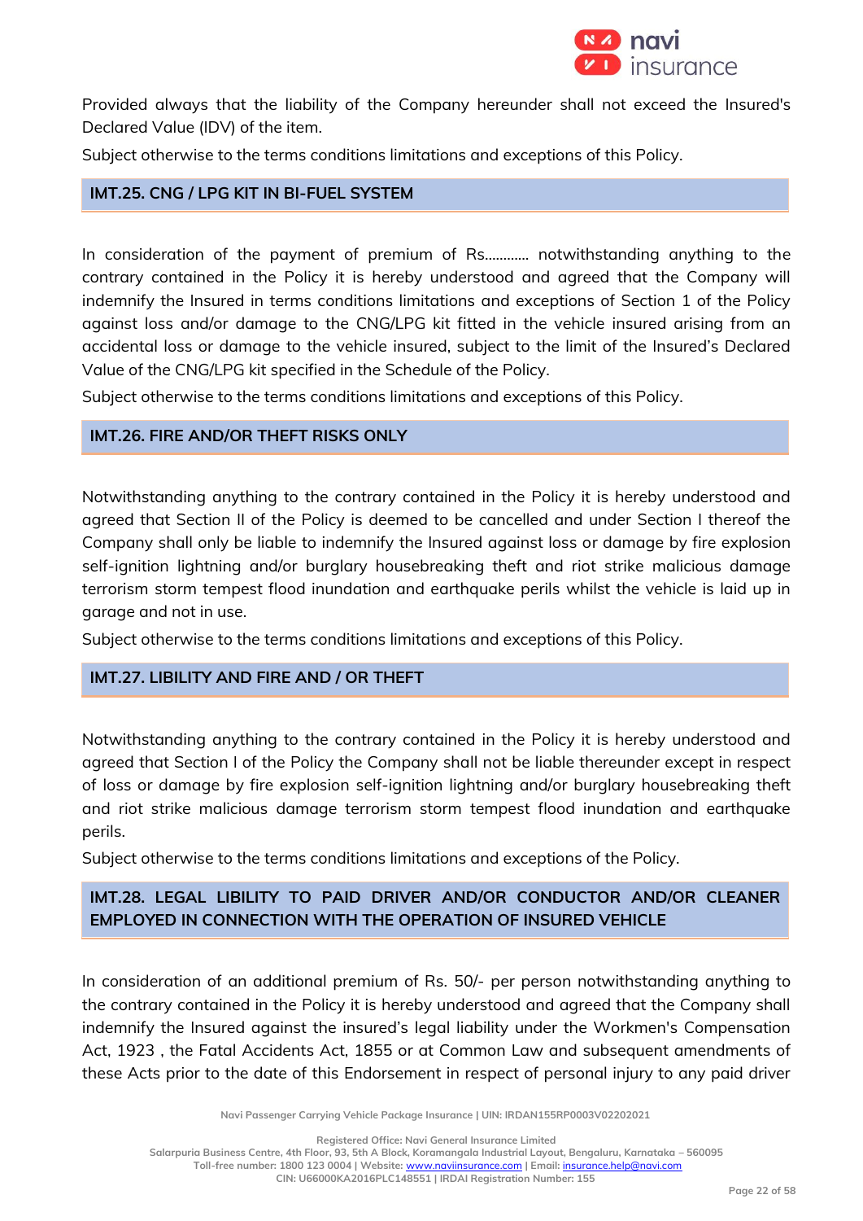Provided always that the liability of the Company hereunder shall not exceed the Insured's Declared Value (IDV) of the item.

Subject otherwise to the terms conditions limitations and exceptions of this Policy.

## IMT.25. CNG / LPG KIT IN BI-FUEL SYSTEM

In consideration of the payment of premium of Rs………… notwithstanding anything to the contrary contained in the Policy it is hereby understood and agreed that the Company will indemnify the Insured in terms conditions limitations and exceptions of Section 1 of the Policy against loss and/or damage to the CNG/LPG kit fitted in the vehicle insured arising from an accidental loss or damage to the vehicle insured, subject to the limit of the Insured's Declared Value of the CNG/LPG kit specified in the Schedule of the Policy.

Subject otherwise to the terms conditions limitations and exceptions of this Policy.

## IMT.26. FIRE AND/OR THEFT RISKS ONLY

Notwithstanding anything to the contrary contained in the Policy it is hereby understood and agreed that Section II of the Policy is deemed to be cancelled and under Section I thereof the Company shall only be liable to indemnify the Insured against loss or damage by fire explosion self-ignition lightning and/or burglary housebreaking theft and riot strike malicious damage terrorism storm tempest flood inundation and earthquake perils whilst the vehicle is laid up in garage and not in use.

Subject otherwise to the terms conditions limitations and exceptions of this Policy.

## IMT.27. LIBILITY AND FIRE AND / OR THEFT

Notwithstanding anything to the contrary contained in the Policy it is hereby understood and agreed that Section I of the Policy the Company shall not be liable thereunder except in respect of loss or damage by fire explosion self-ignition lightning and/or burglary housebreaking theft and riot strike malicious damage terrorism storm tempest flood inundation and earthquake perils.

Subject otherwise to the terms conditions limitations and exceptions of the Policy.

## IMT.28. LEGAL LIBILITY TO PAID DRIVER AND/OR CONDUCTOR AND/OR CLEANER EMPLOYED IN CONNECTION WITH THE OPERATION OF INSURED VEHICLE

In consideration of an additional premium of Rs. 50/- per person notwithstanding anything to the contrary contained in the Policy it is hereby understood and agreed that the Company shall indemnify the Insured against the insured's legal liability under the Workmen's Compensation Act, 1923 , the Fatal Accidents Act, 1855 or at Common Law and subsequent amendments of these Acts prior to the date of this Endorsement in respect of personal injury to any paid driver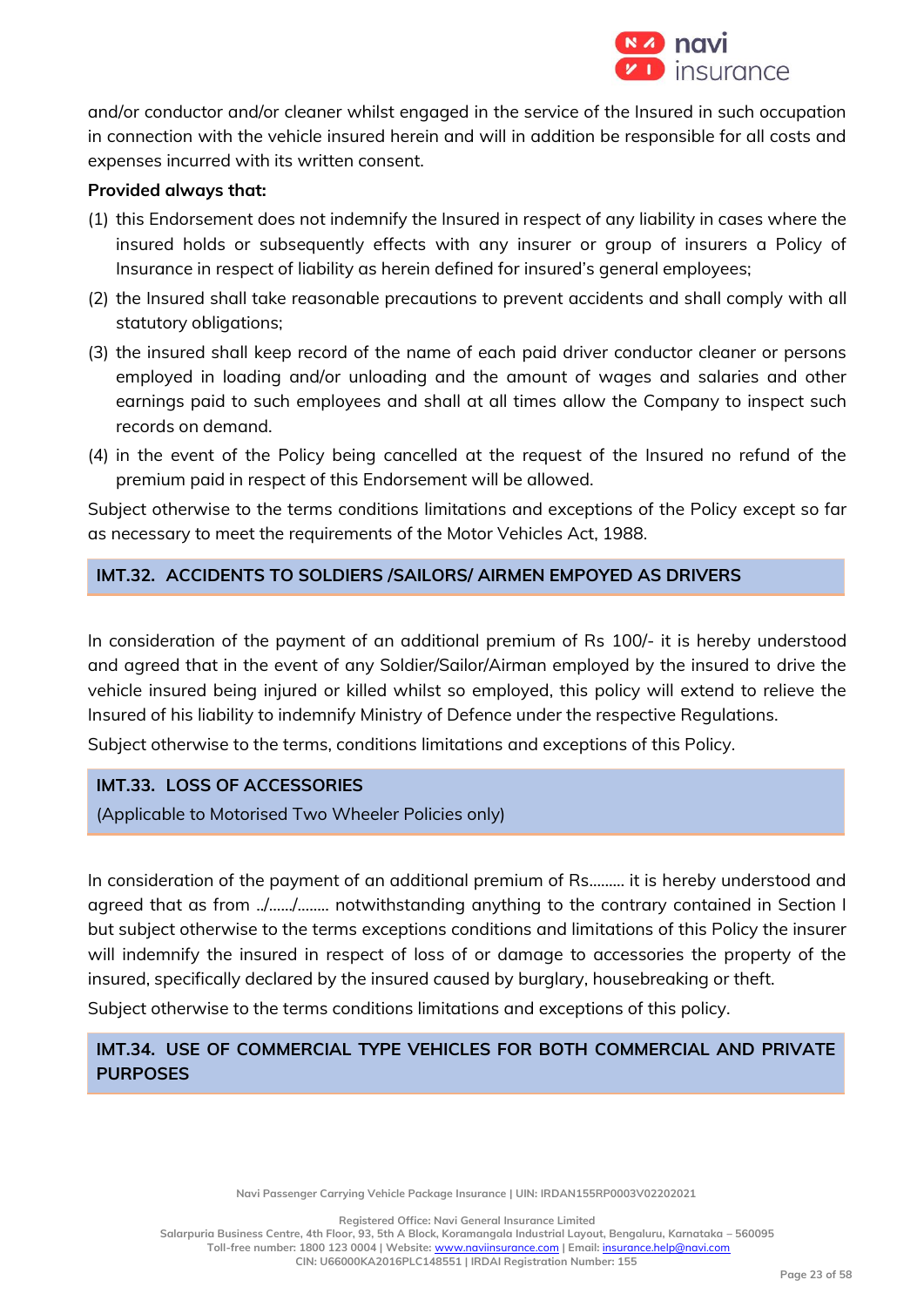and/or conductor and/or cleaner whilst engaged in the service of the Insured in such occupation in connection with the vehicle insured herein and will in addition be responsible for all costs and expenses incurred with its written consent.

**Provided always that:**

(1) this Endorsement does not indemnify the Insured in respect of any liability in cases where the insured holds or subsequently effects with any insurer or group of insurers a Policy of Insurance in respect of liability as herein defined for insured's general employees;

(2) the Insured shall take reasonable precautions to prevent accidents and shall comply with all statutory obligations;

(3) the insured shall keep record of the name of each paid driver conductor cleaner or persons employed in loading and/or unloading and the amount of wages and salaries and other earnings paid to such employees and shall at all times allow the Company to inspect such records on demand.

(4) in the event of the Policy being cancelled at the request of the Insured no refund of the premium paid in respect of this Endorsement will be allowed.

Subject otherwise to the terms conditions limitations and exceptions of the Policy except so far as necessary to meet the requirements of the Motor Vehicles Act, 1988.

## IMT.32. ACCIDENTS TO SOLDIERS /SAILORS/ AIRMEN EMPOYED AS DRIVERS

In consideration of the payment of an additional premium of Rs 100/- it is hereby understood and agreed that in the event of any Soldier/Sailor/Airman employed by the insured to drive the vehicle insured being injured or killed whilst so employed, this policy will extend to relieve the Insured of his liability to indemnify Ministry of Defence under the respective Regulations.

Subject otherwise to the terms, conditions limitations and exceptions of this Policy.

## IMT.33. LOSS OF ACCESSORIES

(Applicable to Motorised Two Wheeler Policies only)

In consideration of the payment of an additional premium of Rs......... it is hereby understood and agreed that as from ../....../........ notwithstanding anything to the contrary contained in Section I but subject otherwise to the terms exceptions conditions and limitations of this Policy the insurer will indemnify the insured in respect of loss of or damage to accessories the property of the insured, specifically declared by the insured caused by burglary, housebreaking or theft.

Subject otherwise to the terms conditions limitations and exceptions of this policy.

## IMT.34. USE OF COMMERCIAL TYPE VEHICLES FOR BOTH COMMERCIAL AND PRIVATE PURPOSES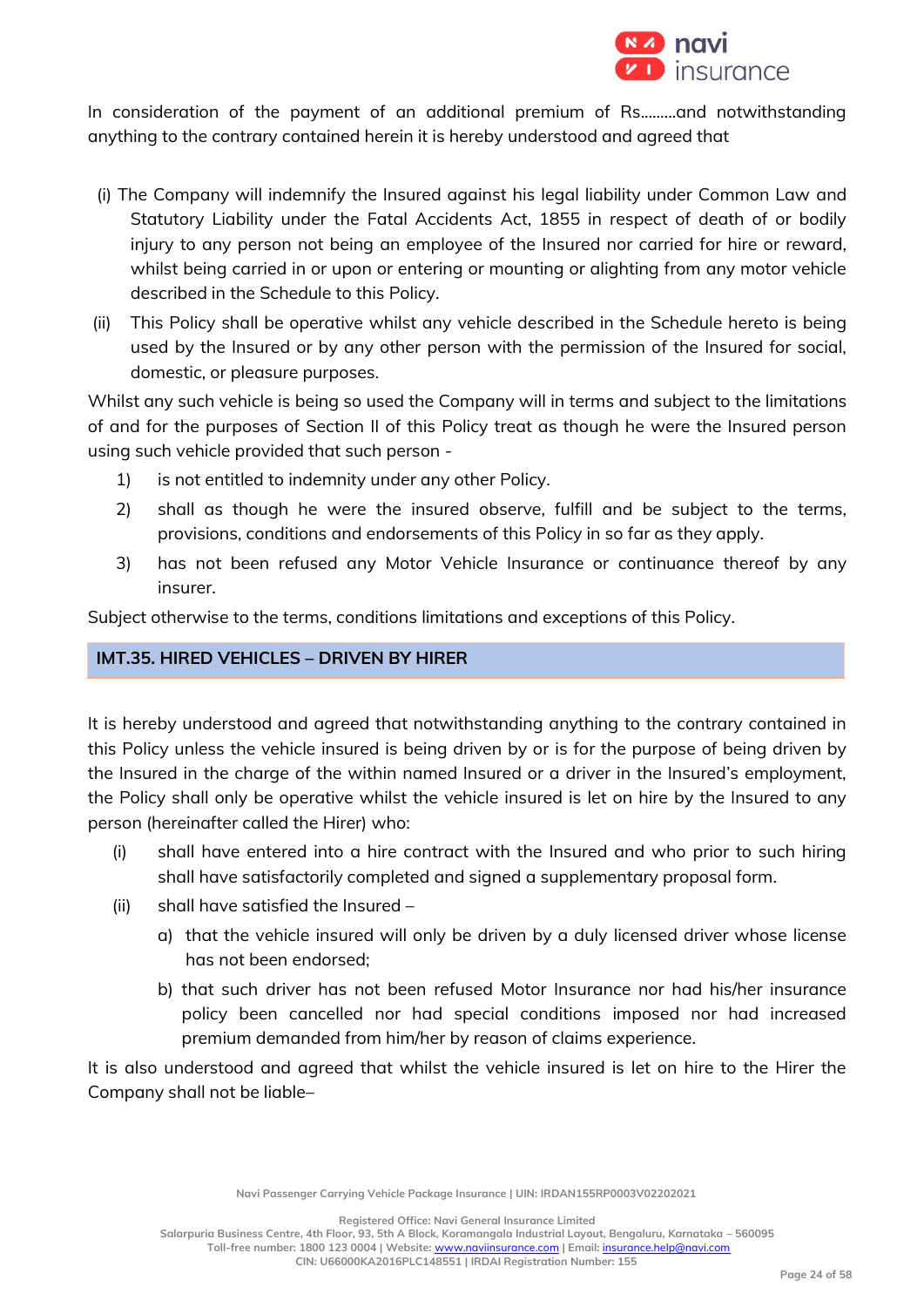In consideration of the payment of an additional premium of Rs.........and notwithstanding anything to the contrary contained herein it is hereby understood and agreed that

(i) The Company will indemnify the Insured against his legal liability under Common Law and Statutory Liability under the Fatal Accidents Act, 1855 in respect of death of or bodily injury to any person not being an employee of the Insured nor carried for hire or reward, whilst being carried in or upon or entering or mounting or alighting from any motor vehicle described in the Schedule to this Policy.

(ii) This Policy shall be operative whilst any vehicle described in the Schedule hereto is being used by the Insured or by any other person with the permission of the Insured for social, domestic, or pleasure purposes.

Whilst any such vehicle is being so used the Company will in terms and subject to the limitations of and for the purposes of Section II of this Policy treat as though he were the Insured person using such vehicle provided that such person -

1) is not entitled to indemnity under any other Policy.
2) shall as though he were the insured observe, fulfill and be subject to the terms, provisions, conditions and endorsements of this Policy in so far as they apply.
3) has not been refused any Motor Vehicle Insurance or continuance thereof by any insurer.

Subject otherwise to the terms, conditions limitations and exceptions of this Policy.

## IMT.35. HIRED VEHICLES – DRIVEN BY HIRER

It is hereby understood and agreed that notwithstanding anything to the contrary contained in this Policy unless the vehicle insured is being driven by or is for the purpose of being driven by the Insured in the charge of the within named Insured or a driver in the Insured's employment, the Policy shall only be operative whilst the vehicle insured is let on hire by the Insured to any person (hereinafter called the Hirer) who:

(i) shall have entered into a hire contract with the Insured and who prior to such hiring shall have satisfactorily completed and signed a supplementary proposal form.

(ii) shall have satisfied the Insured –

   a) that the vehicle insured will only be driven by a duly licensed driver whose license has not been endorsed;

   b) that such driver has not been refused Motor Insurance nor had his/her insurance policy been cancelled nor had special conditions imposed nor had increased premium demanded from him/her by reason of claims experience.

It is also understood and agreed that whilst the vehicle insured is let on hire to the Hirer the Company shall not be liable–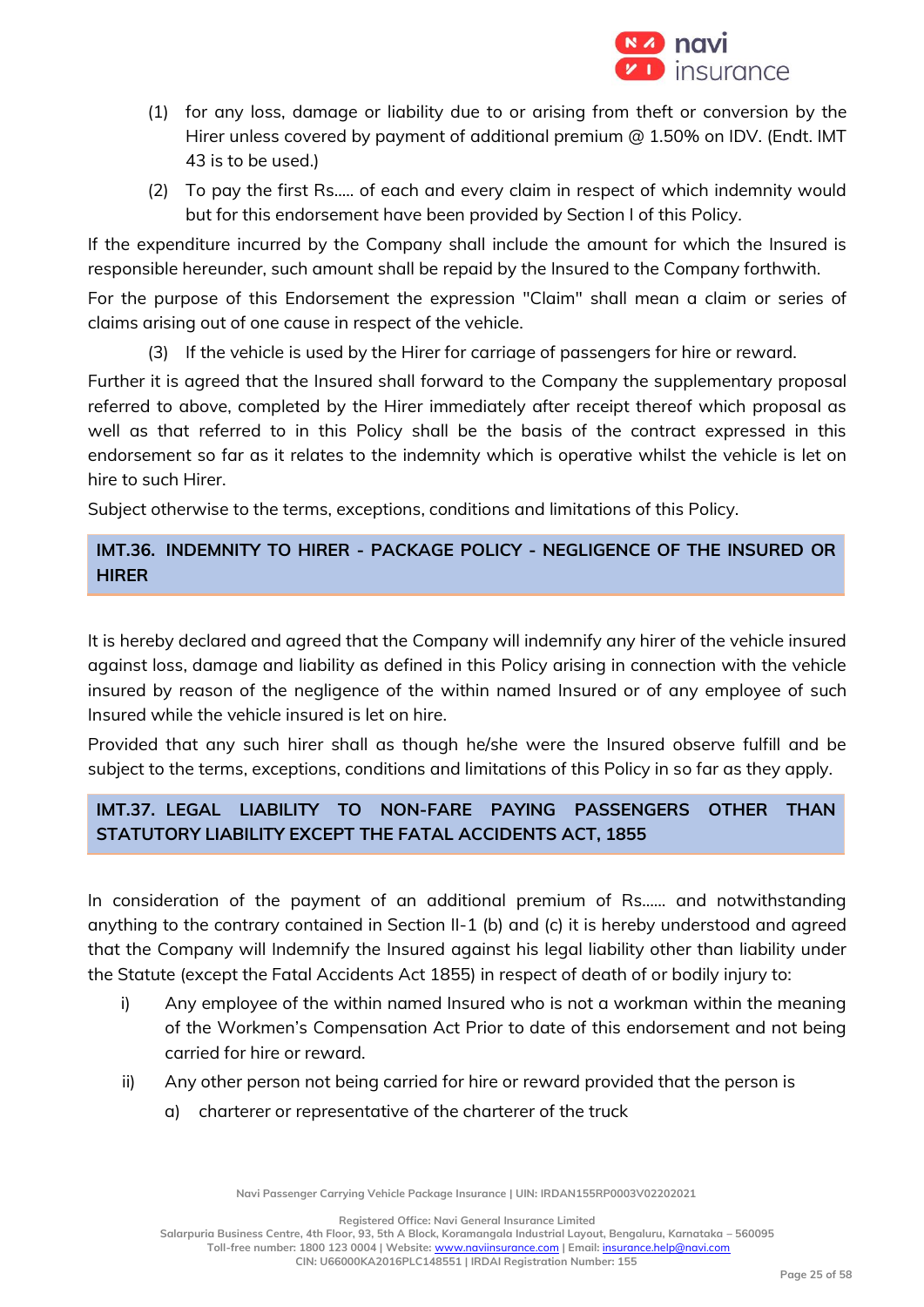(1) for any loss, damage or liability due to or arising from theft or conversion by the Hirer unless covered by payment of additional premium @ 1.50% on IDV. (Endt. IMT 43 is to be used.)

(2) To pay the first Rs..... of each and every claim in respect of which indemnity would but for this endorsement have been provided by Section I of this Policy.

If the expenditure incurred by the Company shall include the amount for which the Insured is responsible hereunder, such amount shall be repaid by the Insured to the Company forthwith.

For the purpose of this Endorsement the expression "Claim" shall mean a claim or series of claims arising out of one cause in respect of the vehicle.

(3) If the vehicle is used by the Hirer for carriage of passengers for hire or reward.

Further it is agreed that the Insured shall forward to the Company the supplementary proposal referred to above, completed by the Hirer immediately after receipt thereof which proposal as well as that referred to in this Policy shall be the basis of the contract expressed in this endorsement so far as it relates to the indemnity which is operative whilst the vehicle is let on hire to such Hirer.

Subject otherwise to the terms, exceptions, conditions and limitations of this Policy.

## IMT.36. INDEMNITY TO HIRER - PACKAGE POLICY - NEGLIGENCE OF THE INSURED OR HIRER

It is hereby declared and agreed that the Company will indemnify any hirer of the vehicle insured against loss, damage and liability as defined in this Policy arising in connection with the vehicle insured by reason of the negligence of the within named Insured or of any employee of such Insured while the vehicle insured is let on hire.

Provided that any such hirer shall as though he/she were the Insured observe fulfill and be subject to the terms, exceptions, conditions and limitations of this Policy in so far as they apply.

## IMT.37. LEGAL LIABILITY TO NON-FARE PAYING PASSENGERS OTHER THAN STATUTORY LIABILITY EXCEPT THE FATAL ACCIDENTS ACT, 1855

In consideration of the payment of an additional premium of Rs...... and notwithstanding anything to the contrary contained in Section II-1 (b) and (c) it is hereby understood and agreed that the Company will Indemnify the Insured against his legal liability other than liability under the Statute (except the Fatal Accidents Act 1855) in respect of death of or bodily injury to:

i) Any employee of the within named Insured who is not a workman within the meaning of the Workmen's Compensation Act Prior to date of this endorsement and not being carried for hire or reward.

ii) Any other person not being carried for hire or reward provided that the person is

   a) charterer or representative of the charterer of the truck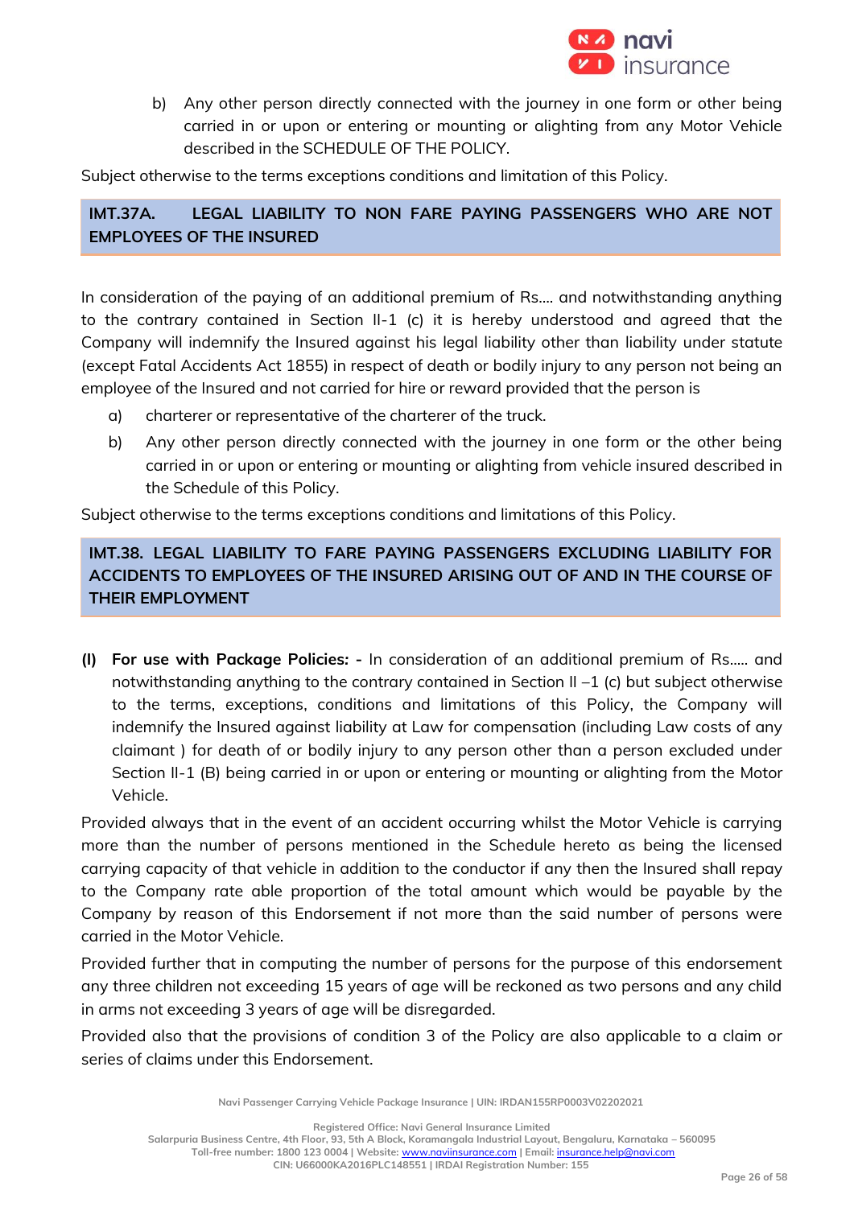b) Any other person directly connected with the journey in one form or other being carried in or upon or entering or mounting or alighting from any Motor Vehicle described in the SCHEDULE OF THE POLICY.

Subject otherwise to the terms exceptions conditions and limitation of this Policy.

## IMT.37A. LEGAL LIABILITY TO NON FARE PAYING PASSENGERS WHO ARE NOT EMPLOYEES OF THE INSURED

In consideration of the paying of an additional premium of Rs.... and notwithstanding anything to the contrary contained in Section II-1 (c) it is hereby understood and agreed that the Company will indemnify the Insured against his legal liability other than liability under statute (except Fatal Accidents Act 1855) in respect of death or bodily injury to any person not being an employee of the Insured and not carried for hire or reward provided that the person is

a) charterer or representative of the charterer of the truck.

b) Any other person directly connected with the journey in one form or the other being carried in or upon or entering or mounting or alighting from vehicle insured described in the Schedule of this Policy.

Subject otherwise to the terms exceptions conditions and limitations of this Policy.

## IMT.38. LEGAL LIABILITY TO FARE PAYING PASSENGERS EXCLUDING LIABILITY FOR ACCIDENTS TO EMPLOYEES OF THE INSURED ARISING OUT OF AND IN THE COURSE OF THEIR EMPLOYMENT

**(I) For use with Package Policies: -** In consideration of an additional premium of Rs..... and notwithstanding anything to the contrary contained in Section II –1 (c) but subject otherwise to the terms, exceptions, conditions and limitations of this Policy, the Company will indemnify the Insured against liability at Law for compensation (including Law costs of any claimant ) for death of or bodily injury to any person other than a person excluded under Section II-1 (B) being carried in or upon or entering or mounting or alighting from the Motor Vehicle.

Provided always that in the event of an accident occurring whilst the Motor Vehicle is carrying more than the number of persons mentioned in the Schedule hereto as being the licensed carrying capacity of that vehicle in addition to the conductor if any then the Insured shall repay to the Company rate able proportion of the total amount which would be payable by the Company by reason of this Endorsement if not more than the said number of persons were carried in the Motor Vehicle.

Provided further that in computing the number of persons for the purpose of this endorsement any three children not exceeding 15 years of age will be reckoned as two persons and any child in arms not exceeding 3 years of age will be disregarded.

Provided also that the provisions of condition 3 of the Policy are also applicable to a claim or series of claims under this Endorsement.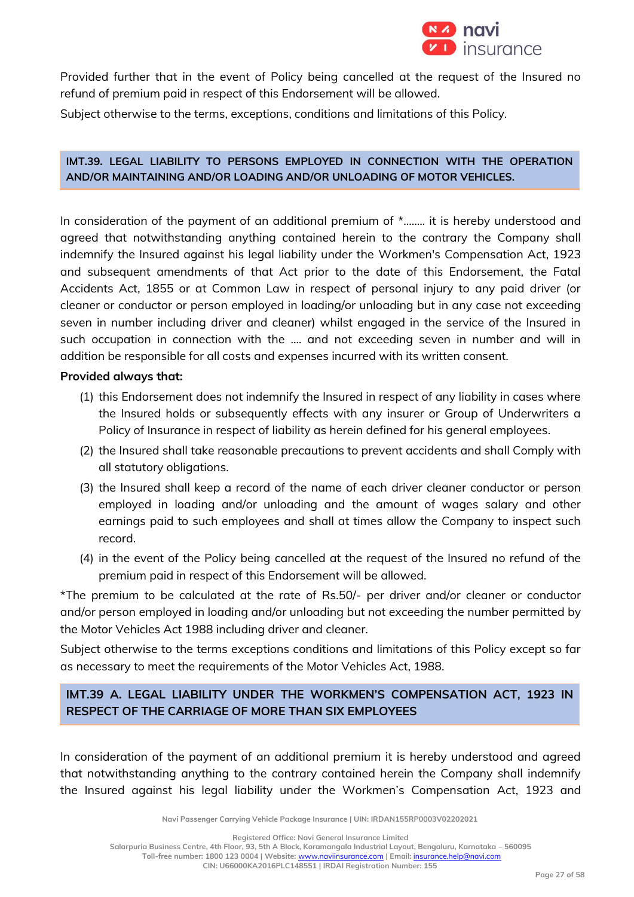Provided further that in the event of Policy being cancelled at the request of the Insured no refund of premium paid in respect of this Endorsement will be allowed.

Subject otherwise to the terms, exceptions, conditions and limitations of this Policy.

## IMT.39. LEGAL LIABILITY TO PERSONS EMPLOYED IN CONNECTION WITH THE OPERATION AND/OR MAINTAINING AND/OR LOADING AND/OR UNLOADING OF MOTOR VEHICLES.

In consideration of the payment of an additional premium of *........ it is hereby understood and agreed that notwithstanding anything contained herein to the contrary the Company shall indemnify the Insured against his legal liability under the Workmen's Compensation Act, 1923 and subsequent amendments of that Act prior to the date of this Endorsement, the Fatal Accidents Act, 1855 or at Common Law in respect of personal injury to any paid driver (or cleaner or conductor or person employed in loading/or unloading but in any case not exceeding seven in number including driver and cleaner) whilst engaged in the service of the Insured in such occupation in connection with the .... and not exceeding seven in number and will in addition be responsible for all costs and expenses incurred with its written consent.

**Provided always that:**

(1) this Endorsement does not indemnify the Insured in respect of any liability in cases where the Insured holds or subsequently effects with any insurer or Group of Underwriters a Policy of Insurance in respect of liability as herein defined for his general employees.

(2) the Insured shall take reasonable precautions to prevent accidents and shall Comply with all statutory obligations.

(3) the Insured shall keep a record of the name of each driver cleaner conductor or person employed in loading and/or unloading and the amount of wages salary and other earnings paid to such employees and shall at times allow the Company to inspect such record.

(4) in the event of the Policy being cancelled at the request of the Insured no refund of the premium paid in respect of this Endorsement will be allowed.

*The premium to be calculated at the rate of Rs.50/- per driver and/or cleaner or conductor and/or person employed in loading and/or unloading but not exceeding the number permitted by the Motor Vehicles Act 1988 including driver and cleaner.

Subject otherwise to the terms exceptions conditions and limitations of this Policy except so far as necessary to meet the requirements of the Motor Vehicles Act, 1988.

## IMT.39 A. LEGAL LIABILITY UNDER THE WORKMEN'S COMPENSATION ACT, 1923 IN RESPECT OF THE CARRIAGE OF MORE THAN SIX EMPLOYEES

In consideration of the payment of an additional premium it is hereby understood and agreed that notwithstanding anything to the contrary contained herein the Company shall indemnify the Insured against his legal liability under the Workmen's Compensation Act, 1923 and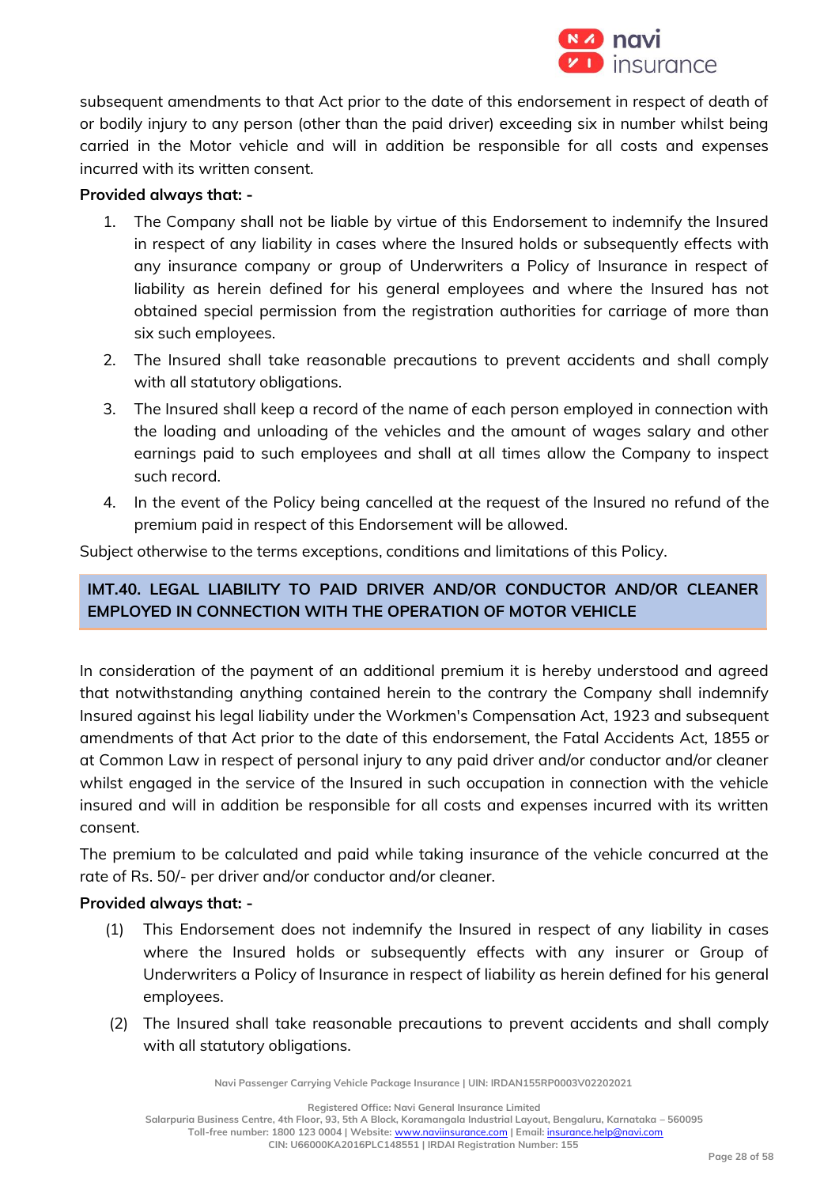subsequent amendments to that Act prior to the date of this endorsement in respect of death of or bodily injury to any person (other than the paid driver) exceeding six in number whilst being carried in the Motor vehicle and will in addition be responsible for all costs and expenses incurred with its written consent.

**Provided always that: -**

1. The Company shall not be liable by virtue of this Endorsement to indemnify the Insured in respect of any liability in cases where the Insured holds or subsequently effects with any insurance company or group of Underwriters a Policy of Insurance in respect of liability as herein defined for his general employees and where the Insured has not obtained special permission from the registration authorities for carriage of more than six such employees.
2. The Insured shall take reasonable precautions to prevent accidents and shall comply with all statutory obligations.
3. The Insured shall keep a record of the name of each person employed in connection with the loading and unloading of the vehicles and the amount of wages salary and other earnings paid to such employees and shall at all times allow the Company to inspect such record.
4. In the event of the Policy being cancelled at the request of the Insured no refund of the premium paid in respect of this Endorsement will be allowed.

Subject otherwise to the terms exceptions, conditions and limitations of this Policy.

## IMT.40. LEGAL LIABILITY TO PAID DRIVER AND/OR CONDUCTOR AND/OR CLEANER EMPLOYED IN CONNECTION WITH THE OPERATION OF MOTOR VEHICLE

In consideration of the payment of an additional premium it is hereby understood and agreed that notwithstanding anything contained herein to the contrary the Company shall indemnify Insured against his legal liability under the Workmen's Compensation Act, 1923 and subsequent amendments of that Act prior to the date of this endorsement, the Fatal Accidents Act, 1855 or at Common Law in respect of personal injury to any paid driver and/or conductor and/or cleaner whilst engaged in the service of the Insured in such occupation in connection with the vehicle insured and will in addition be responsible for all costs and expenses incurred with its written consent.

The premium to be calculated and paid while taking insurance of the vehicle concurred at the rate of Rs. 50/- per driver and/or conductor and/or cleaner.

**Provided always that: -**

(1) This Endorsement does not indemnify the Insured in respect of any liability in cases where the Insured holds or subsequently effects with any insurer or Group of Underwriters a Policy of Insurance in respect of liability as herein defined for his general employees.

(2) The Insured shall take reasonable precautions to prevent accidents and shall comply with all statutory obligations.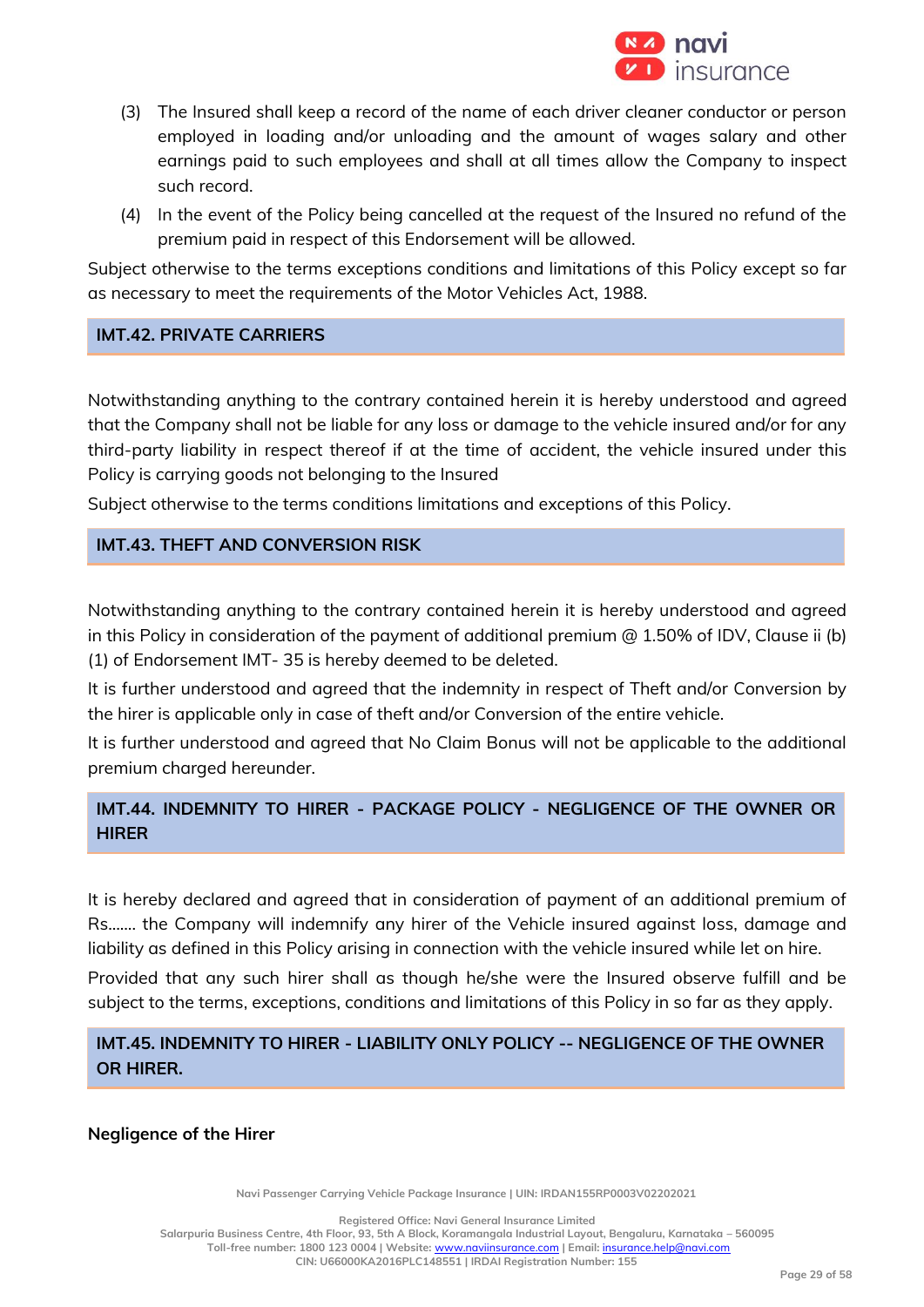(3) The Insured shall keep a record of the name of each driver cleaner conductor or person employed in loading and/or unloading and the amount of wages salary and other earnings paid to such employees and shall at all times allow the Company to inspect such record.

(4) In the event of the Policy being cancelled at the request of the Insured no refund of the premium paid in respect of this Endorsement will be allowed.

Subject otherwise to the terms exceptions conditions and limitations of this Policy except so far as necessary to meet the requirements of the Motor Vehicles Act, 1988.

## IMT.42. PRIVATE CARRIERS

Notwithstanding anything to the contrary contained herein it is hereby understood and agreed that the Company shall not be liable for any loss or damage to the vehicle insured and/or for any third-party liability in respect thereof if at the time of accident, the vehicle insured under this Policy is carrying goods not belonging to the Insured

Subject otherwise to the terms conditions limitations and exceptions of this Policy.

## IMT.43. THEFT AND CONVERSION RISK

Notwithstanding anything to the contrary contained herein it is hereby understood and agreed in this Policy in consideration of the payment of additional premium @ 1.50% of IDV, Clause ii (b) (1) of Endorsement IMT- 35 is hereby deemed to be deleted.

It is further understood and agreed that the indemnity in respect of Theft and/or Conversion by the hirer is applicable only in case of theft and/or Conversion of the entire vehicle.

It is further understood and agreed that No Claim Bonus will not be applicable to the additional premium charged hereunder.

## IMT.44. INDEMNITY TO HIRER - PACKAGE POLICY - NEGLIGENCE OF THE OWNER OR HIRER

It is hereby declared and agreed that in consideration of payment of an additional premium of Rs....... the Company will indemnify any hirer of the Vehicle insured against loss, damage and liability as defined in this Policy arising in connection with the vehicle insured while let on hire.

Provided that any such hirer shall as though he/she were the Insured observe fulfill and be subject to the terms, exceptions, conditions and limitations of this Policy in so far as they apply.

## IMT.45. INDEMNITY TO HIRER - LIABILITY ONLY POLICY -- NEGLIGENCE OF THE OWNER OR HIRER.

**Negligence of the Hirer**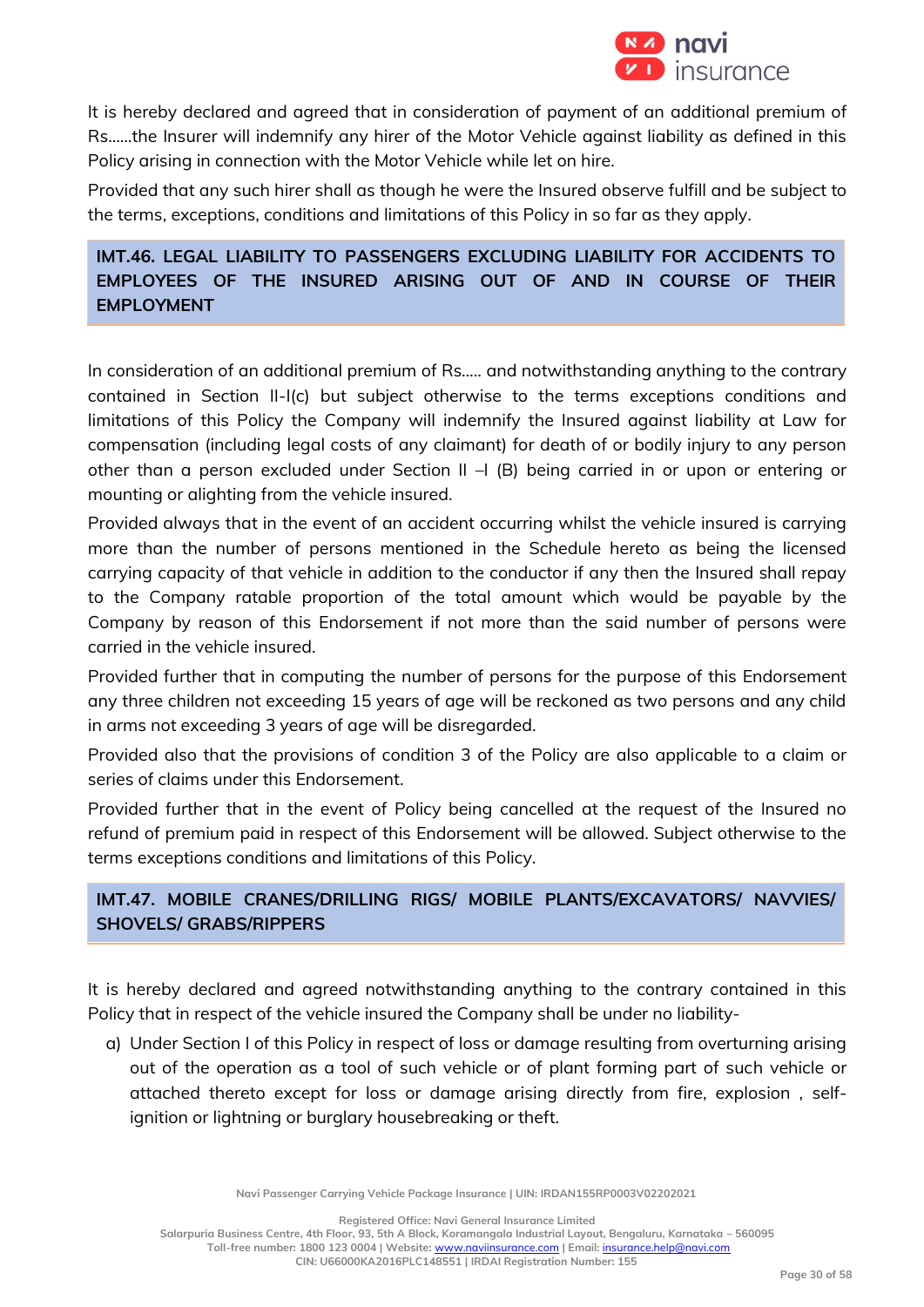It is hereby declared and agreed that in consideration of payment of an additional premium of Rs......the Insurer will indemnify any hirer of the Motor Vehicle against liability as defined in this Policy arising in connection with the Motor Vehicle while let on hire.

Provided that any such hirer shall as though he were the Insured observe fulfill and be subject to the terms, exceptions, conditions and limitations of this Policy in so far as they apply.

## IMT.46. LEGAL LIABILITY TO PASSENGERS EXCLUDING LIABILITY FOR ACCIDENTS TO EMPLOYEES OF THE INSURED ARISING OUT OF AND IN COURSE OF THEIR EMPLOYMENT

In consideration of an additional premium of Rs..... and notwithstanding anything to the contrary contained in Section II-I(c) but subject otherwise to the terms exceptions conditions and limitations of this Policy the Company will indemnify the Insured against liability at Law for compensation (including legal costs of any claimant) for death of or bodily injury to any person other than a person excluded under Section II –I (B) being carried in or upon or entering or mounting or alighting from the vehicle insured.

Provided always that in the event of an accident occurring whilst the vehicle insured is carrying more than the number of persons mentioned in the Schedule hereto as being the licensed carrying capacity of that vehicle in addition to the conductor if any then the Insured shall repay to the Company ratable proportion of the total amount which would be payable by the Company by reason of this Endorsement if not more than the said number of persons were carried in the vehicle insured.

Provided further that in computing the number of persons for the purpose of this Endorsement any three children not exceeding 15 years of age will be reckoned as two persons and any child in arms not exceeding 3 years of age will be disregarded.

Provided also that the provisions of condition 3 of the Policy are also applicable to a claim or series of claims under this Endorsement.

Provided further that in the event of Policy being cancelled at the request of the Insured no refund of premium paid in respect of this Endorsement will be allowed. Subject otherwise to the terms exceptions conditions and limitations of this Policy.

## IMT.47. MOBILE CRANES/DRILLING RIGS/ MOBILE PLANTS/EXCAVATORS/ NAVVIES/ SHOVELS/ GRABS/RIPPERS

It is hereby declared and agreed notwithstanding anything to the contrary contained in this Policy that in respect of the vehicle insured the Company shall be under no liability-

a) Under Section I of this Policy in respect of loss or damage resulting from overturning arising out of the operation as a tool of such vehicle or of plant forming part of such vehicle or attached thereto except for loss or damage arising directly from fire, explosion , self-ignition or lightning or burglary housebreaking or theft.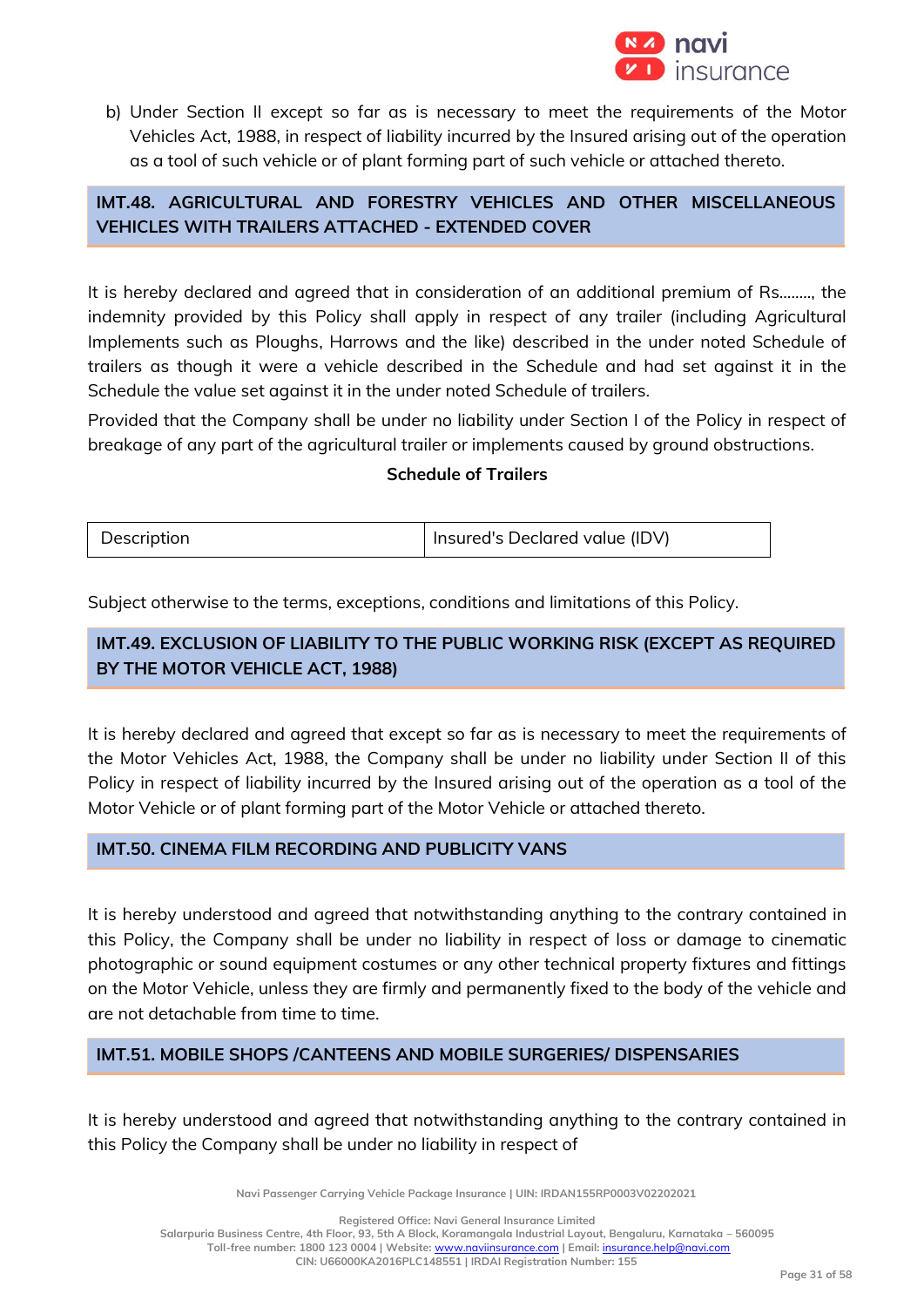b) Under Section II except so far as is necessary to meet the requirements of the Motor Vehicles Act, 1988, in respect of liability incurred by the Insured arising out of the operation as a tool of such vehicle or of plant forming part of such vehicle or attached thereto.

## IMT.48. AGRICULTURAL AND FORESTRY VEHICLES AND OTHER MISCELLANEOUS VEHICLES WITH TRAILERS ATTACHED - EXTENDED COVER

It is hereby declared and agreed that in consideration of an additional premium of Rs........, the indemnity provided by this Policy shall apply in respect of any trailer (including Agricultural Implements such as Ploughs, Harrows and the like) described in the under noted Schedule of trailers as though it were a vehicle described in the Schedule and had set against it in the Schedule the value set against it in the under noted Schedule of trailers.

Provided that the Company shall be under no liability under Section I of the Policy in respect of breakage of any part of the agricultural trailer or implements caused by ground obstructions.

**Schedule of Trailers**

| Description | Insured's Declared value (IDV) |
|---|---|

Subject otherwise to the terms, exceptions, conditions and limitations of this Policy.

## IMT.49. EXCLUSION OF LIABILITY TO THE PUBLIC WORKING RISK (EXCEPT AS REQUIRED BY THE MOTOR VEHICLE ACT, 1988)

It is hereby declared and agreed that except so far as is necessary to meet the requirements of the Motor Vehicles Act, 1988, the Company shall be under no liability under Section II of this Policy in respect of liability incurred by the Insured arising out of the operation as a tool of the Motor Vehicle or of plant forming part of the Motor Vehicle or attached thereto.

## IMT.50. CINEMA FILM RECORDING AND PUBLICITY VANS

It is hereby understood and agreed that notwithstanding anything to the contrary contained in this Policy, the Company shall be under no liability in respect of loss or damage to cinematic photographic or sound equipment costumes or any other technical property fixtures and fittings on the Motor Vehicle, unless they are firmly and permanently fixed to the body of the vehicle and are not detachable from time to time.

## IMT.51. MOBILE SHOPS /CANTEENS AND MOBILE SURGERIES/ DISPENSARIES

It is hereby understood and agreed that notwithstanding anything to the contrary contained in this Policy the Company shall be under no liability in respect of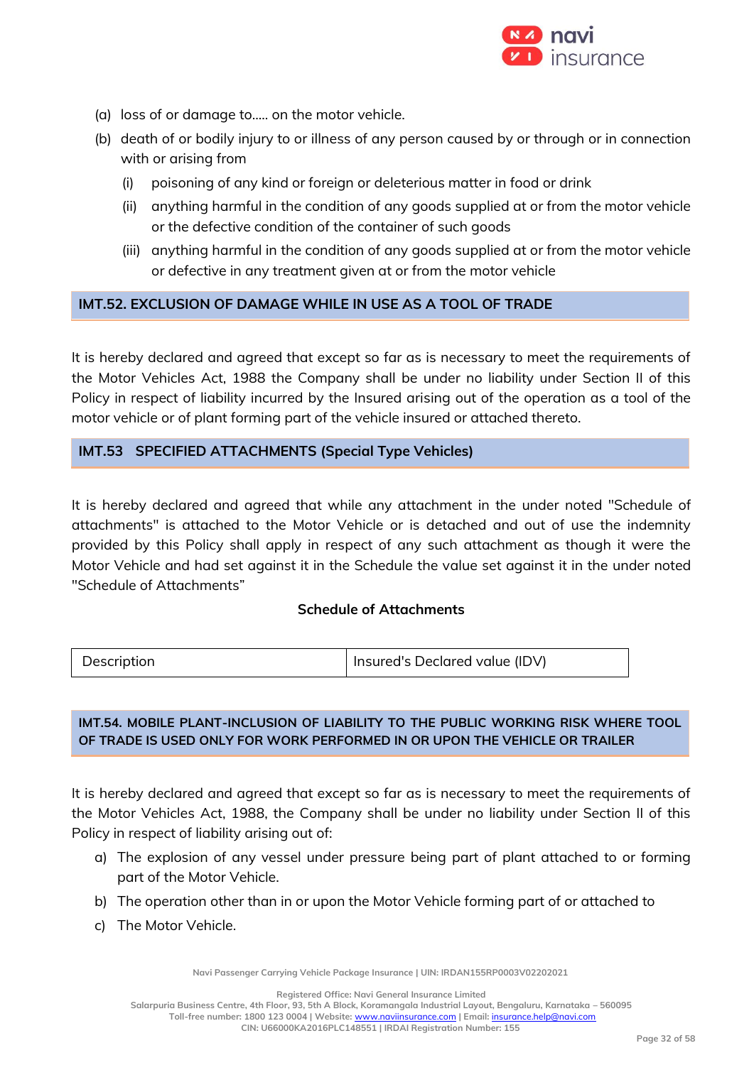(a) loss of or damage to….. on the motor vehicle.

(b) death of or bodily injury to or illness of any person caused by or through or in connection with or arising from

  (i) poisoning of any kind or foreign or deleterious matter in food or drink

  (ii) anything harmful in the condition of any goods supplied at or from the motor vehicle or the defective condition of the container of such goods

  (iii) anything harmful in the condition of any goods supplied at or from the motor vehicle or defective in any treatment given at or from the motor vehicle

## IMT.52. EXCLUSION OF DAMAGE WHILE IN USE AS A TOOL OF TRADE

It is hereby declared and agreed that except so far as is necessary to meet the requirements of the Motor Vehicles Act, 1988 the Company shall be under no liability under Section II of this Policy in respect of liability incurred by the Insured arising out of the operation as a tool of the motor vehicle or of plant forming part of the vehicle insured or attached thereto.

## IMT.53 SPECIFIED ATTACHMENTS (Special Type Vehicles)

It is hereby declared and agreed that while any attachment in the under noted "Schedule of attachments" is attached to the Motor Vehicle or is detached and out of use the indemnity provided by this Policy shall apply in respect of any such attachment as though it were the Motor Vehicle and had set against it in the Schedule the value set against it in the under noted "Schedule of Attachments"

**Schedule of Attachments**

| Description | Insured's Declared value (IDV) |
|---|---|

## IMT.54. MOBILE PLANT-INCLUSION OF LIABILITY TO THE PUBLIC WORKING RISK WHERE TOOL OF TRADE IS USED ONLY FOR WORK PERFORMED IN OR UPON THE VEHICLE OR TRAILER

It is hereby declared and agreed that except so far as is necessary to meet the requirements of the Motor Vehicles Act, 1988, the Company shall be under no liability under Section II of this Policy in respect of liability arising out of:

a) The explosion of any vessel under pressure being part of plant attached to or forming part of the Motor Vehicle.

b) The operation other than in or upon the Motor Vehicle forming part of or attached to

c) The Motor Vehicle.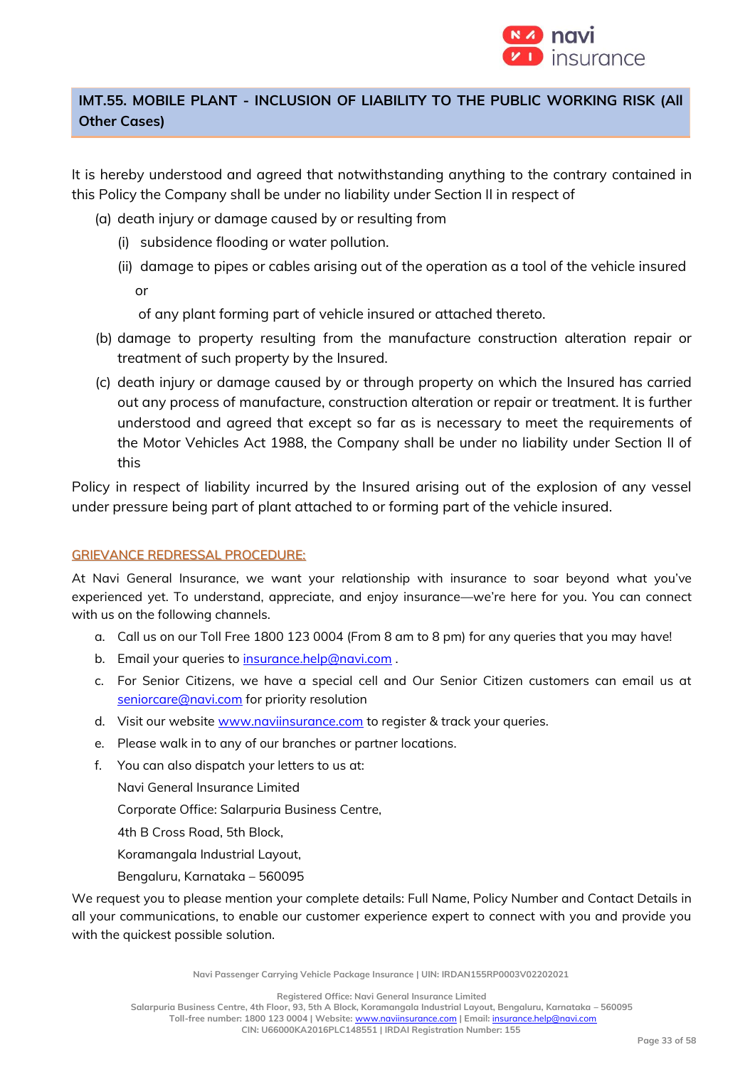## IMT.55. MOBILE PLANT - INCLUSION OF LIABILITY TO THE PUBLIC WORKING RISK (All Other Cases)

It is hereby understood and agreed that notwithstanding anything to the contrary contained in this Policy the Company shall be under no liability under Section II in respect of

(a) death injury or damage caused by or resulting from

   (i) subsidence flooding or water pollution.

   (ii) damage to pipes or cables arising out of the operation as a tool of the vehicle insured

   or

   of any plant forming part of vehicle insured or attached thereto.

(b) damage to property resulting from the manufacture construction alteration repair or treatment of such property by the Insured.

(c) death injury or damage caused by or through property on which the Insured has carried out any process of manufacture, construction alteration or repair or treatment. It is further understood and agreed that except so far as is necessary to meet the requirements of the Motor Vehicles Act 1988, the Company shall be under no liability under Section II of this

Policy in respect of liability incurred by the Insured arising out of the explosion of any vessel under pressure being part of plant attached to or forming part of the vehicle insured.

### GRIEVANCE REDRESSAL PROCEDURE:

At Navi General Insurance, we want your relationship with insurance to soar beyond what you've experienced yet. To understand, appreciate, and enjoy insurance—we're here for you. You can connect with us on the following channels.

a. Call us on our Toll Free 1800 123 0004 (From 8 am to 8 pm) for any queries that you may have!

b. Email your queries to insurance.help@navi.com .

c. For Senior Citizens, we have a special cell and Our Senior Citizen customers can email us at seniorcare@navi.com for priority resolution

d. Visit our website www.naviinsurance.com to register & track your queries.

e. Please walk in to any of our branches or partner locations.

f. You can also dispatch your letters to us at:

   Navi General Insurance Limited

   Corporate Office: Salarpuria Business Centre,

   4th B Cross Road, 5th Block,

   Koramangala Industrial Layout,

   Bengaluru, Karnataka – 560095

We request you to please mention your complete details: Full Name, Policy Number and Contact Details in all your communications, to enable our customer experience expert to connect with you and provide you with the quickest possible solution.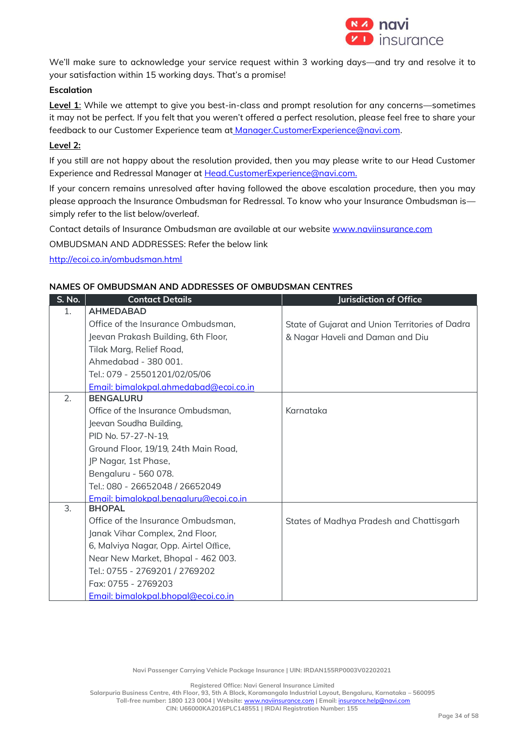We'll make sure to acknowledge your service request within 3 working days—and try and resolve it to your satisfaction within 15 working days. That's a promise!

**Escalation**

**Level 1**: While we attempt to give you best-in-class and prompt resolution for any concerns—sometimes it may not be perfect. If you felt that you weren't offered a perfect resolution, please feel free to share your feedback to our Customer Experience team at Manager.CustomerExperience@navi.com.

**Level 2:**

If you still are not happy about the resolution provided, then you may please write to our Head Customer Experience and Redressal Manager at Head.CustomerExperience@navi.com.

If your concern remains unresolved after having followed the above escalation procedure, then you may please approach the Insurance Ombudsman for Redressal. To know who your Insurance Ombudsman is—simply refer to the list below/overleaf.

Contact details of Insurance Ombudsman are available at our website www.naviinsurance.com

OMBUDSMAN AND ADDRESSES: Refer the below link

http://ecoi.co.in/ombudsman.html

**NAMES OF OMBUDSMAN AND ADDRESSES OF OMBUDSMAN CENTRES**

| S. No. | Contact Details | Jurisdiction of Office |
|---|---|---|
| 1. | **AHMEDABAD**<br>Office of the Insurance Ombudsman,<br>Jeevan Prakash Building, 6th Floor,<br>Tilak Marg, Relief Road,<br>Ahmedabad - 380 001.<br>Tel.: 079 - 25501201/02/05/06<br>Email: bimalokpal.ahmedabad@ecoi.co.in | State of Gujarat and Union Territories of Dadra & Nagar Haveli and Daman and Diu |
| 2. | **BENGALURU**<br>Office of the Insurance Ombudsman,<br>Jeevan Soudha Building,<br>PID No. 57-27-N-19,<br>Ground Floor, 19/19, 24th Main Road,<br>JP Nagar, 1st Phase,<br>Bengaluru - 560 078.<br>Tel.: 080 - 26652048 / 26652049<br>Email: bimalokpal.bengaluru@ecoi.co.in | Karnataka |
| 3. | **BHOPAL**<br>Office of the Insurance Ombudsman,<br>Janak Vihar Complex, 2nd Floor,<br>6, Malviya Nagar, Opp. Airtel Office,<br>Near New Market, Bhopal - 462 003.<br>Tel.: 0755 - 2769201 / 2769202<br>Fax: 0755 - 2769203<br>Email: bimalokpal.bhopal@ecoi.co.in | States of Madhya Pradesh and Chattisgarh |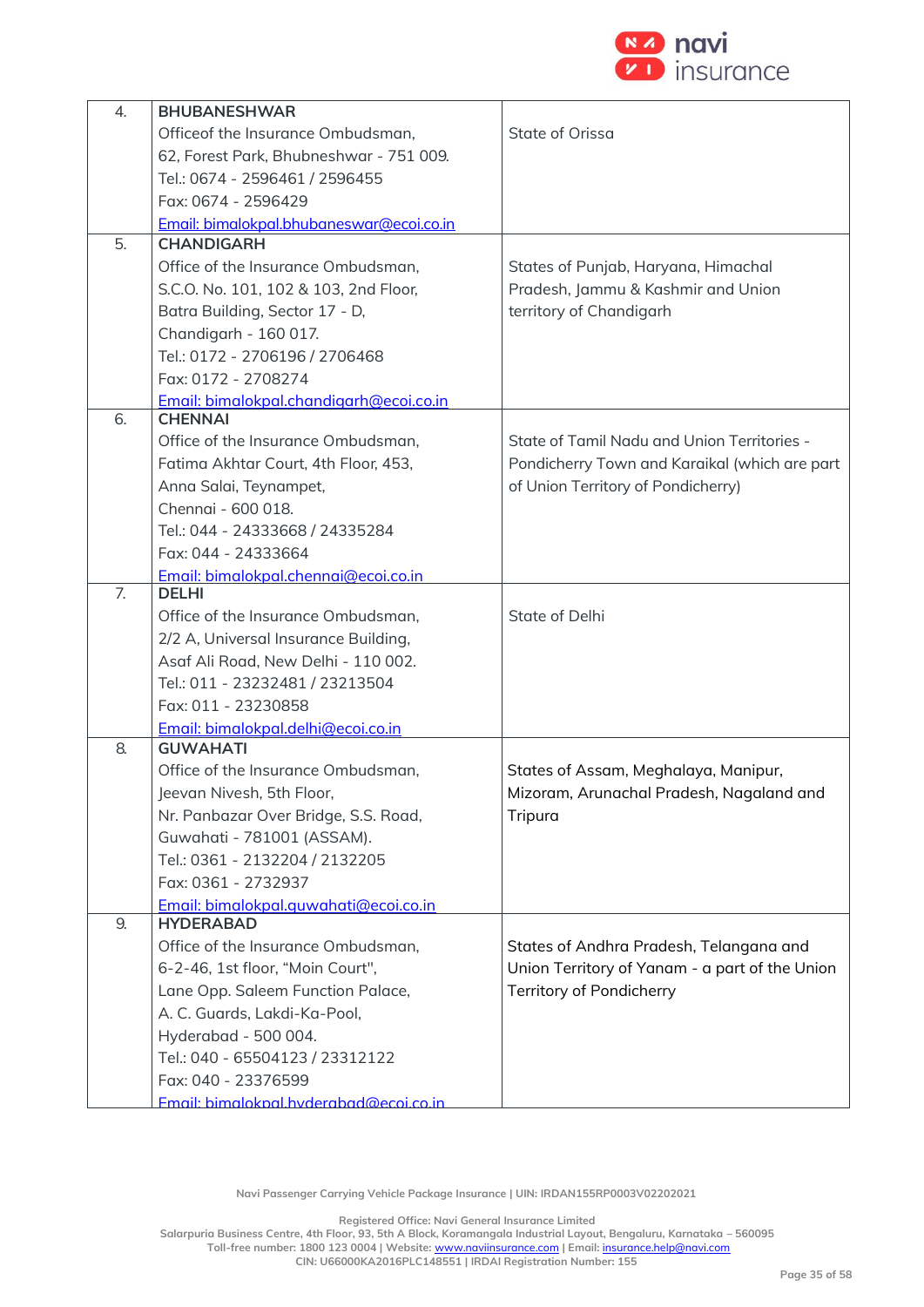| | | |
|---|---|---|
| 4. | **BHUBANESHWAR**<br>Officeof the Insurance Ombudsman,<br>62, Forest Park, Bhubneshwar - 751 009.<br>Tel.: 0674 - 2596461 / 2596455<br>Fax: 0674 - 2596429<br>Email: bimalokpal.bhubaneswar@ecoi.co.in | State of Orissa |
| 5. | **CHANDIGARH**<br>Office of the Insurance Ombudsman,<br>S.C.O. No. 101, 102 & 103, 2nd Floor,<br>Batra Building, Sector 17 - D,<br>Chandigarh - 160 017.<br>Tel.: 0172 - 2706196 / 2706468<br>Fax: 0172 - 2708274<br>Email: bimalokpal.chandigarh@ecoi.co.in | States of Punjab, Haryana, Himachal Pradesh, Jammu & Kashmir and Union territory of Chandigarh |
| 6. | **CHENNAI**<br>Office of the Insurance Ombudsman,<br>Fatima Akhtar Court, 4th Floor, 453,<br>Anna Salai, Teynampet,<br>Chennai - 600 018.<br>Tel.: 044 - 24333668 / 24335284<br>Fax: 044 - 24333664<br>Email: bimalokpal.chennai@ecoi.co.in | State of Tamil Nadu and Union Territories - Pondicherry Town and Karaikal (which are part of Union Territory of Pondicherry) |
| 7. | **DELHI**<br>Office of the Insurance Ombudsman,<br>2/2 A, Universal Insurance Building,<br>Asaf Ali Road, New Delhi - 110 002.<br>Tel.: 011 - 23232481 / 23213504<br>Fax: 011 - 23230858<br>Email: bimalokpal.delhi@ecoi.co.in | State of Delhi |
| 8. | **GUWAHATI**<br>Office of the Insurance Ombudsman,<br>Jeevan Nivesh, 5th Floor,<br>Nr. Panbazar Over Bridge, S.S. Road,<br>Guwahati - 781001 (ASSAM).<br>Tel.: 0361 - 2132204 / 2132205<br>Fax: 0361 - 2732937<br>Email: bimalokpal.guwahati@ecoi.co.in | States of Assam, Meghalaya, Manipur, Mizoram, Arunachal Pradesh, Nagaland and Tripura |
| 9. | **HYDERABAD**<br>Office of the Insurance Ombudsman,<br>6-2-46, 1st floor, "Moin Court",<br>Lane Opp. Saleem Function Palace,<br>A. C. Guards, Lakdi-Ka-Pool,<br>Hyderabad - 500 004.<br>Tel.: 040 - 65504123 / 23312122<br>Fax: 040 - 23376599<br>Email: bimalokpal.hyderabad@ecoi.co.in | States of Andhra Pradesh, Telangana and Union Territory of Yanam - a part of the Union Territory of Pondicherry |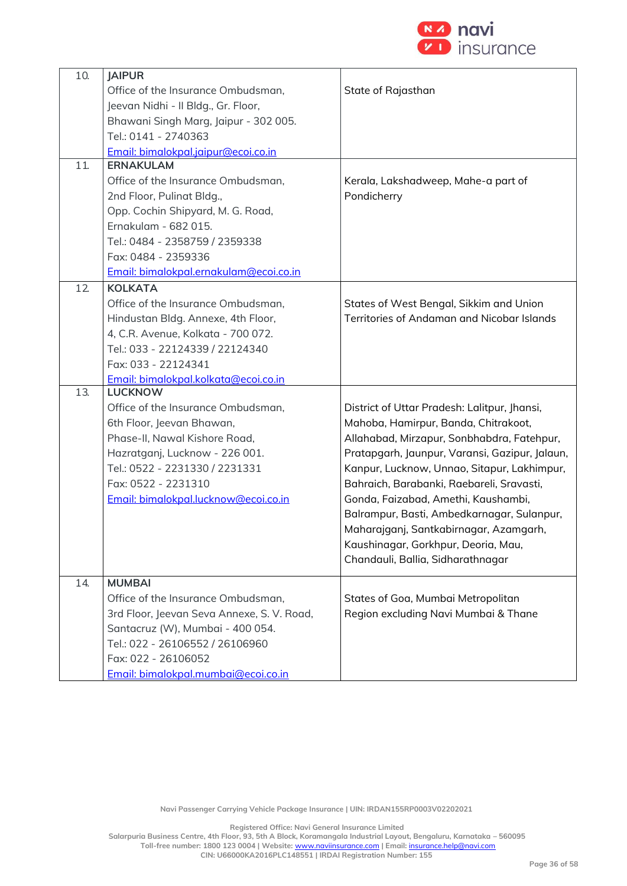| | | |
|---|---|---|
| 10. | **JAIPUR**<br>Office of the Insurance Ombudsman,<br>Jeevan Nidhi - II Bldg., Gr. Floor,<br>Bhawani Singh Marg, Jaipur - 302 005.<br>Tel.: 0141 - 2740363<br>Email: bimalokpal.jaipur@ecoi.co.in | State of Rajasthan |
| 11. | **ERNAKULAM**<br>Office of the Insurance Ombudsman,<br>2nd Floor, Pulinat Bldg.,<br>Opp. Cochin Shipyard, M. G. Road,<br>Ernakulam - 682 015.<br>Tel.: 0484 - 2358759 / 2359338<br>Fax: 0484 - 2359336<br>Email: bimalokpal.ernakulam@ecoi.co.in | Kerala, Lakshadweep, Mahe-a part of Pondicherry |
| 12. | **KOLKATA**<br>Office of the Insurance Ombudsman,<br>Hindustan Bldg. Annexe, 4th Floor,<br>4, C.R. Avenue, Kolkata - 700 072.<br>Tel.: 033 - 22124339 / 22124340<br>Fax: 033 - 22124341<br>Email: bimalokpal.kolkata@ecoi.co.in | States of West Bengal, Sikkim and Union Territories of Andaman and Nicobar Islands |
| 13. | **LUCKNOW**<br>Office of the Insurance Ombudsman,<br>6th Floor, Jeevan Bhawan,<br>Phase-II, Nawal Kishore Road,<br>Hazratganj, Lucknow - 226 001.<br>Tel.: 0522 - 2231330 / 2231331<br>Fax: 0522 - 2231310<br>Email: bimalokpal.lucknow@ecoi.co.in | District of Uttar Pradesh: Lalitpur, Jhansi, Mahoba, Hamirpur, Banda, Chitrakoot, Allahabad, Mirzapur, Sonbhabdra, Fatehpur, Pratapgarh, Jaunpur, Varansi, Gazipur, Jalaun, Kanpur, Lucknow, Unnao, Sitapur, Lakhimpur, Bahraich, Barabanki, Raebareli, Sravasti, Gonda, Faizabad, Amethi, Kaushambi, Balrampur, Basti, Ambedkarnagar, Sulanpur, Maharajganj, Santkabirnagar, Azamgarh, Kaushinagar, Gorkhpur, Deoria, Mau, Chandauli, Ballia, Sidharathnagar |
| 14. | **MUMBAI**<br>Office of the Insurance Ombudsman,<br>3rd Floor, Jeevan Seva Annexe, S. V. Road,<br>Santacruz (W), Mumbai - 400 054.<br>Tel.: 022 - 26106552 / 26106960<br>Fax: 022 - 26106052<br>Email: bimalokpal.mumbai@ecoi.co.in | States of Goa, Mumbai Metropolitan Region excluding Navi Mumbai & Thane |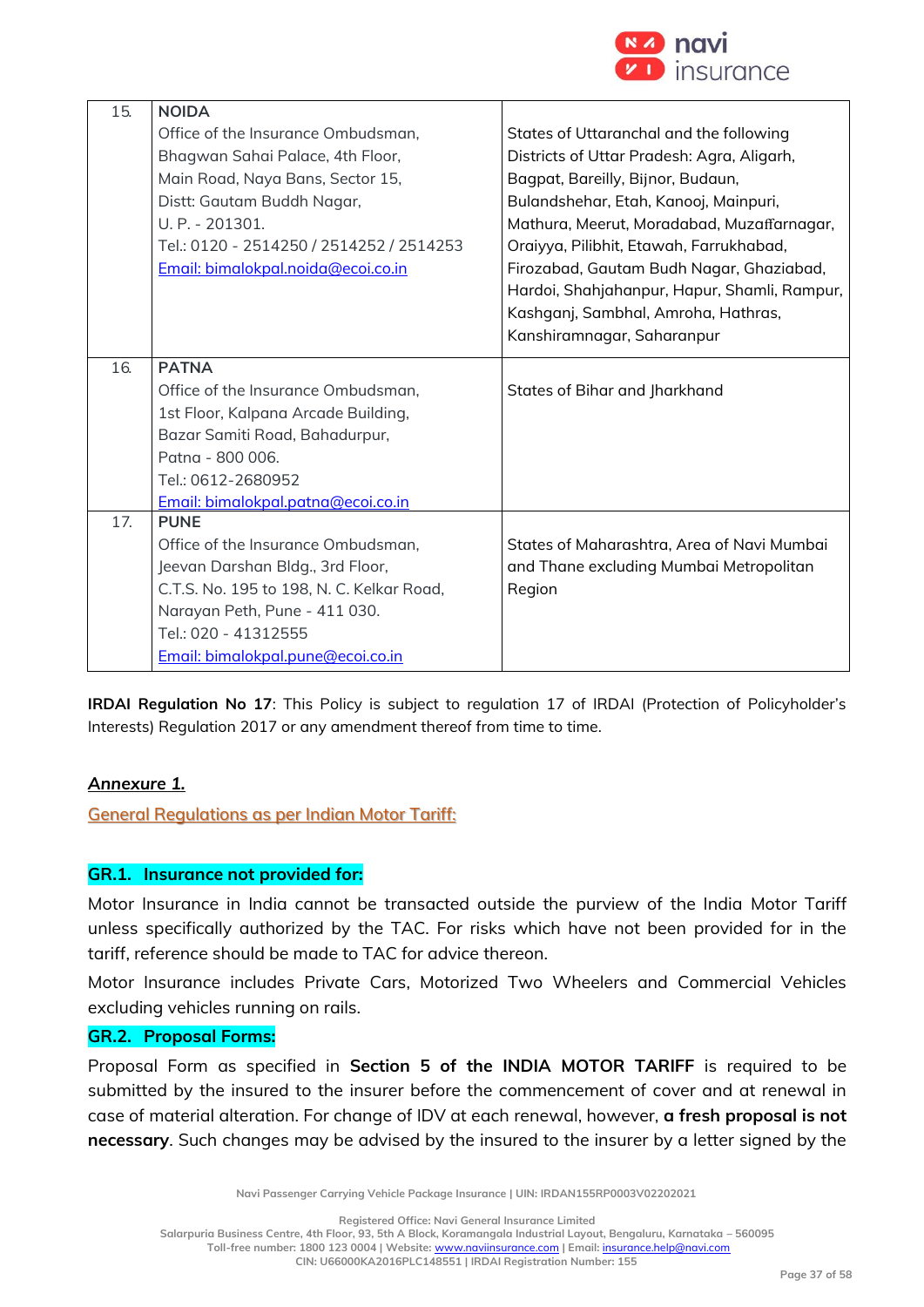| | | |
|---|---|---|
| 15. | **NOIDA**<br>Office of the Insurance Ombudsman,<br>Bhagwan Sahai Palace, 4th Floor,<br>Main Road, Naya Bans, Sector 15,<br>Distt: Gautam Buddh Nagar,<br>U. P. - 201301.<br>Tel.: 0120 - 2514250 / 2514252 / 2514253<br>Email: bimalokpal.noida@ecoi.co.in | States of Uttaranchal and the following Districts of Uttar Pradesh: Agra, Aligarh, Bagpat, Bareilly, Bijnor, Budaun, Bulandshehar, Etah, Kanooj, Mainpuri, Mathura, Meerut, Moradabad, Muzaffarnagar, Oraiyya, Pilibhit, Etawah, Farrukhabad, Firozabad, Gautam Budh Nagar, Ghaziabad, Hardoi, Shahjahanpur, Hapur, Shamli, Rampur, Kashganj, Sambhal, Amroha, Hathras, Kanshiramnagar, Saharanpur |
| 16. | **PATNA**<br>Office of the Insurance Ombudsman,<br>1st Floor, Kalpana Arcade Building,<br>Bazar Samiti Road, Bahadurpur,<br>Patna - 800 006.<br>Tel.: 0612-2680952<br>Email: bimalokpal.patna@ecoi.co.in | States of Bihar and Jharkhand |
| 17. | **PUNE**<br>Office of the Insurance Ombudsman,<br>Jeevan Darshan Bldg., 3rd Floor,<br>C.T.S. No. 195 to 198, N. C. Kelkar Road,<br>Narayan Peth, Pune - 411 030.<br>Tel.: 020 - 41312555<br>Email: bimalokpal.pune@ecoi.co.in | States of Maharashtra, Area of Navi Mumbai and Thane excluding Mumbai Metropolitan Region |

**IRDAI Regulation No 17**: This Policy is subject to regulation 17 of IRDAI (Protection of Policyholder's Interests) Regulation 2017 or any amendment thereof from time to time.

## Annexure 1.

### General Regulations as per Indian Motor Tariff:

#### GR.1. Insurance not provided for:

Motor Insurance in India cannot be transacted outside the purview of the India Motor Tariff unless specifically authorized by the TAC. For risks which have not been provided for in the tariff, reference should be made to TAC for advice thereon.

Motor Insurance includes Private Cars, Motorized Two Wheelers and Commercial Vehicles excluding vehicles running on rails.

#### GR.2. Proposal Forms:

Proposal Form as specified in **Section 5 of the INDIA MOTOR TARIFF** is required to be submitted by the insured to the insurer before the commencement of cover and at renewal in case of material alteration. For change of IDV at each renewal, however, **a fresh proposal is not necessary**. Such changes may be advised by the insured to the insurer by a letter signed by the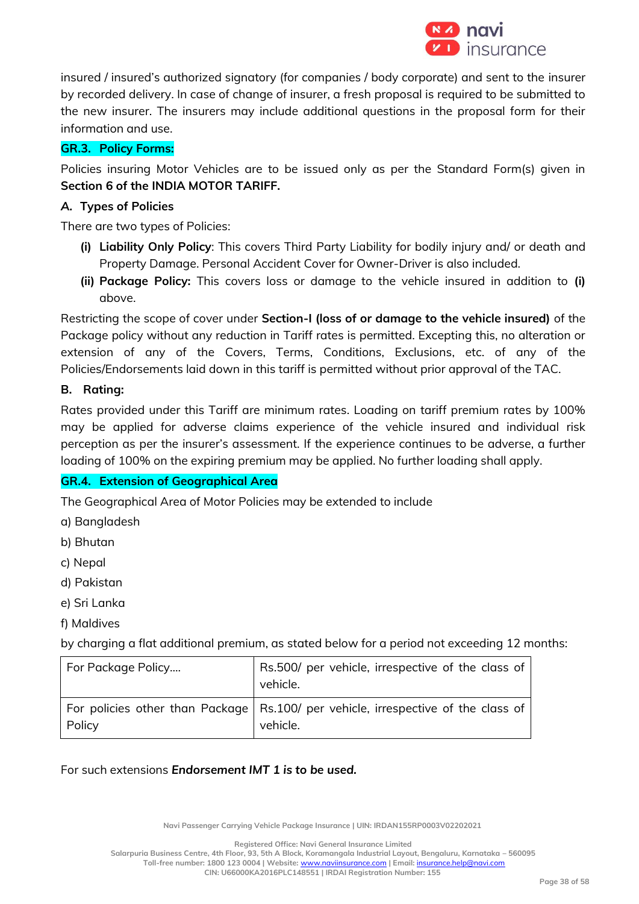insured / insured's authorized signatory (for companies / body corporate) and sent to the insurer by recorded delivery. In case of change of insurer, a fresh proposal is required to be submitted to the new insurer. The insurers may include additional questions in the proposal form for their information and use.

## GR.3. Policy Forms:

Policies insuring Motor Vehicles are to be issued only as per the Standard Form(s) given in **Section 6 of the INDIA MOTOR TARIFF.**

### A. Types of Policies

There are two types of Policies:

- **(i) Liability Only Policy**: This covers Third Party Liability for bodily injury and/ or death and Property Damage. Personal Accident Cover for Owner-Driver is also included.
- **(ii) Package Policy:** This covers loss or damage to the vehicle insured in addition to **(i)** above.

Restricting the scope of cover under **Section-I (loss of or damage to the vehicle insured)** of the Package policy without any reduction in Tariff rates is permitted. Excepting this, no alteration or extension of any of the Covers, Terms, Conditions, Exclusions, etc. of any of the Policies/Endorsements laid down in this tariff is permitted without prior approval of the TAC.

### B. Rating:

Rates provided under this Tariff are minimum rates. Loading on tariff premium rates by 100% may be applied for adverse claims experience of the vehicle insured and individual risk perception as per the insurer's assessment. If the experience continues to be adverse, a further loading of 100% on the expiring premium may be applied. No further loading shall apply.

## GR.4. Extension of Geographical Area

The Geographical Area of Motor Policies may be extended to include

a) Bangladesh

b) Bhutan

c) Nepal

d) Pakistan

e) Sri Lanka

f) Maldives

by charging a flat additional premium, as stated below for a period not exceeding 12 months:

| | |
|---|---|
| For Package Policy.... | Rs.500/ per vehicle, irrespective of the class of vehicle. |
| For policies other than Package Policy | Rs.100/ per vehicle, irrespective of the class of vehicle. |

For such extensions ***Endorsement IMT 1 is to be used.***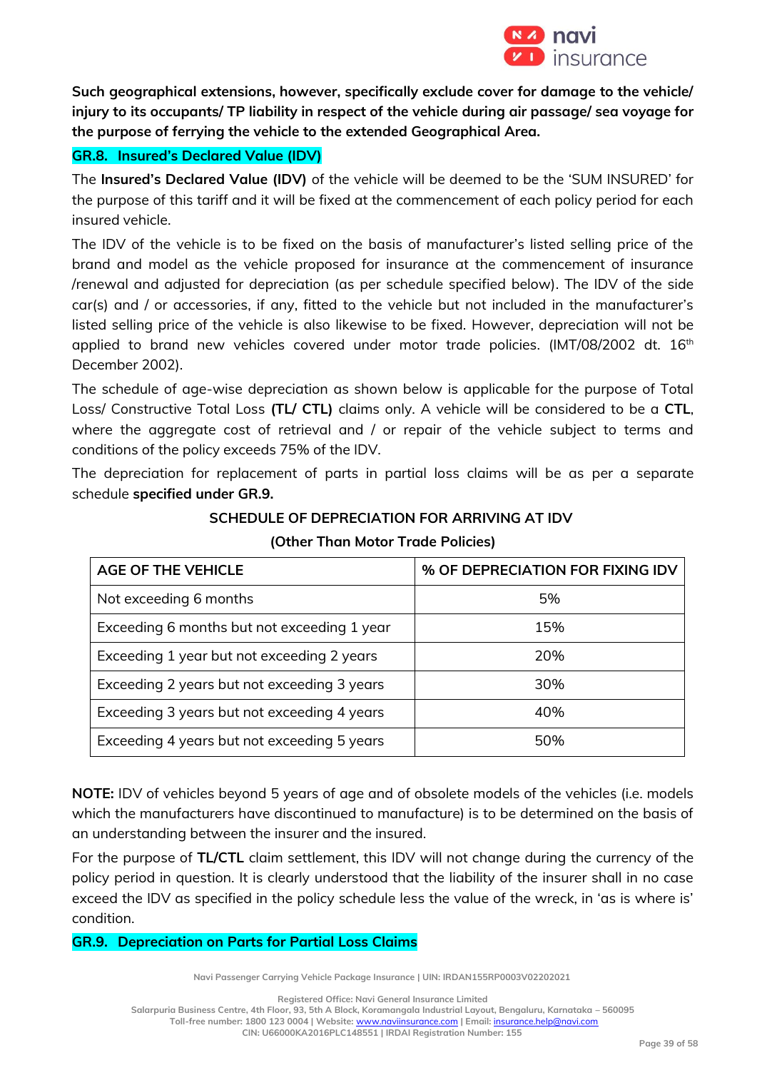**Such geographical extensions, however, specifically exclude cover for damage to the vehicle/ injury to its occupants/ TP liability in respect of the vehicle during air passage/ sea voyage for the purpose of ferrying the vehicle to the extended Geographical Area.**

## GR.8. Insured's Declared Value (IDV)

The **Insured's Declared Value (IDV)** of the vehicle will be deemed to be the 'SUM INSURED' for the purpose of this tariff and it will be fixed at the commencement of each policy period for each insured vehicle.

The IDV of the vehicle is to be fixed on the basis of manufacturer's listed selling price of the brand and model as the vehicle proposed for insurance at the commencement of insurance /renewal and adjusted for depreciation (as per schedule specified below). The IDV of the side car(s) and / or accessories, if any, fitted to the vehicle but not included in the manufacturer's listed selling price of the vehicle is also likewise to be fixed. However, depreciation will not be applied to brand new vehicles covered under motor trade policies. (IMT/08/2002 dt. 16th December 2002).

The schedule of age-wise depreciation as shown below is applicable for the purpose of Total Loss/ Constructive Total Loss **(TL/ CTL)** claims only. A vehicle will be considered to be a **CTL**, where the aggregate cost of retrieval and / or repair of the vehicle subject to terms and conditions of the policy exceeds 75% of the IDV.

The depreciation for replacement of parts in partial loss claims will be as per a separate schedule **specified under GR.9.**

**SCHEDULE OF DEPRECIATION FOR ARRIVING AT IDV**

**(Other Than Motor Trade Policies)**

| AGE OF THE VEHICLE | % OF DEPRECIATION FOR FIXING IDV |
|---|---|
| Not exceeding 6 months | 5% |
| Exceeding 6 months but not exceeding 1 year | 15% |
| Exceeding 1 year but not exceeding 2 years | 20% |
| Exceeding 2 years but not exceeding 3 years | 30% |
| Exceeding 3 years but not exceeding 4 years | 40% |
| Exceeding 4 years but not exceeding 5 years | 50% |

**NOTE:** IDV of vehicles beyond 5 years of age and of obsolete models of the vehicles (i.e. models which the manufacturers have discontinued to manufacture) is to be determined on the basis of an understanding between the insurer and the insured.

For the purpose of **TL/CTL** claim settlement, this IDV will not change during the currency of the policy period in question. It is clearly understood that the liability of the insurer shall in no case exceed the IDV as specified in the policy schedule less the value of the wreck, in 'as is where is' condition.

## GR.9. Depreciation on Parts for Partial Loss Claims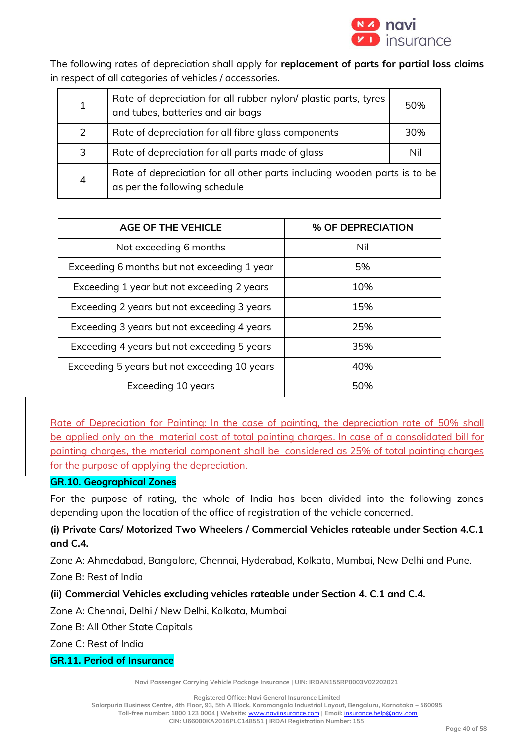The following rates of depreciation shall apply for **replacement of parts for partial loss claims** in respect of all categories of vehicles / accessories.

| | | |
|---|---|---|
| 1 | Rate of depreciation for all rubber nylon/ plastic parts, tyres and tubes, batteries and air bags | 50% |
| 2 | Rate of depreciation for all fibre glass components | 30% |
| 3 | Rate of depreciation for all parts made of glass | Nil |
| 4 | Rate of depreciation for all other parts including wooden parts is to be as per the following schedule | |

| AGE OF THE VEHICLE | % OF DEPRECIATION |
|---|---|
| Not exceeding 6 months | Nil |
| Exceeding 6 months but not exceeding 1 year | 5% |
| Exceeding 1 year but not exceeding 2 years | 10% |
| Exceeding 2 years but not exceeding 3 years | 15% |
| Exceeding 3 years but not exceeding 4 years | 25% |
| Exceeding 4 years but not exceeding 5 years | 35% |
| Exceeding 5 years but not exceeding 10 years | 40% |
| Exceeding 10 years | 50% |

Rate of Depreciation for Painting: In the case of painting, the depreciation rate of 50% shall be applied only on the material cost of total painting charges. In case of a consolidated bill for painting charges, the material component shall be considered as 25% of total painting charges for the purpose of applying the depreciation.

**GR.10. Geographical Zones**

For the purpose of rating, the whole of India has been divided into the following zones depending upon the location of the office of registration of the vehicle concerned.

**(i) Private Cars/ Motorized Two Wheelers / Commercial Vehicles rateable under Section 4.C.1 and C.4.**

Zone A: Ahmedabad, Bangalore, Chennai, Hyderabad, Kolkata, Mumbai, New Delhi and Pune.

Zone B: Rest of India

**(ii) Commercial Vehicles excluding vehicles rateable under Section 4. C.1 and C.4.**

Zone A: Chennai, Delhi / New Delhi, Kolkata, Mumbai

Zone B: All Other State Capitals

Zone C: Rest of India

**GR.11. Period of Insurance**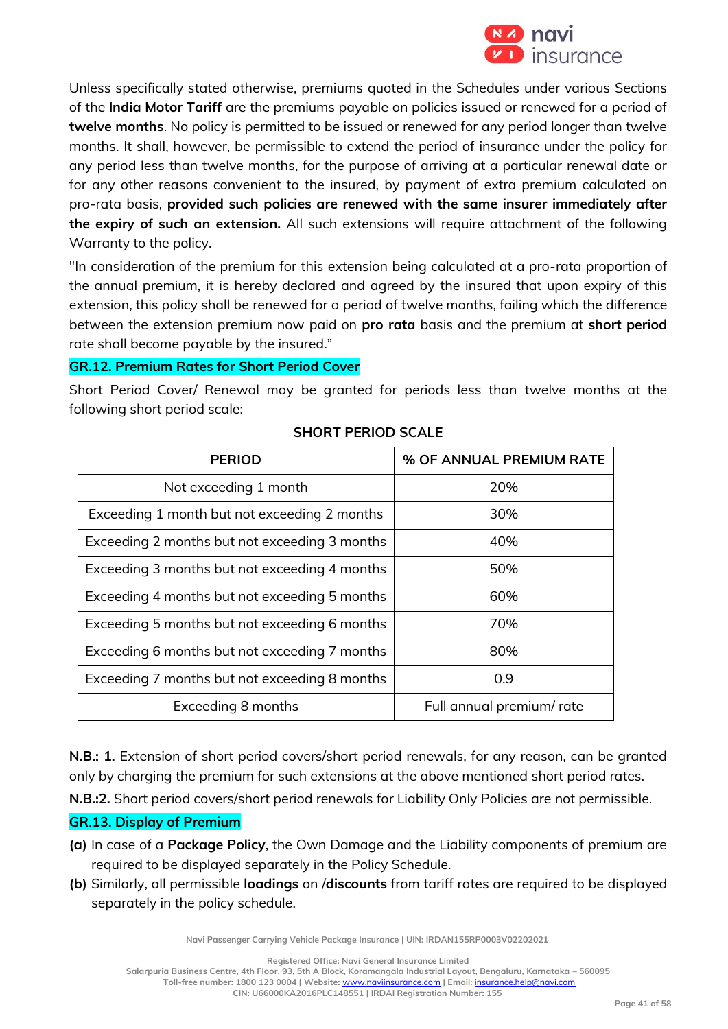Unless specifically stated otherwise, premiums quoted in the Schedules under various Sections of the **India Motor Tariff** are the premiums payable on policies issued or renewed for a period of **twelve months**. No policy is permitted to be issued or renewed for any period longer than twelve months. It shall, however, be permissible to extend the period of insurance under the policy for any period less than twelve months, for the purpose of arriving at a particular renewal date or for any other reasons convenient to the insured, by payment of extra premium calculated on pro-rata basis, **provided such policies are renewed with the same insurer immediately after the expiry of such an extension.** All such extensions will require attachment of the following Warranty to the policy.

"In consideration of the premium for this extension being calculated at a pro-rata proportion of the annual premium, it is hereby declared and agreed by the insured that upon expiry of this extension, this policy shall be renewed for a period of twelve months, failing which the difference between the extension premium now paid on **pro rata** basis and the premium at **short period** rate shall become payable by the insured."

## GR.12. Premium Rates for Short Period Cover

Short Period Cover/ Renewal may be granted for periods less than twelve months at the following short period scale:

**SHORT PERIOD SCALE**

| PERIOD | % OF ANNUAL PREMIUM RATE |
|---|---|
| Not exceeding 1 month | 20% |
| Exceeding 1 month but not exceeding 2 months | 30% |
| Exceeding 2 months but not exceeding 3 months | 40% |
| Exceeding 3 months but not exceeding 4 months | 50% |
| Exceeding 4 months but not exceeding 5 months | 60% |
| Exceeding 5 months but not exceeding 6 months | 70% |
| Exceeding 6 months but not exceeding 7 months | 80% |
| Exceeding 7 months but not exceeding 8 months | 0.9 |
| Exceeding 8 months | Full annual premium/ rate |

**N.B.: 1.** Extension of short period covers/short period renewals, for any reason, can be granted only by charging the premium for such extensions at the above mentioned short period rates.

**N.B.:2.** Short period covers/short period renewals for Liability Only Policies are not permissible.

## GR.13. Display of Premium

**(a)** In case of a **Package Policy**, the Own Damage and the Liability components of premium are required to be displayed separately in the Policy Schedule.

**(b)** Similarly, all permissible **loadings** on /**discounts** from tariff rates are required to be displayed separately in the policy schedule.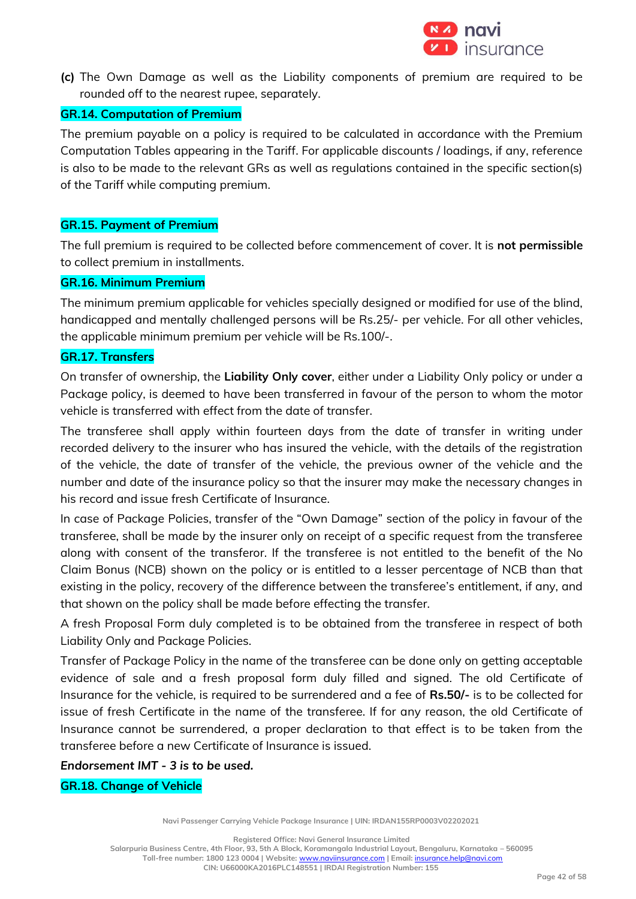**(c)** The Own Damage as well as the Liability components of premium are required to be rounded off to the nearest rupee, separately.

### GR.14. Computation of Premium

The premium payable on a policy is required to be calculated in accordance with the Premium Computation Tables appearing in the Tariff. For applicable discounts / loadings, if any, reference is also to be made to the relevant GRs as well as regulations contained in the specific section(s) of the Tariff while computing premium.

### GR.15. Payment of Premium

The full premium is required to be collected before commencement of cover. It is **not permissible** to collect premium in installments.

### GR.16. Minimum Premium

The minimum premium applicable for vehicles specially designed or modified for use of the blind, handicapped and mentally challenged persons will be Rs.25/- per vehicle. For all other vehicles, the applicable minimum premium per vehicle will be Rs.100/-.

### GR.17. Transfers

On transfer of ownership, the **Liability Only cover**, either under a Liability Only policy or under a Package policy, is deemed to have been transferred in favour of the person to whom the motor vehicle is transferred with effect from the date of transfer.

The transferee shall apply within fourteen days from the date of transfer in writing under recorded delivery to the insurer who has insured the vehicle, with the details of the registration of the vehicle, the date of transfer of the vehicle, the previous owner of the vehicle and the number and date of the insurance policy so that the insurer may make the necessary changes in his record and issue fresh Certificate of Insurance.

In case of Package Policies, transfer of the "Own Damage" section of the policy in favour of the transferee, shall be made by the insurer only on receipt of a specific request from the transferee along with consent of the transferor. If the transferee is not entitled to the benefit of the No Claim Bonus (NCB) shown on the policy or is entitled to a lesser percentage of NCB than that existing in the policy, recovery of the difference between the transferee's entitlement, if any, and that shown on the policy shall be made before effecting the transfer.

A fresh Proposal Form duly completed is to be obtained from the transferee in respect of both Liability Only and Package Policies.

Transfer of Package Policy in the name of the transferee can be done only on getting acceptable evidence of sale and a fresh proposal form duly filled and signed. The old Certificate of Insurance for the vehicle, is required to be surrendered and a fee of **Rs.50/-** is to be collected for issue of fresh Certificate in the name of the transferee. If for any reason, the old Certificate of Insurance cannot be surrendered, a proper declaration to that effect is to be taken from the transferee before a new Certificate of Insurance is issued.

***Endorsement IMT - 3 is to be used.***

### GR.18. Change of Vehicle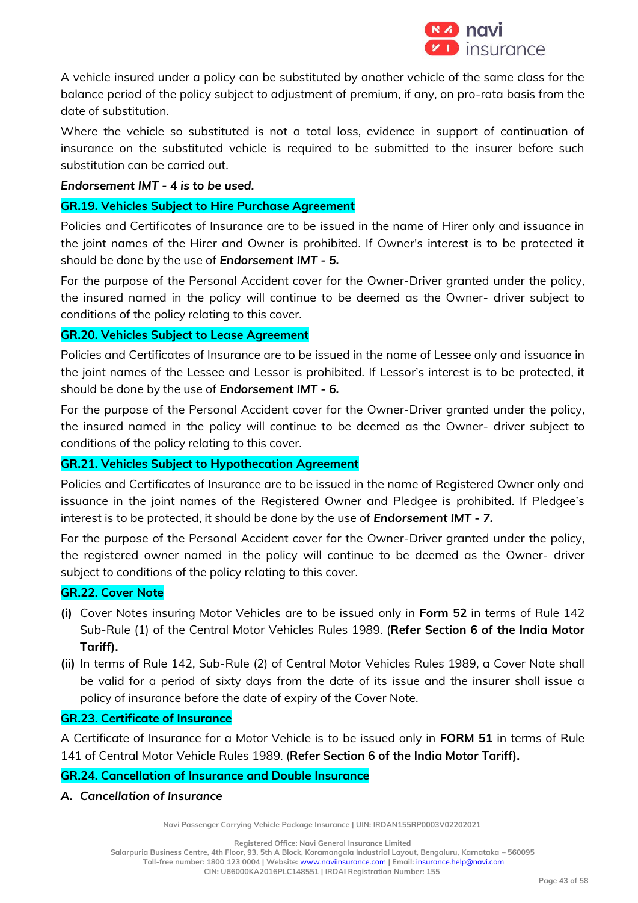A vehicle insured under a policy can be substituted by another vehicle of the same class for the balance period of the policy subject to adjustment of premium, if any, on pro-rata basis from the date of substitution.

Where the vehicle so substituted is not a total loss, evidence in support of continuation of insurance on the substituted vehicle is required to be submitted to the insurer before such substitution can be carried out.

***Endorsement IMT - 4 is to be used.***

## GR.19. Vehicles Subject to Hire Purchase Agreement

Policies and Certificates of Insurance are to be issued in the name of Hirer only and issuance in the joint names of the Hirer and Owner is prohibited. If Owner's interest is to be protected it should be done by the use of ***Endorsement IMT - 5.***

For the purpose of the Personal Accident cover for the Owner-Driver granted under the policy, the insured named in the policy will continue to be deemed as the Owner- driver subject to conditions of the policy relating to this cover.

## GR.20. Vehicles Subject to Lease Agreement

Policies and Certificates of Insurance are to be issued in the name of Lessee only and issuance in the joint names of the Lessee and Lessor is prohibited. If Lessor's interest is to be protected, it should be done by the use of ***Endorsement IMT - 6.***

For the purpose of the Personal Accident cover for the Owner-Driver granted under the policy, the insured named in the policy will continue to be deemed as the Owner- driver subject to conditions of the policy relating to this cover.

## GR.21. Vehicles Subject to Hypothecation Agreement

Policies and Certificates of Insurance are to be issued in the name of Registered Owner only and issuance in the joint names of the Registered Owner and Pledgee is prohibited. If Pledgee's interest is to be protected, it should be done by the use of ***Endorsement IMT - 7.***

For the purpose of the Personal Accident cover for the Owner-Driver granted under the policy, the registered owner named in the policy will continue to be deemed as the Owner- driver subject to conditions of the policy relating to this cover.

## GR.22. Cover Note

**(i)** Cover Notes insuring Motor Vehicles are to be issued only in **Form 52** in terms of Rule 142 Sub-Rule (1) of the Central Motor Vehicles Rules 1989. (**Refer Section 6 of the India Motor Tariff).**

**(ii)** In terms of Rule 142, Sub-Rule (2) of Central Motor Vehicles Rules 1989, a Cover Note shall be valid for a period of sixty days from the date of its issue and the insurer shall issue a policy of insurance before the date of expiry of the Cover Note.

## GR.23. Certificate of Insurance

A Certificate of Insurance for a Motor Vehicle is to be issued only in **FORM 51** in terms of Rule 141 of Central Motor Vehicle Rules 1989. (**Refer Section 6 of the India Motor Tariff).**

## GR.24. Cancellation of Insurance and Double Insurance

***A. Cancellation of Insurance***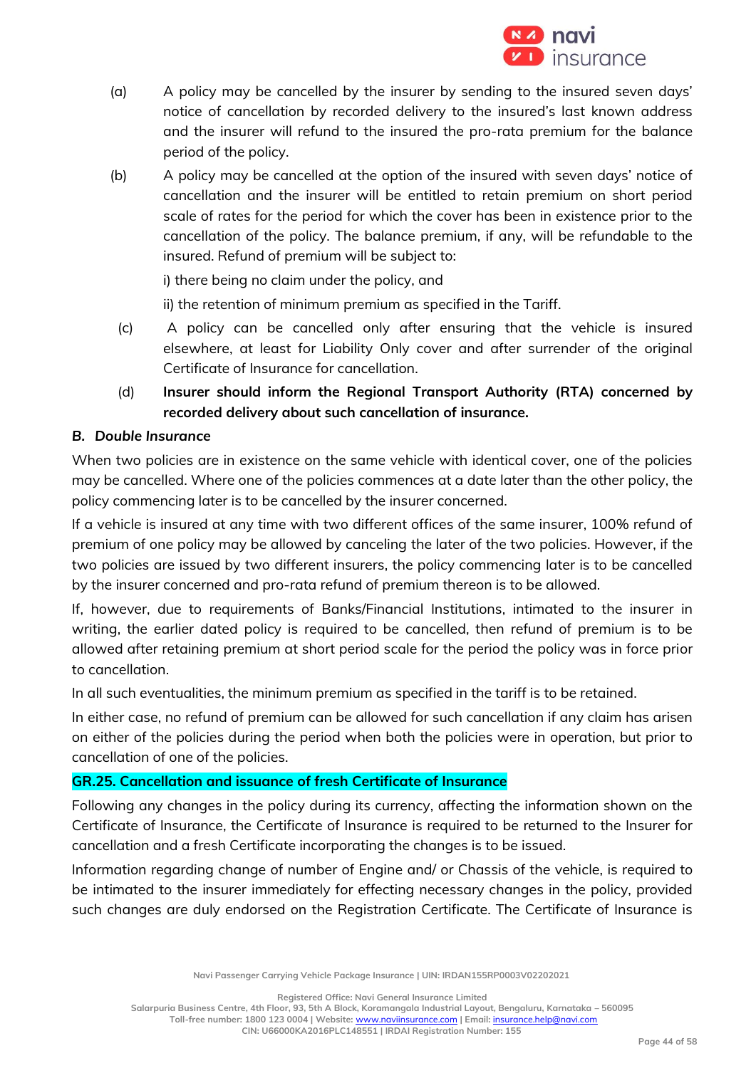(a) A policy may be cancelled by the insurer by sending to the insured seven days' notice of cancellation by recorded delivery to the insured's last known address and the insurer will refund to the insured the pro-rata premium for the balance period of the policy.

(b) A policy may be cancelled at the option of the insured with seven days' notice of cancellation and the insurer will be entitled to retain premium on short period scale of rates for the period for which the cover has been in existence prior to the cancellation of the policy. The balance premium, if any, will be refundable to the insured. Refund of premium will be subject to:

i) there being no claim under the policy, and

ii) the retention of minimum premium as specified in the Tariff.

(c) A policy can be cancelled only after ensuring that the vehicle is insured elsewhere, at least for Liability Only cover and after surrender of the original Certificate of Insurance for cancellation.

(d) **Insurer should inform the Regional Transport Authority (RTA) concerned by recorded delivery about such cancellation of insurance.**

### *B. Double Insurance*

When two policies are in existence on the same vehicle with identical cover, one of the policies may be cancelled. Where one of the policies commences at a date later than the other policy, the policy commencing later is to be cancelled by the insurer concerned.

If a vehicle is insured at any time with two different offices of the same insurer, 100% refund of premium of one policy may be allowed by canceling the later of the two policies. However, if the two policies are issued by two different insurers, the policy commencing later is to be cancelled by the insurer concerned and pro-rata refund of premium thereon is to be allowed.

If, however, due to requirements of Banks/Financial Institutions, intimated to the insurer in writing, the earlier dated policy is required to be cancelled, then refund of premium is to be allowed after retaining premium at short period scale for the period the policy was in force prior to cancellation.

In all such eventualities, the minimum premium as specified in the tariff is to be retained.

In either case, no refund of premium can be allowed for such cancellation if any claim has arisen on either of the policies during the period when both the policies were in operation, but prior to cancellation of one of the policies.

### GR.25. Cancellation and issuance of fresh Certificate of Insurance

Following any changes in the policy during its currency, affecting the information shown on the Certificate of Insurance, the Certificate of Insurance is required to be returned to the Insurer for cancellation and a fresh Certificate incorporating the changes is to be issued.

Information regarding change of number of Engine and/ or Chassis of the vehicle, is required to be intimated to the insurer immediately for effecting necessary changes in the policy, provided such changes are duly endorsed on the Registration Certificate. The Certificate of Insurance is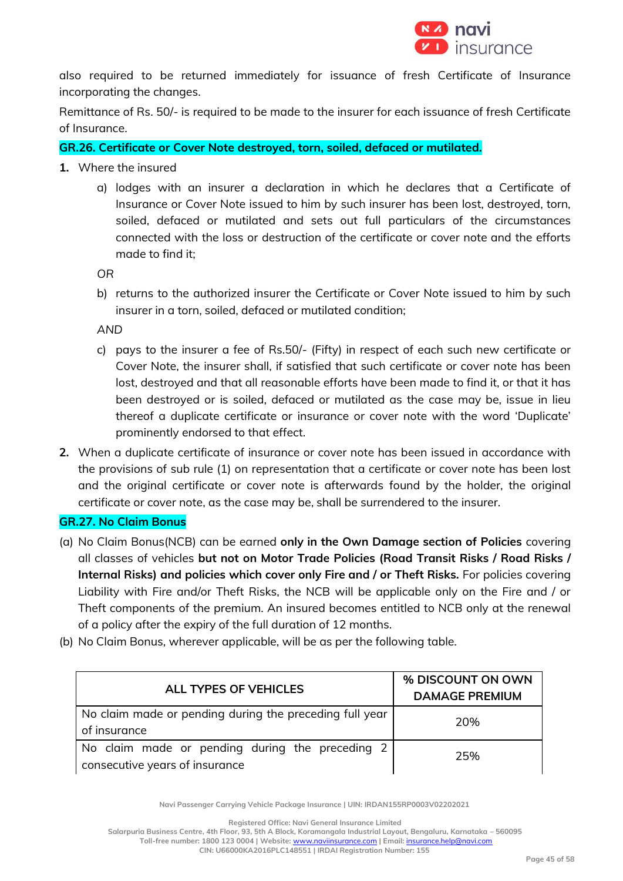also required to be returned immediately for issuance of fresh Certificate of Insurance incorporating the changes.

Remittance of Rs. 50/- is required to be made to the insurer for each issuance of fresh Certificate of Insurance.

## GR.26. Certificate or Cover Note destroyed, torn, soiled, defaced or mutilated.

1. Where the insured
   a) lodges with an insurer a declaration in which he declares that a Certificate of Insurance or Cover Note issued to him by such insurer has been lost, destroyed, torn, soiled, defaced or mutilated and sets out full particulars of the circumstances connected with the loss or destruction of the certificate or cover note and the efforts made to find it;

   *OR*

   b) returns to the authorized insurer the Certificate or Cover Note issued to him by such insurer in a torn, soiled, defaced or mutilated condition;

   *AND*

   c) pays to the insurer a fee of Rs.50/- (Fifty) in respect of each such new certificate or Cover Note, the insurer shall, if satisfied that such certificate or cover note has been lost, destroyed and that all reasonable efforts have been made to find it, or that it has been destroyed or is soiled, defaced or mutilated as the case may be, issue in lieu thereof a duplicate certificate or insurance or cover note with the word 'Duplicate' prominently endorsed to that effect.
2. When a duplicate certificate of insurance or cover note has been issued in accordance with the provisions of sub rule (1) on representation that a certificate or cover note has been lost and the original certificate or cover note is afterwards found by the holder, the original certificate or cover note, as the case may be, shall be surrendered to the insurer.

## GR.27. No Claim Bonus

(a) No Claim Bonus(NCB) can be earned **only in the Own Damage section of Policies** covering all classes of vehicles **but not on Motor Trade Policies (Road Transit Risks / Road Risks / Internal Risks) and policies which cover only Fire and / or Theft Risks.** For policies covering Liability with Fire and/or Theft Risks, the NCB will be applicable only on the Fire and / or Theft components of the premium. An insured becomes entitled to NCB only at the renewal of a policy after the expiry of the full duration of 12 months.

(b) No Claim Bonus, wherever applicable, will be as per the following table.

| ALL TYPES OF VEHICLES | % DISCOUNT ON OWN DAMAGE PREMIUM |
|---|---|
| No claim made or pending during the preceding full year of insurance | 20% |
| No claim made or pending during the preceding 2 consecutive years of insurance | 25% |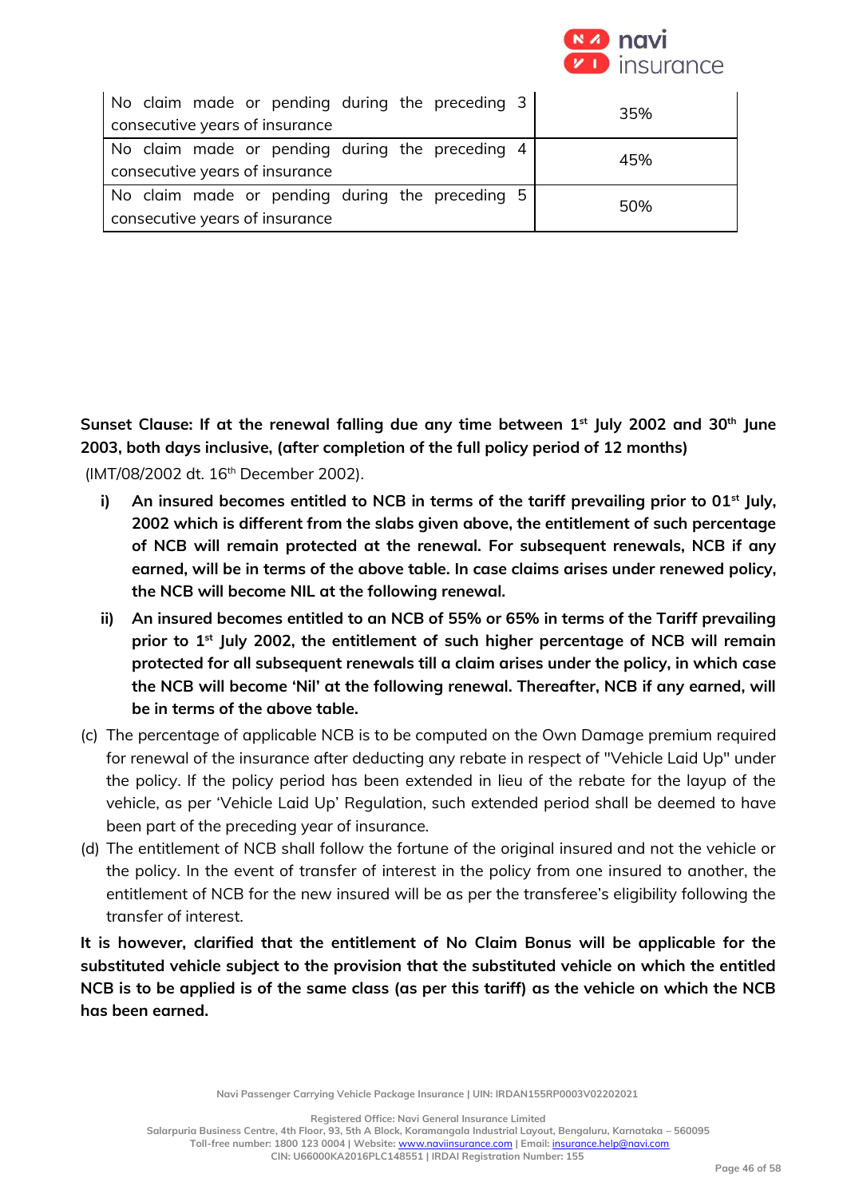| | |
|---|---|
| No claim made or pending during the preceding 3 consecutive years of insurance | 35% |
| No claim made or pending during the preceding 4 consecutive years of insurance | 45% |
| No claim made or pending during the preceding 5 consecutive years of insurance | 50% |

**Sunset Clause: If at the renewal falling due any time between 1st July 2002 and 30th June 2003, both days inclusive, (after completion of the full policy period of 12 months)**
(IMT/08/2002 dt. 16th December 2002).

i) **An insured becomes entitled to NCB in terms of the tariff prevailing prior to 01st July, 2002 which is different from the slabs given above, the entitlement of such percentage of NCB will remain protected at the renewal. For subsequent renewals, NCB if any earned, will be in terms of the above table. In case claims arises under renewed policy, the NCB will become NIL at the following renewal.**

ii) **An insured becomes entitled to an NCB of 55% or 65% in terms of the Tariff prevailing prior to 1st July 2002, the entitlement of such higher percentage of NCB will remain protected for all subsequent renewals till a claim arises under the policy, in which case the NCB will become 'Nil' at the following renewal. Thereafter, NCB if any earned, will be in terms of the above table.**

(c) The percentage of applicable NCB is to be computed on the Own Damage premium required for renewal of the insurance after deducting any rebate in respect of "Vehicle Laid Up" under the policy. If the policy period has been extended in lieu of the rebate for the layup of the vehicle, as per 'Vehicle Laid Up' Regulation, such extended period shall be deemed to have been part of the preceding year of insurance.

(d) The entitlement of NCB shall follow the fortune of the original insured and not the vehicle or the policy. In the event of transfer of interest in the policy from one insured to another, the entitlement of NCB for the new insured will be as per the transferee's eligibility following the transfer of interest.

**It is however, clarified that the entitlement of No Claim Bonus will be applicable for the substituted vehicle subject to the provision that the substituted vehicle on which the entitled NCB is to be applied is of the same class (as per this tariff) as the vehicle on which the NCB has been earned.**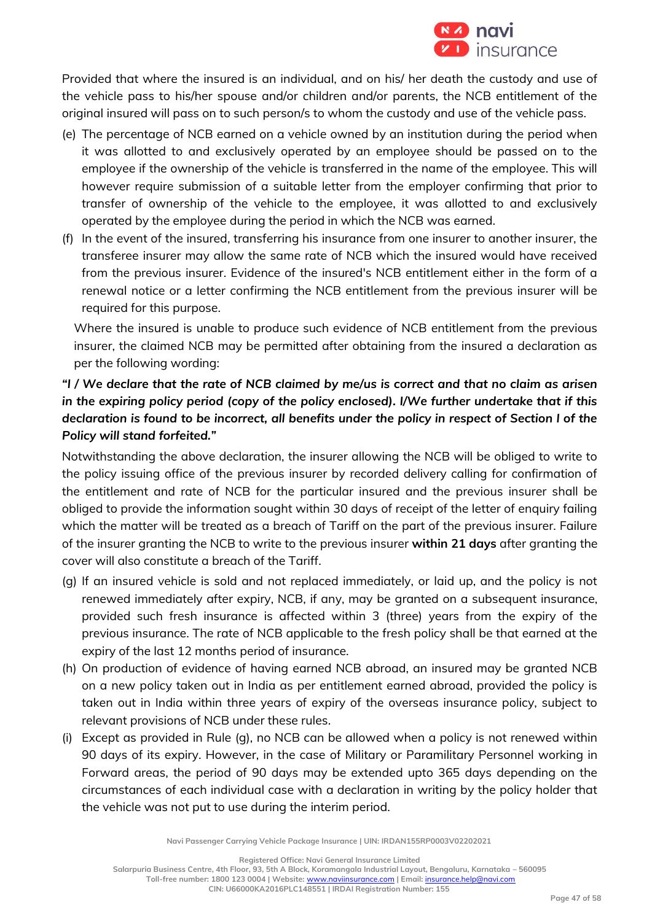Provided that where the insured is an individual, and on his/ her death the custody and use of the vehicle pass to his/her spouse and/or children and/or parents, the NCB entitlement of the original insured will pass on to such person/s to whom the custody and use of the vehicle pass.

(e) The percentage of NCB earned on a vehicle owned by an institution during the period when it was allotted to and exclusively operated by an employee should be passed on to the employee if the ownership of the vehicle is transferred in the name of the employee. This will however require submission of a suitable letter from the employer confirming that prior to transfer of ownership of the vehicle to the employee, it was allotted to and exclusively operated by the employee during the period in which the NCB was earned.

(f) In the event of the insured, transferring his insurance from one insurer to another insurer, the transferee insurer may allow the same rate of NCB which the insured would have received from the previous insurer. Evidence of the insured's NCB entitlement either in the form of a renewal notice or a letter confirming the NCB entitlement from the previous insurer will be required for this purpose.

Where the insured is unable to produce such evidence of NCB entitlement from the previous insurer, the claimed NCB may be permitted after obtaining from the insured a declaration as per the following wording:

***"I / We declare that the rate of NCB claimed by me/us is correct and that no claim as arisen in the expiring policy period (copy of the policy enclosed). I/We further undertake that if this declaration is found to be incorrect, all benefits under the policy in respect of Section I of the Policy will stand forfeited."***

Notwithstanding the above declaration, the insurer allowing the NCB will be obliged to write to the policy issuing office of the previous insurer by recorded delivery calling for confirmation of the entitlement and rate of NCB for the particular insured and the previous insurer shall be obliged to provide the information sought within 30 days of receipt of the letter of enquiry failing which the matter will be treated as a breach of Tariff on the part of the previous insurer. Failure of the insurer granting the NCB to write to the previous insurer **within 21 days** after granting the cover will also constitute a breach of the Tariff.

(g) If an insured vehicle is sold and not replaced immediately, or laid up, and the policy is not renewed immediately after expiry, NCB, if any, may be granted on a subsequent insurance, provided such fresh insurance is affected within 3 (three) years from the expiry of the previous insurance. The rate of NCB applicable to the fresh policy shall be that earned at the expiry of the last 12 months period of insurance.

(h) On production of evidence of having earned NCB abroad, an insured may be granted NCB on a new policy taken out in India as per entitlement earned abroad, provided the policy is taken out in India within three years of expiry of the overseas insurance policy, subject to relevant provisions of NCB under these rules.

(i) Except as provided in Rule (g), no NCB can be allowed when a policy is not renewed within 90 days of its expiry. However, in the case of Military or Paramilitary Personnel working in Forward areas, the period of 90 days may be extended upto 365 days depending on the circumstances of each individual case with a declaration in writing by the policy holder that the vehicle was not put to use during the interim period.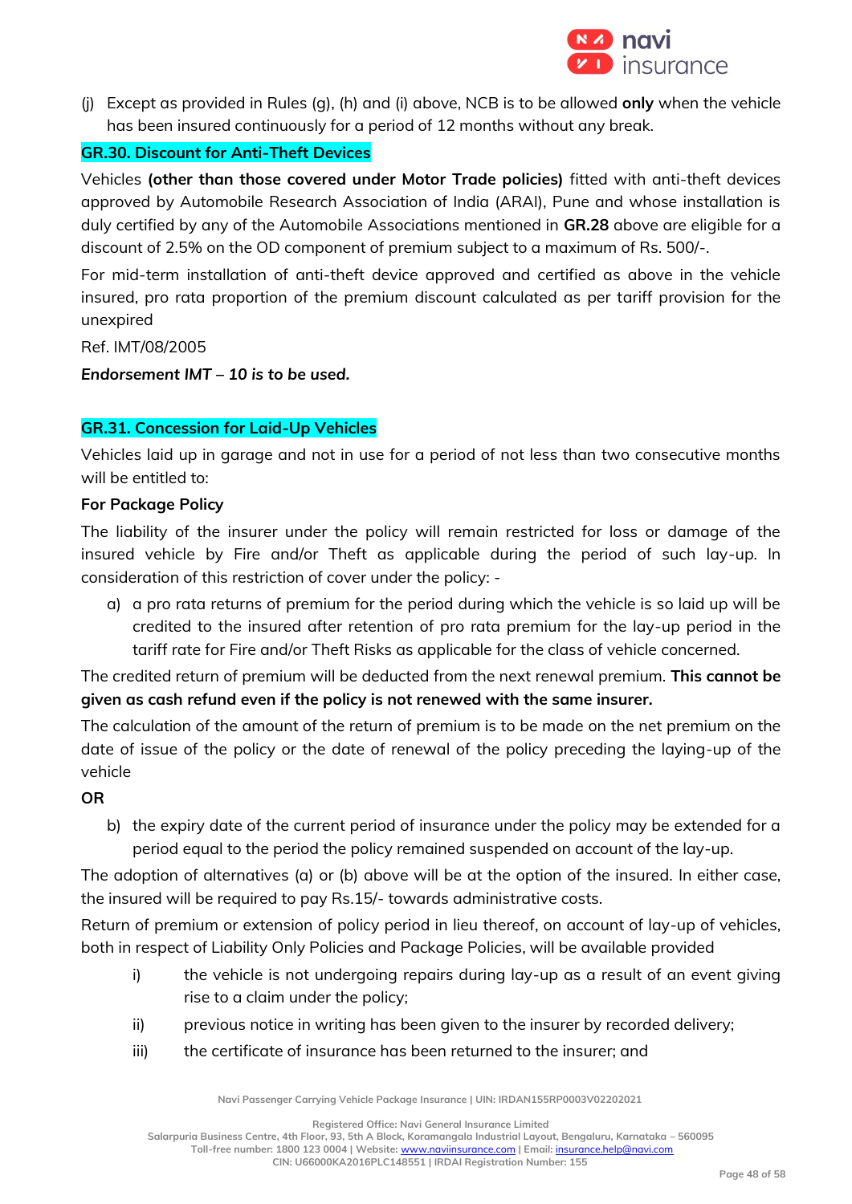(j) Except as provided in Rules (g), (h) and (i) above, NCB is to be allowed **only** when the vehicle has been insured continuously for a period of 12 months without any break.

## GR.30. Discount for Anti-Theft Devices

Vehicles **(other than those covered under Motor Trade policies)** fitted with anti-theft devices approved by Automobile Research Association of India (ARAI), Pune and whose installation is duly certified by any of the Automobile Associations mentioned in **GR.28** above are eligible for a discount of 2.5% on the OD component of premium subject to a maximum of Rs. 500/-.

For mid-term installation of anti-theft device approved and certified as above in the vehicle insured, pro rata proportion of the premium discount calculated as per tariff provision for the unexpired

Ref. IMT/08/2005

***Endorsement IMT – 10 is to be used.***

## GR.31. Concession for Laid-Up Vehicles

Vehicles laid up in garage and not in use for a period of not less than two consecutive months will be entitled to:

**For Package Policy**

The liability of the insurer under the policy will remain restricted for loss or damage of the insured vehicle by Fire and/or Theft as applicable during the period of such lay-up. In consideration of this restriction of cover under the policy: -

a) a pro rata returns of premium for the period during which the vehicle is so laid up will be credited to the insured after retention of pro rata premium for the lay-up period in the tariff rate for Fire and/or Theft Risks as applicable for the class of vehicle concerned.

The credited return of premium will be deducted from the next renewal premium. **This cannot be given as cash refund even if the policy is not renewed with the same insurer.**

The calculation of the amount of the return of premium is to be made on the net premium on the date of issue of the policy or the date of renewal of the policy preceding the laying-up of the vehicle

**OR**

b) the expiry date of the current period of insurance under the policy may be extended for a period equal to the period the policy remained suspended on account of the lay-up.

The adoption of alternatives (a) or (b) above will be at the option of the insured. In either case, the insured will be required to pay Rs.15/- towards administrative costs.

Return of premium or extension of policy period in lieu thereof, on account of lay-up of vehicles, both in respect of Liability Only Policies and Package Policies, will be available provided

i) the vehicle is not undergoing repairs during lay-up as a result of an event giving rise to a claim under the policy;

ii) previous notice in writing has been given to the insurer by recorded delivery;

iii) the certificate of insurance has been returned to the insurer; and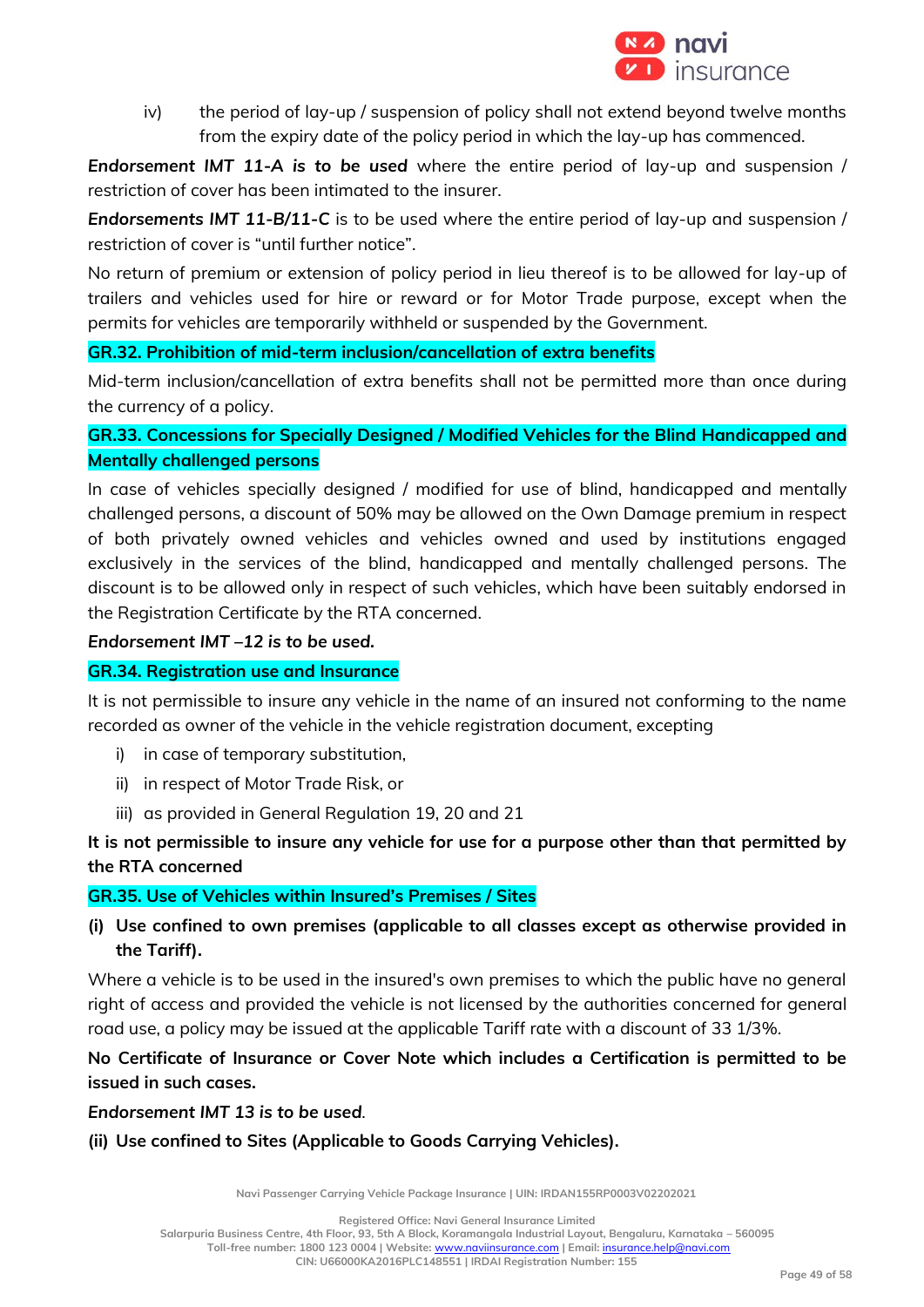iv) the period of lay-up / suspension of policy shall not extend beyond twelve months from the expiry date of the policy period in which the lay-up has commenced.

***Endorsement IMT 11-A is to be used*** where the entire period of lay-up and suspension / restriction of cover has been intimated to the insurer.

***Endorsements IMT 11-B/11-C*** is to be used where the entire period of lay-up and suspension / restriction of cover is "until further notice".

No return of premium or extension of policy period in lieu thereof is to be allowed for lay-up of trailers and vehicles used for hire or reward or for Motor Trade purpose, except when the permits for vehicles are temporarily withheld or suspended by the Government.

### GR.32. Prohibition of mid-term inclusion/cancellation of extra benefits

Mid-term inclusion/cancellation of extra benefits shall not be permitted more than once during the currency of a policy.

### GR.33. Concessions for Specially Designed / Modified Vehicles for the Blind Handicapped and Mentally challenged persons

In case of vehicles specially designed / modified for use of blind, handicapped and mentally challenged persons, a discount of 50% may be allowed on the Own Damage premium in respect of both privately owned vehicles and vehicles owned and used by institutions engaged exclusively in the services of the blind, handicapped and mentally challenged persons. The discount is to be allowed only in respect of such vehicles, which have been suitably endorsed in the Registration Certificate by the RTA concerned.

***Endorsement IMT –12 is to be used.***

### GR.34. Registration use and Insurance

It is not permissible to insure any vehicle in the name of an insured not conforming to the name recorded as owner of the vehicle in the vehicle registration document, excepting

i) in case of temporary substitution,
ii) in respect of Motor Trade Risk, or
iii) as provided in General Regulation 19, 20 and 21

**It is not permissible to insure any vehicle for use for a purpose other than that permitted by the RTA concerned**

### GR.35. Use of Vehicles within Insured's Premises / Sites

**(i) Use confined to own premises (applicable to all classes except as otherwise provided in the Tariff).**

Where a vehicle is to be used in the insured's own premises to which the public have no general right of access and provided the vehicle is not licensed by the authorities concerned for general road use, a policy may be issued at the applicable Tariff rate with a discount of 33 1/3%.

**No Certificate of Insurance or Cover Note which includes a Certification is permitted to be issued in such cases.**

***Endorsement IMT 13 is to be used.***

**(ii) Use confined to Sites (Applicable to Goods Carrying Vehicles).**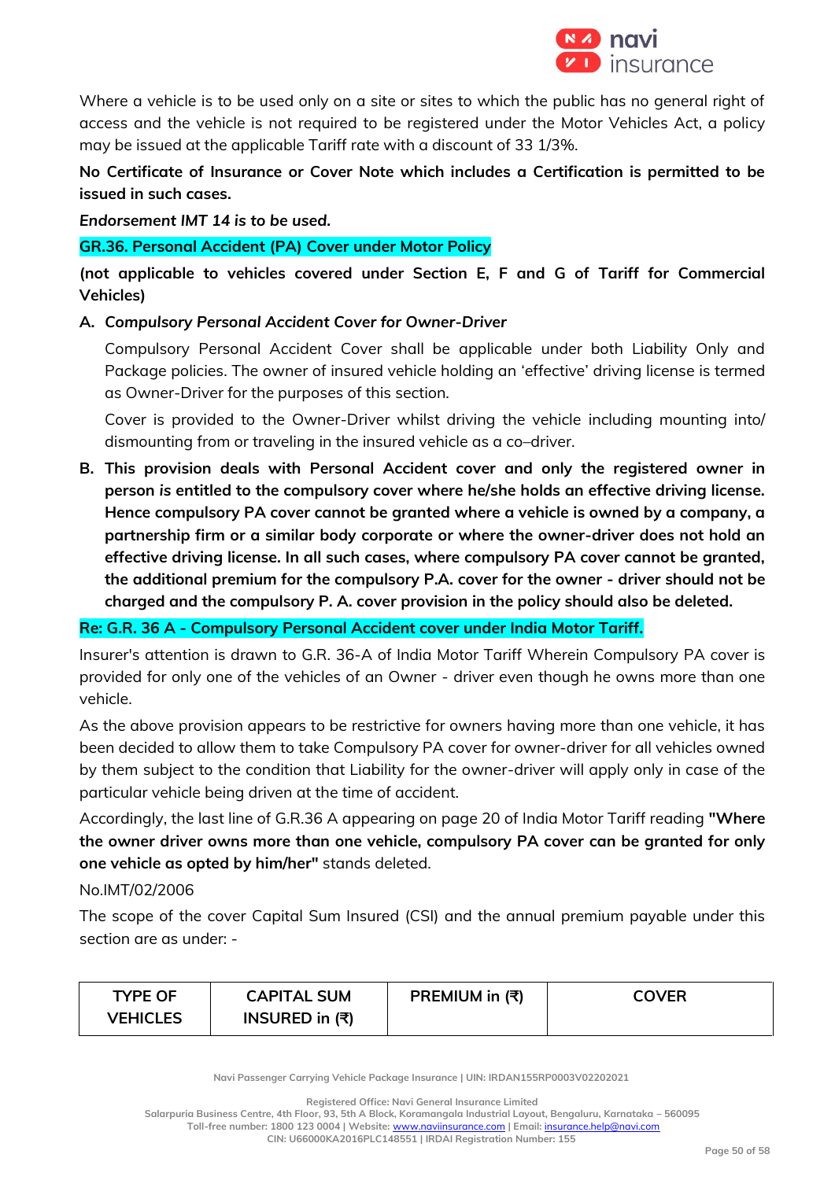Where a vehicle is to be used only on a site or sites to which the public has no general right of access and the vehicle is not required to be registered under the Motor Vehicles Act, a policy may be issued at the applicable Tariff rate with a discount of 33 1/3%.

**No Certificate of Insurance or Cover Note which includes a Certification is permitted to be issued in such cases.**

***Endorsement IMT 14 is to be used.***

**GR.36. Personal Accident (PA) Cover under Motor Policy**

**(not applicable to vehicles covered under Section E, F and G of Tariff for Commercial Vehicles)**

A. ***Compulsory Personal Accident Cover for Owner-Driver***

   Compulsory Personal Accident Cover shall be applicable under both Liability Only and Package policies. The owner of insured vehicle holding an 'effective' driving license is termed as Owner-Driver for the purposes of this section.

   Cover is provided to the Owner-Driver whilst driving the vehicle including mounting into/ dismounting from or traveling in the insured vehicle as a co–driver.

B. **This provision deals with Personal Accident cover and only the registered owner in person *is* entitled to the compulsory cover where he/she holds an effective driving license. Hence compulsory PA cover cannot be granted where a vehicle is owned by a company, a partnership firm or a similar body corporate or where the owner-driver does not hold an effective driving license. In all such cases, where compulsory PA cover cannot be granted, the additional premium for the compulsory P.A. cover for the owner - driver should not be charged and the compulsory P. A. cover provision in the policy should also be deleted.**

**Re: G.R. 36 A - Compulsory Personal Accident cover under India Motor Tariff.**

Insurer's attention is drawn to G.R. 36-A of India Motor Tariff Wherein Compulsory PA cover is provided for only one of the vehicles of an Owner - driver even though he owns more than one vehicle.

As the above provision appears to be restrictive for owners having more than one vehicle, it has been decided to allow them to take Compulsory PA cover for owner-driver for all vehicles owned by them subject to the condition that Liability for the owner-driver will apply only in case of the particular vehicle being driven at the time of accident.

Accordingly, the last line of G.R.36 A appearing on page 20 of India Motor Tariff reading **"Where the owner driver owns more than one vehicle, compulsory PA cover can be granted for only one vehicle as opted by him/her"** stands deleted.

No.IMT/02/2006

The scope of the cover Capital Sum Insured (CSI) and the annual premium payable under this section are as under: -

| TYPE OF VEHICLES | CAPITAL SUM INSURED in (₹) | PREMIUM in (₹) | COVER |
|---|---|---|---|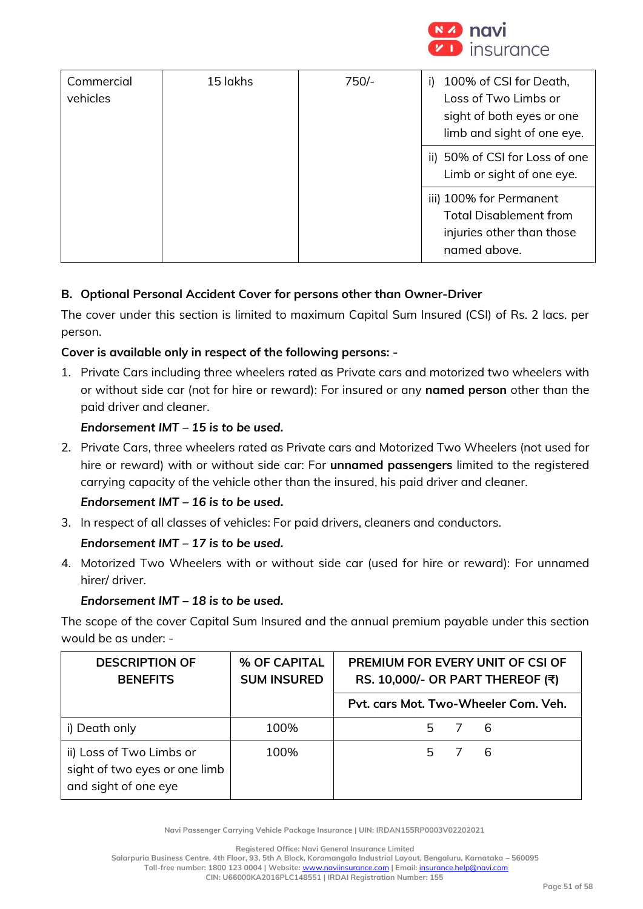| Commercial vehicles | 15 lakhs | 750/- | i) 100% of CSI for Death, Loss of Two Limbs or sight of both eyes or one limb and sight of one eye. |
|---|---|---|---|
| | | | ii) 50% of CSI for Loss of one Limb or sight of one eye. |
| | | | iii) 100% for Permanent Total Disablement from injuries other than those named above. |

**B. Optional Personal Accident Cover for persons other than Owner-Driver**

The cover under this section is limited to maximum Capital Sum Insured (CSI) of Rs. 2 lacs. per person.

**Cover is available only in respect of the following persons: -**

1. Private Cars including three wheelers rated as Private cars and motorized two wheelers with or without side car (not for hire or reward): For insured or any **named person** other than the paid driver and cleaner.

   ***Endorsement IMT – 15 is to be used.***

2. Private Cars, three wheelers rated as Private cars and Motorized Two Wheelers (not used for hire or reward) with or without side car: For **unnamed passengers** limited to the registered carrying capacity of the vehicle other than the insured, his paid driver and cleaner.

   ***Endorsement IMT – 16 is to be used.***

3. In respect of all classes of vehicles: For paid drivers, cleaners and conductors.

   ***Endorsement IMT – 17 is to be used.***

4. Motorized Two Wheelers with or without side car (used for hire or reward): For unnamed hirer/ driver.

   ***Endorsement IMT – 18 is to be used.***

The scope of the cover Capital Sum Insured and the annual premium payable under this section would be as under: -

| DESCRIPTION OF BENEFITS | % OF CAPITAL SUM INSURED | PREMIUM FOR EVERY UNIT OF CSI OF RS. 10,000/- OR PART THEREOF (₹) | | |
|---|---|---|---|---|
| | | Pvt. cars | Mot. Two-Wheeler | Com. Veh. |
| i) Death only | 100% | 5 | 7 | 6 |
| ii) Loss of Two Limbs or sight of two eyes or one limb and sight of one eye | 100% | 5 | 7 | 6 |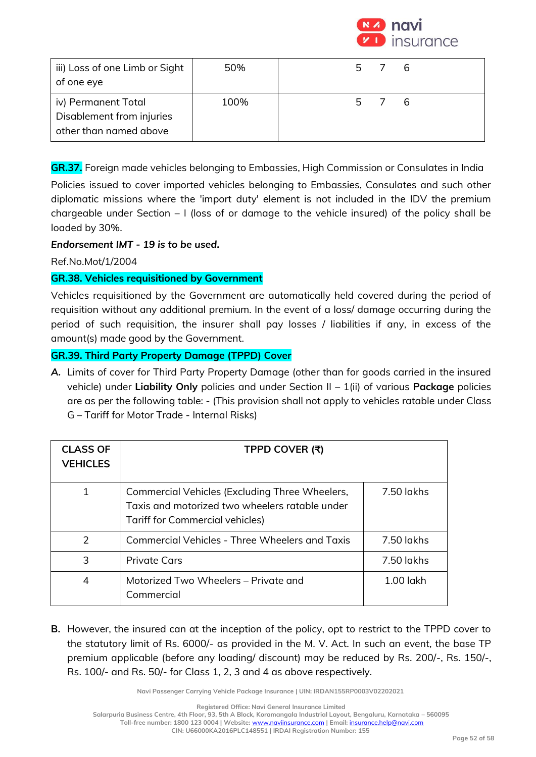| iii) Loss of one Limb or Sight of one eye | 50% | 5 7 6 |
|---|---|---|
| iv) Permanent Total Disablement from injuries other than named above | 100% | 5 7 6 |

**GR.37.** Foreign made vehicles belonging to Embassies, High Commission or Consulates in India

Policies issued to cover imported vehicles belonging to Embassies, Consulates and such other diplomatic missions where the 'import duty' element is not included in the IDV the premium chargeable under Section – I (loss of or damage to the vehicle insured) of the policy shall be loaded by 30%.

***Endorsement IMT - 19 is to be used.***

Ref.No.Mot/1/2004

**GR.38. Vehicles requisitioned by Government**

Vehicles requisitioned by the Government are automatically held covered during the period of requisition without any additional premium. In the event of a loss/ damage occurring during the period of such requisition, the insurer shall pay losses / liabilities if any, in excess of the amount(s) made good by the Government.

**GR.39. Third Party Property Damage (TPPD) Cover**

**A.** Limits of cover for Third Party Property Damage (other than for goods carried in the insured vehicle) under **Liability Only** policies and under Section II – 1(ii) of various **Package** policies are as per the following table: - (This provision shall not apply to vehicles ratable under Class G – Tariff for Motor Trade - Internal Risks)

| CLASS OF VEHICLES | TPPD COVER (₹) | |
|---|---|---|
| 1 | Commercial Vehicles (Excluding Three Wheelers, Taxis and motorized two wheelers ratable under Tariff for Commercial vehicles) | 7.50 lakhs |
| 2 | Commercial Vehicles - Three Wheelers and Taxis | 7.50 lakhs |
| 3 | Private Cars | 7.50 lakhs |
| 4 | Motorized Two Wheelers – Private and Commercial | 1.00 lakh |

**B.** However, the insured can at the inception of the policy, opt to restrict to the TPPD cover to the statutory limit of Rs. 6000/- as provided in the M. V. Act. In such an event, the base TP premium applicable (before any loading/ discount) may be reduced by Rs. 200/-, Rs. 150/-, Rs. 100/- and Rs. 50/- for Class 1, 2, 3 and 4 as above respectively.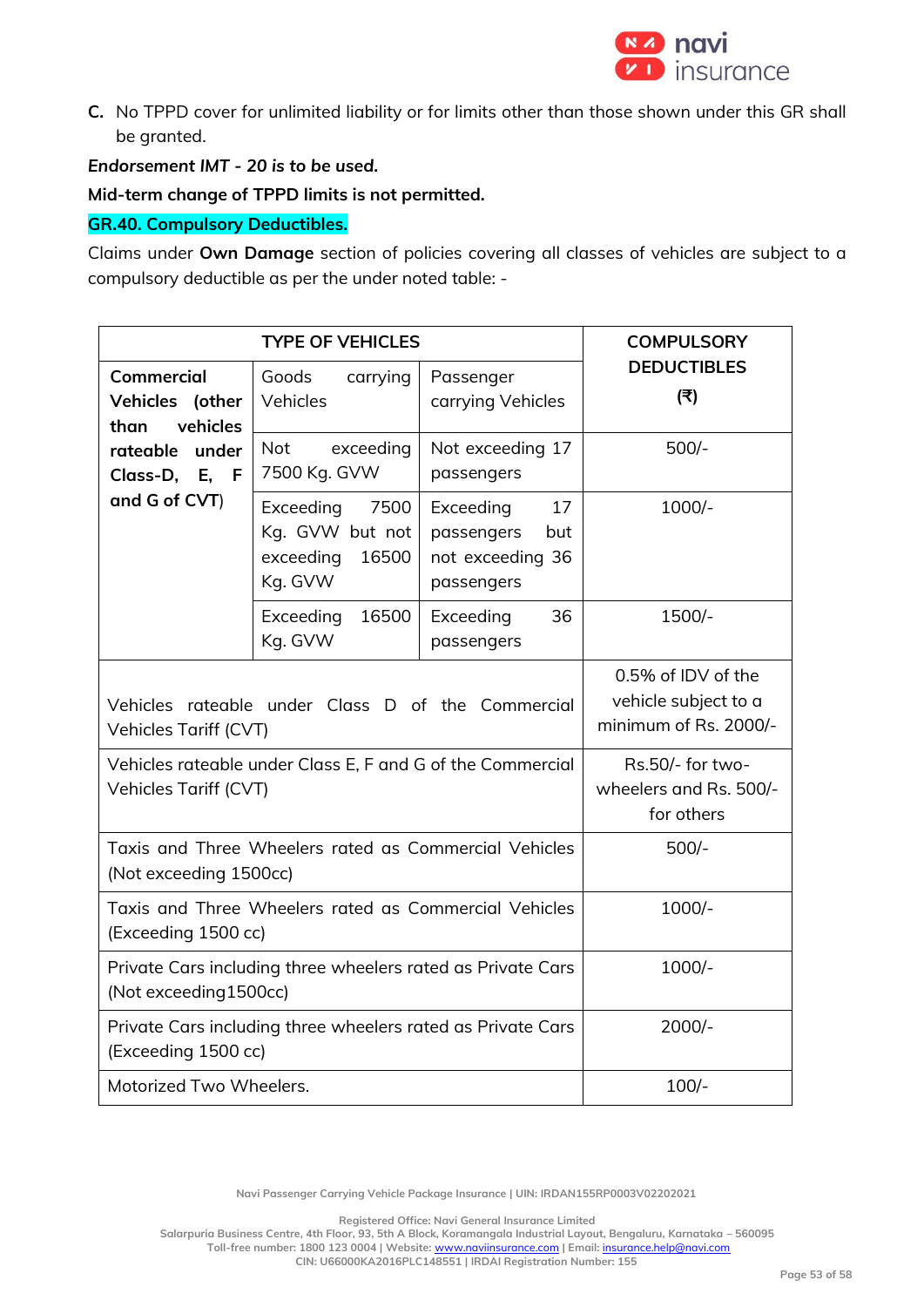C. No TPPD cover for unlimited liability or for limits other than those shown under this GR shall be granted.

***Endorsement IMT - 20 is to be used.***

**Mid-term change of TPPD limits is not permitted.**

**GR.40. Compulsory Deductibles.**

Claims under **Own Damage** section of policies covering all classes of vehicles are subject to a compulsory deductible as per the under noted table: -

| TYPE OF VEHICLES | | | COMPULSORY DEDUCTIBLES (₹) |
|---|---|---|---|
| **Commercial Vehicles (other than vehicles rateable under Class-D, E, F and G of CVT)** | Goods carrying Vehicles | Passenger carrying Vehicles | |
| | Not exceeding 7500 Kg. GVW | Not exceeding 17 passengers | 500/- |
| | Exceeding 7500 Kg. GVW but not exceeding 16500 Kg. GVW | Exceeding 17 passengers but not exceeding 36 passengers | 1000/- |
| | Exceeding 16500 Kg. GVW | Exceeding 36 passengers | 1500/- |
| Vehicles rateable under Class D of the Commercial Vehicles Tariff (CVT) | | | 0.5% of IDV of the vehicle subject to a minimum of Rs. 2000/- |
| Vehicles rateable under Class E, F and G of the Commercial Vehicles Tariff (CVT) | | | Rs.50/- for two-wheelers and Rs. 500/- for others |
| Taxis and Three Wheelers rated as Commercial Vehicles (Not exceeding 1500cc) | | | 500/- |
| Taxis and Three Wheelers rated as Commercial Vehicles (Exceeding 1500 cc) | | | 1000/- |
| Private Cars including three wheelers rated as Private Cars (Not exceeding1500cc) | | | 1000/- |
| Private Cars including three wheelers rated as Private Cars (Exceeding 1500 cc) | | | 2000/- |
| Motorized Two Wheelers. | | | 100/- |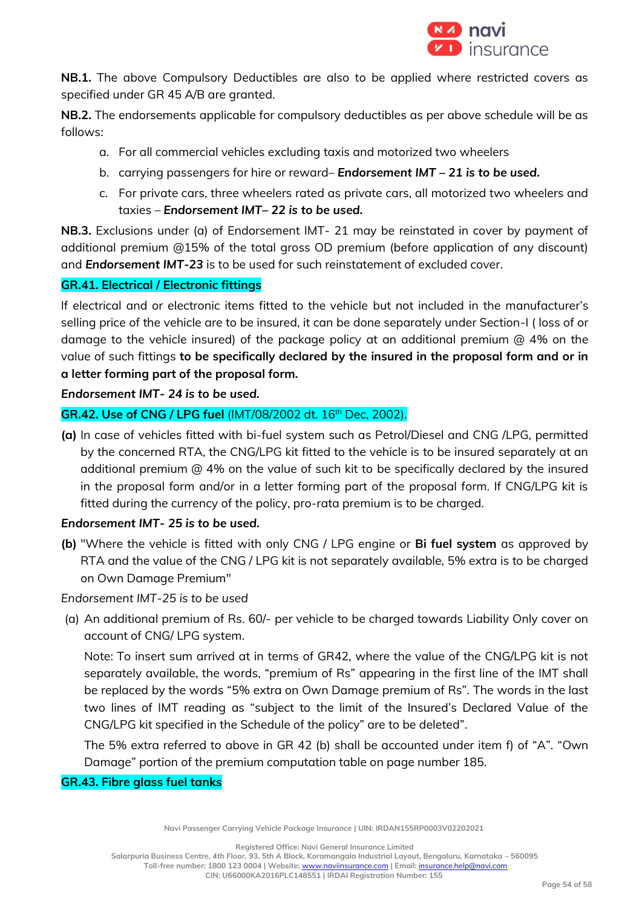**NB.1.** The above Compulsory Deductibles are also to be applied where restricted covers as specified under GR 45 A/B are granted.

**NB.2.** The endorsements applicable for compulsory deductibles as per above schedule will be as follows:

a. For all commercial vehicles excluding taxis and motorized two wheelers
b. carrying passengers for hire or reward– ***Endorsement IMT – 21 is to be used.***
c. For private cars, three wheelers rated as private cars, all motorized two wheelers and taxies – ***Endorsement IMT– 22 is to be used.***

**NB.3.** Exclusions under (a) of Endorsement IMT- 21 may be reinstated in cover by payment of additional premium @15% of the total gross OD premium (before application of any discount) and ***Endorsement IMT-23*** is to be used for such reinstatement of excluded cover.

## GR.41. Electrical / Electronic fittings

If electrical and or electronic items fitted to the vehicle but not included in the manufacturer's selling price of the vehicle are to be insured, it can be done separately under Section-I ( loss of or damage to the vehicle insured) of the package policy at an additional premium @ 4% on the value of such fittings **to be specifically declared by the insured in the proposal form and or in a letter forming part of the proposal form.**

***Endorsement IMT- 24 is to be used.***

## GR.42. Use of CNG / LPG fuel (IMT/08/2002 dt. 16th Dec, 2002).

**(a)** In case of vehicles fitted with bi-fuel system such as Petrol/Diesel and CNG /LPG, permitted by the concerned RTA, the CNG/LPG kit fitted to the vehicle is to be insured separately at an additional premium @ 4% on the value of such kit to be specifically declared by the insured in the proposal form and/or in a letter forming part of the proposal form. If CNG/LPG kit is fitted during the currency of the policy, pro-rata premium is to be charged.

***Endorsement IMT- 25 is to be used.***

**(b)** "Where the vehicle is fitted with only CNG / LPG engine or **Bi fuel system** as approved by RTA and the value of the CNG / LPG kit is not separately available, 5% extra is to be charged on Own Damage Premium"

*Endorsement IMT-25 is to be used*

(a) An additional premium of Rs. 60/- per vehicle to be charged towards Liability Only cover on account of CNG/ LPG system.

Note: To insert sum arrived at in terms of GR42, where the value of the CNG/LPG kit is not separately available, the words, "premium of Rs" appearing in the first line of the IMT shall be replaced by the words "5% extra on Own Damage premium of Rs". The words in the last two lines of IMT reading as "subject to the limit of the Insured's Declared Value of the CNG/LPG kit specified in the Schedule of the policy" are to be deleted".

The 5% extra referred to above in GR 42 (b) shall be accounted under item f) of "A". "Own Damage" portion of the premium computation table on page number 185.

## GR.43. Fibre glass fuel tanks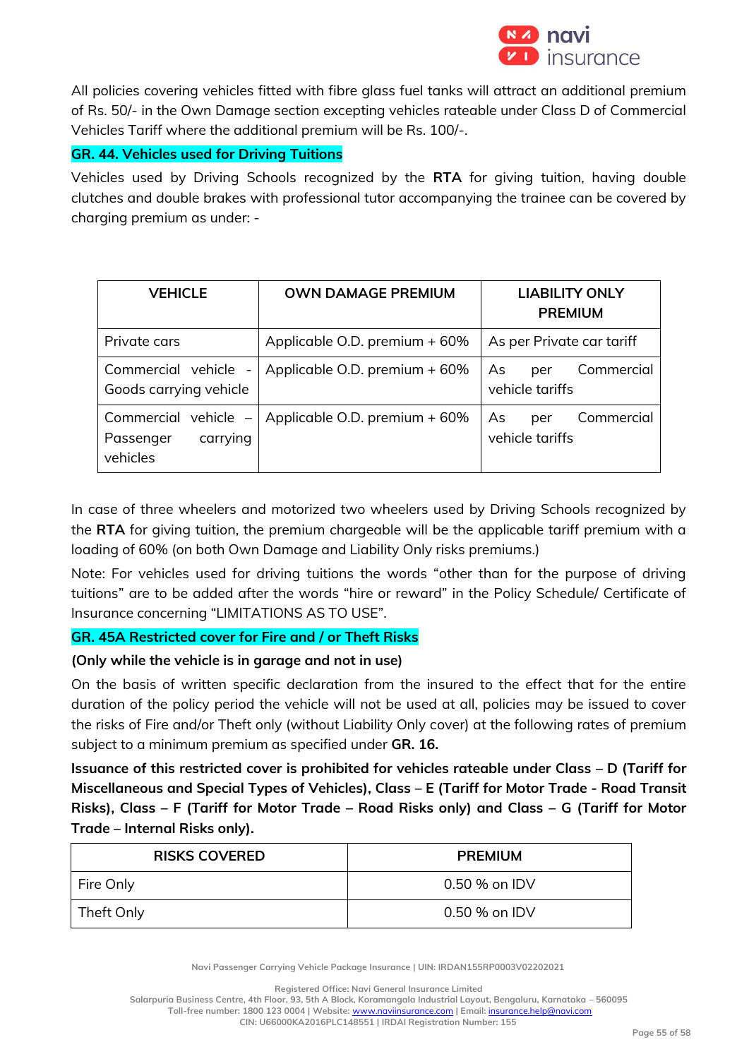All policies covering vehicles fitted with fibre glass fuel tanks will attract an additional premium of Rs. 50/- in the Own Damage section excepting vehicles rateable under Class D of Commercial Vehicles Tariff where the additional premium will be Rs. 100/-.

## GR. 44. Vehicles used for Driving Tuitions

Vehicles used by Driving Schools recognized by the **RTA** for giving tuition, having double clutches and double brakes with professional tutor accompanying the trainee can be covered by charging premium as under: -

| VEHICLE | OWN DAMAGE PREMIUM | LIABILITY ONLY PREMIUM |
|---|---|---|
| Private cars | Applicable O.D. premium + 60% | As per Private car tariff |
| Commercial vehicle - Goods carrying vehicle | Applicable O.D. premium + 60% | As per Commercial vehicle tariffs |
| Commercial vehicle – Passenger carrying vehicles | Applicable O.D. premium + 60% | As per Commercial vehicle tariffs |

In case of three wheelers and motorized two wheelers used by Driving Schools recognized by the **RTA** for giving tuition, the premium chargeable will be the applicable tariff premium with a loading of 60% (on both Own Damage and Liability Only risks premiums.)

Note: For vehicles used for driving tuitions the words "other than for the purpose of driving tuitions" are to be added after the words "hire or reward" in the Policy Schedule/ Certificate of Insurance concerning "LIMITATIONS AS TO USE".

## GR. 45A Restricted cover for Fire and / or Theft Risks

**(Only while the vehicle is in garage and not in use)**

On the basis of written specific declaration from the insured to the effect that for the entire duration of the policy period the vehicle will not be used at all, policies may be issued to cover the risks of Fire and/or Theft only (without Liability Only cover) at the following rates of premium subject to a minimum premium as specified under **GR. 16.**

**Issuance of this restricted cover is prohibited for vehicles rateable under Class – D (Tariff for Miscellaneous and Special Types of Vehicles), Class – E (Tariff for Motor Trade - Road Transit Risks), Class – F (Tariff for Motor Trade – Road Risks only) and Class – G (Tariff for Motor Trade – Internal Risks only).**

| RISKS COVERED | PREMIUM |
|---|---|
| Fire Only | 0.50 % on IDV |
| Theft Only | 0.50 % on IDV |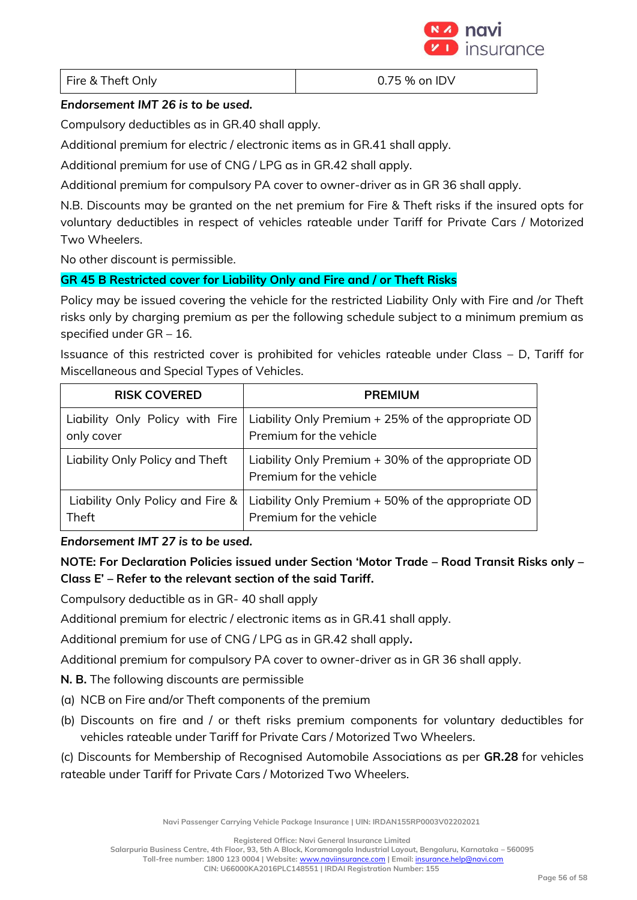| Fire & Theft Only | 0.75 % on IDV |
|---|---|

***Endorsement IMT 26 is to be used.***

Compulsory deductibles as in GR.40 shall apply.

Additional premium for electric / electronic items as in GR.41 shall apply.

Additional premium for use of CNG / LPG as in GR.42 shall apply.

Additional premium for compulsory PA cover to owner-driver as in GR 36 shall apply.

N.B. Discounts may be granted on the net premium for Fire & Theft risks if the insured opts for voluntary deductibles in respect of vehicles rateable under Tariff for Private Cars / Motorized Two Wheelers.

No other discount is permissible.

## GR 45 B Restricted cover for Liability Only and Fire and / or Theft Risks

Policy may be issued covering the vehicle for the restricted Liability Only with Fire and /or Theft risks only by charging premium as per the following schedule subject to a minimum premium as specified under GR – 16.

Issuance of this restricted cover is prohibited for vehicles rateable under Class – D, Tariff for Miscellaneous and Special Types of Vehicles.

| RISK COVERED | PREMIUM |
|---|---|
| Liability Only Policy with Fire only cover | Liability Only Premium + 25% of the appropriate OD Premium for the vehicle |
| Liability Only Policy and Theft | Liability Only Premium + 30% of the appropriate OD Premium for the vehicle |
| Liability Only Policy and Fire & Theft | Liability Only Premium + 50% of the appropriate OD Premium for the vehicle |

***Endorsement IMT 27 is to be used.***

**NOTE: For Declaration Policies issued under Section 'Motor Trade – Road Transit Risks only – Class E' – Refer to the relevant section of the said Tariff.**

Compulsory deductible as in GR- 40 shall apply

Additional premium for electric / electronic items as in GR.41 shall apply.

Additional premium for use of CNG / LPG as in GR.42 shall apply.

Additional premium for compulsory PA cover to owner-driver as in GR 36 shall apply.

**N. B.** The following discounts are permissible

(a) NCB on Fire and/or Theft components of the premium

(b) Discounts on fire and / or theft risks premium components for voluntary deductibles for vehicles rateable under Tariff for Private Cars / Motorized Two Wheelers.

(c) Discounts for Membership of Recognised Automobile Associations as per **GR.28** for vehicles rateable under Tariff for Private Cars / Motorized Two Wheelers.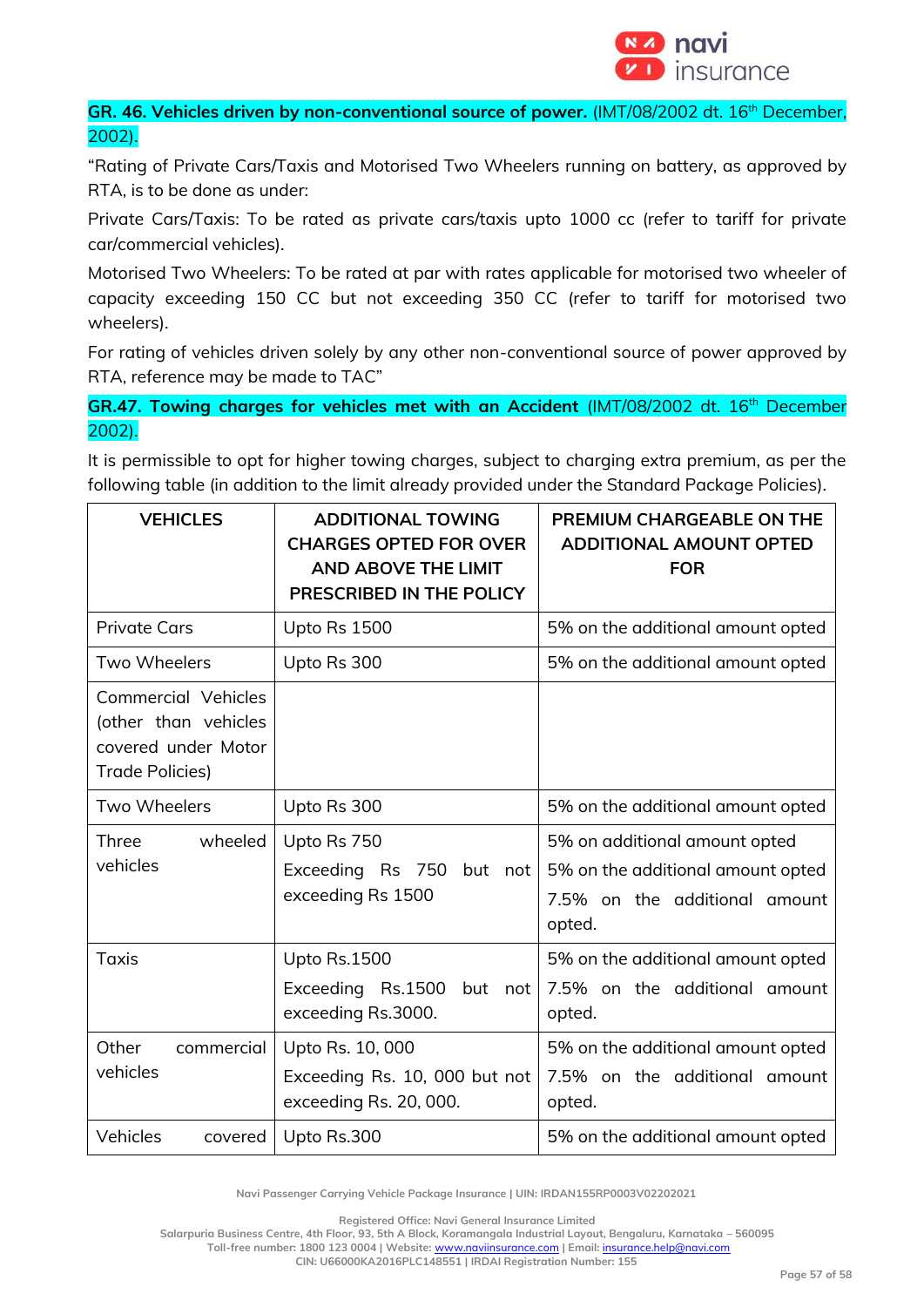**GR. 46. Vehicles driven by non-conventional source of power.** (IMT/08/2002 dt. 16th December, 2002).

"Rating of Private Cars/Taxis and Motorised Two Wheelers running on battery, as approved by RTA, is to be done as under:

Private Cars/Taxis: To be rated as private cars/taxis upto 1000 cc (refer to tariff for private car/commercial vehicles).

Motorised Two Wheelers: To be rated at par with rates applicable for motorised two wheeler of capacity exceeding 150 CC but not exceeding 350 CC (refer to tariff for motorised two wheelers).

For rating of vehicles driven solely by any other non-conventional source of power approved by RTA, reference may be made to TAC"

**GR.47. Towing charges for vehicles met with an Accident** (IMT/08/2002 dt. 16th December 2002).

It is permissible to opt for higher towing charges, subject to charging extra premium, as per the following table (in addition to the limit already provided under the Standard Package Policies).

| VEHICLES | ADDITIONAL TOWING CHARGES OPTED FOR OVER AND ABOVE THE LIMIT PRESCRIBED IN THE POLICY | PREMIUM CHARGEABLE ON THE ADDITIONAL AMOUNT OPTED FOR |
|---|---|---|
| Private Cars | Upto Rs 1500 | 5% on the additional amount opted |
| Two Wheelers | Upto Rs 300 | 5% on the additional amount opted |
| Commercial Vehicles (other than vehicles covered under Motor Trade Policies) | | |
| Two Wheelers | Upto Rs 300 | 5% on the additional amount opted |
| Three wheeled vehicles | Upto Rs 750<br>Exceeding Rs 750 but not exceeding Rs 1500 | 5% on additional amount opted<br>5% on the additional amount opted<br>7.5% on the additional amount opted. |
| Taxis | Upto Rs.1500<br>Exceeding Rs.1500 but not exceeding Rs.3000. | 5% on the additional amount opted<br>7.5% on the additional amount opted. |
| Other commercial vehicles | Upto Rs. 10, 000<br>Exceeding Rs. 10, 000 but not exceeding Rs. 20, 000. | 5% on the additional amount opted<br>7.5% on the additional amount opted. |
| Vehicles covered | Upto Rs.300 | 5% on the additional amount opted |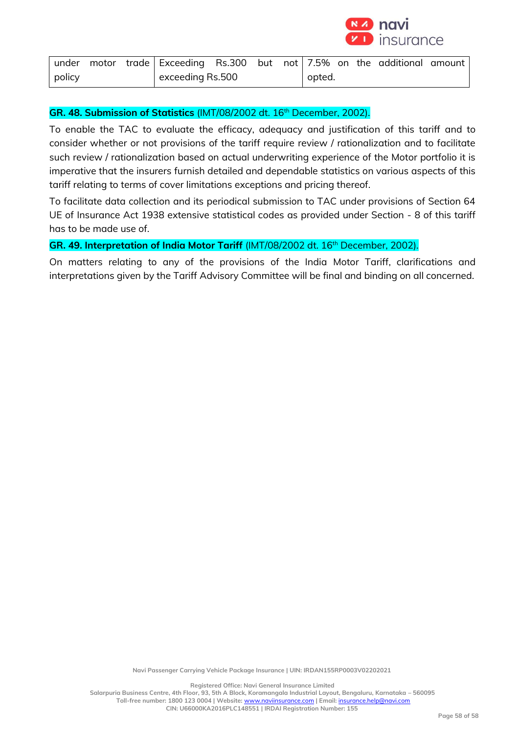| | | |
|---|---|---|
| under motor trade policy | Exceeding Rs.300 but not exceeding Rs.500 | 7.5% on the additional amount opted. |

**GR. 48. Submission of Statistics** (IMT/08/2002 dt. 16th December, 2002).

To enable the TAC to evaluate the efficacy, adequacy and justification of this tariff and to consider whether or not provisions of the tariff require review / rationalization and to facilitate such review / rationalization based on actual underwriting experience of the Motor portfolio it is imperative that the insurers furnish detailed and dependable statistics on various aspects of this tariff relating to terms of cover limitations exceptions and pricing thereof.

To facilitate data collection and its periodical submission to TAC under provisions of Section 64 UE of Insurance Act 1938 extensive statistical codes as provided under Section - 8 of this tariff has to be made use of.

**GR. 49. Interpretation of India Motor Tariff** (IMT/08/2002 dt. 16th December, 2002).

On matters relating to any of the provisions of the India Motor Tariff, clarifications and interpretations given by the Tariff Advisory Committee will be final and binding on all concerned.